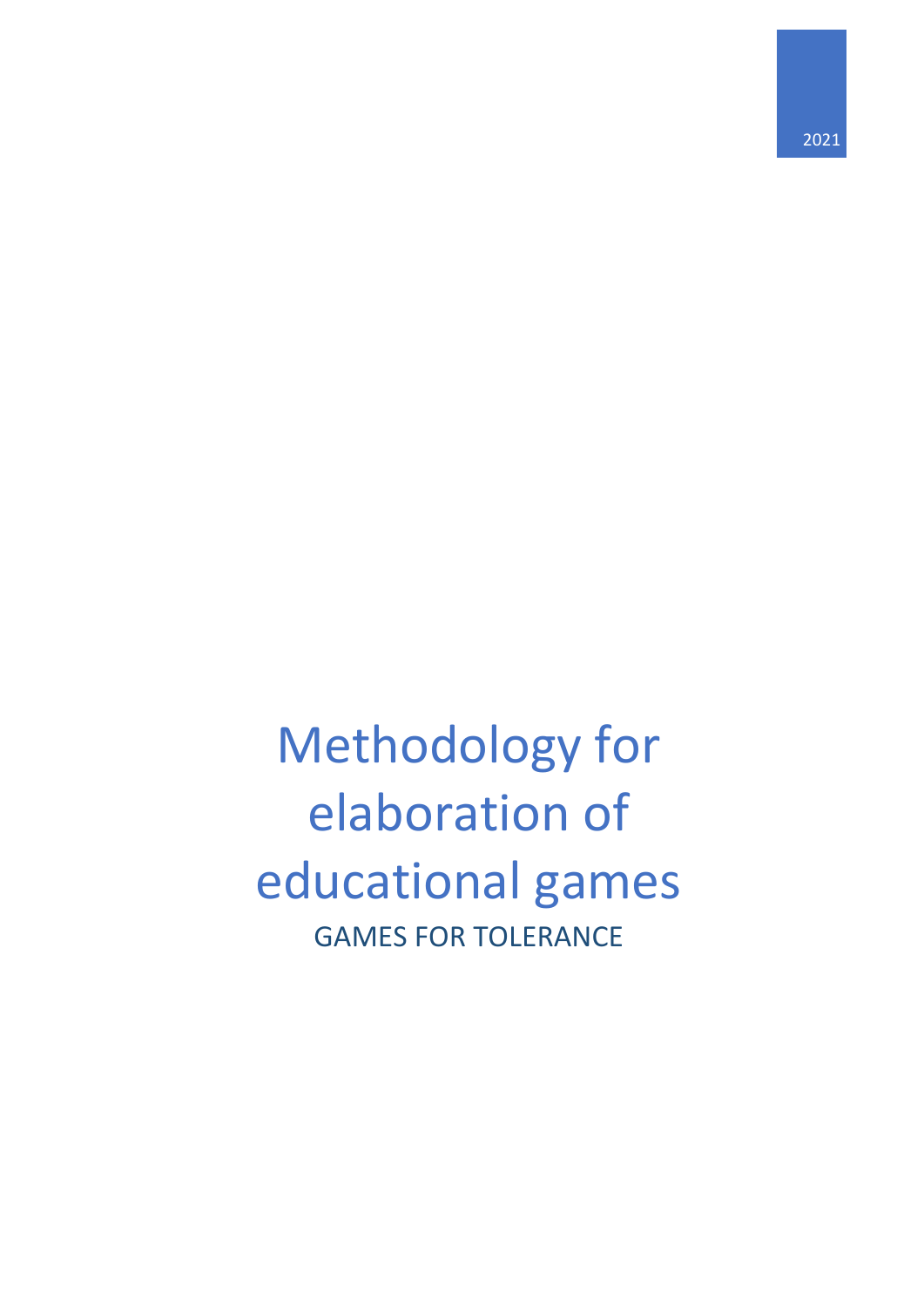2021

# Methodology for elaboration of educational games

GAMES FOR TOLERANCE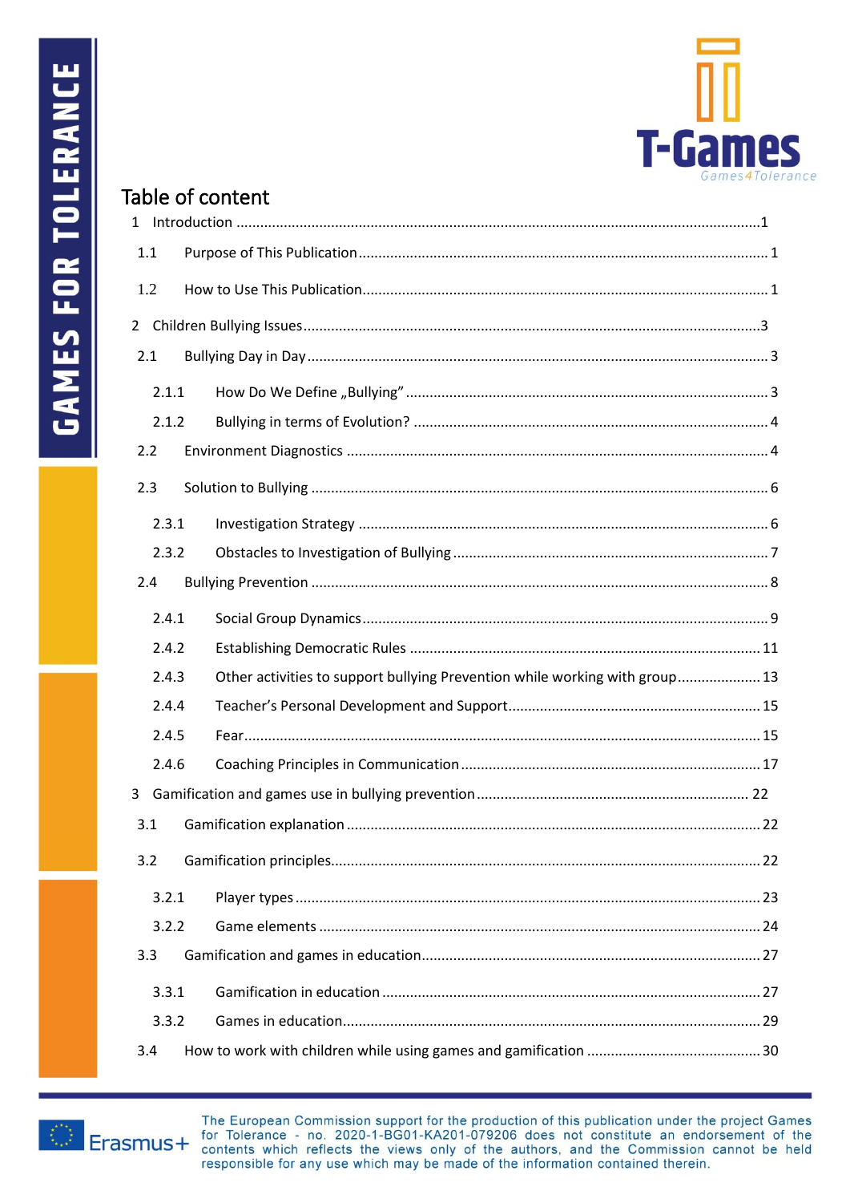# Table of content

1 Introduction ........................................................................................................................ 1

1.1 Purpose of This Publication ........................................................................................... 1

1.2 How to Use This Publication .......................................................................................... 1

2 Children Bullying Issues ........................................................................................................ 3

2.1 Bullying Day in Day ......................................................................................................... 3

2.1.1 How Do We Define „Bullying" ................................................................................. 3

2.1.2 Bullying in terms of Evolution? ............................................................................... 4

2.2 Environment Diagnostics ............................................................................................... 4

2.3 Solution to Bullying ........................................................................................................ 6

2.3.1 Investigation Strategy ............................................................................................. 6

2.3.2 Obstacles to Investigation of Bullying ..................................................................... 7

2.4 Bullying Prevention ........................................................................................................ 8

2.4.1 Social Group Dynamics ........................................................................................... 9

2.4.2 Establishing Democratic Rules ............................................................................... 11

2.4.3 Other activities to support bullying Prevention while working with group ................... 13

2.4.4 Teacher's Personal Development and Support ......................................................... 15

2.4.5 Fear ...................................................................................................................... 15

2.4.6 Coaching Principles in Communication ................................................................... 17

3 Gamification and games use in bullying prevention ........................................................... 22

3.1 Gamification explanation .............................................................................................. 22

3.2 Gamification principles .................................................................................................. 22

3.2.1 Player types .......................................................................................................... 23

3.2.2 Game elements ...................................................................................................... 24

3.3 Gamification and games in education ............................................................................ 27

3.3.1 Gamification in education ...................................................................................... 27

3.3.2 Games in education ............................................................................................... 29

3.4 How to work with children while using games and gamification ....................................... 30

The European Commission support for the production of this publication under the project Games for Tolerance - no. 2020-1-BG01-KA201-079206 does not constitute an endorsement of the contents which reflects the views only of the authors, and the Commission cannot be held responsible for any use which may be made of the information contained therein.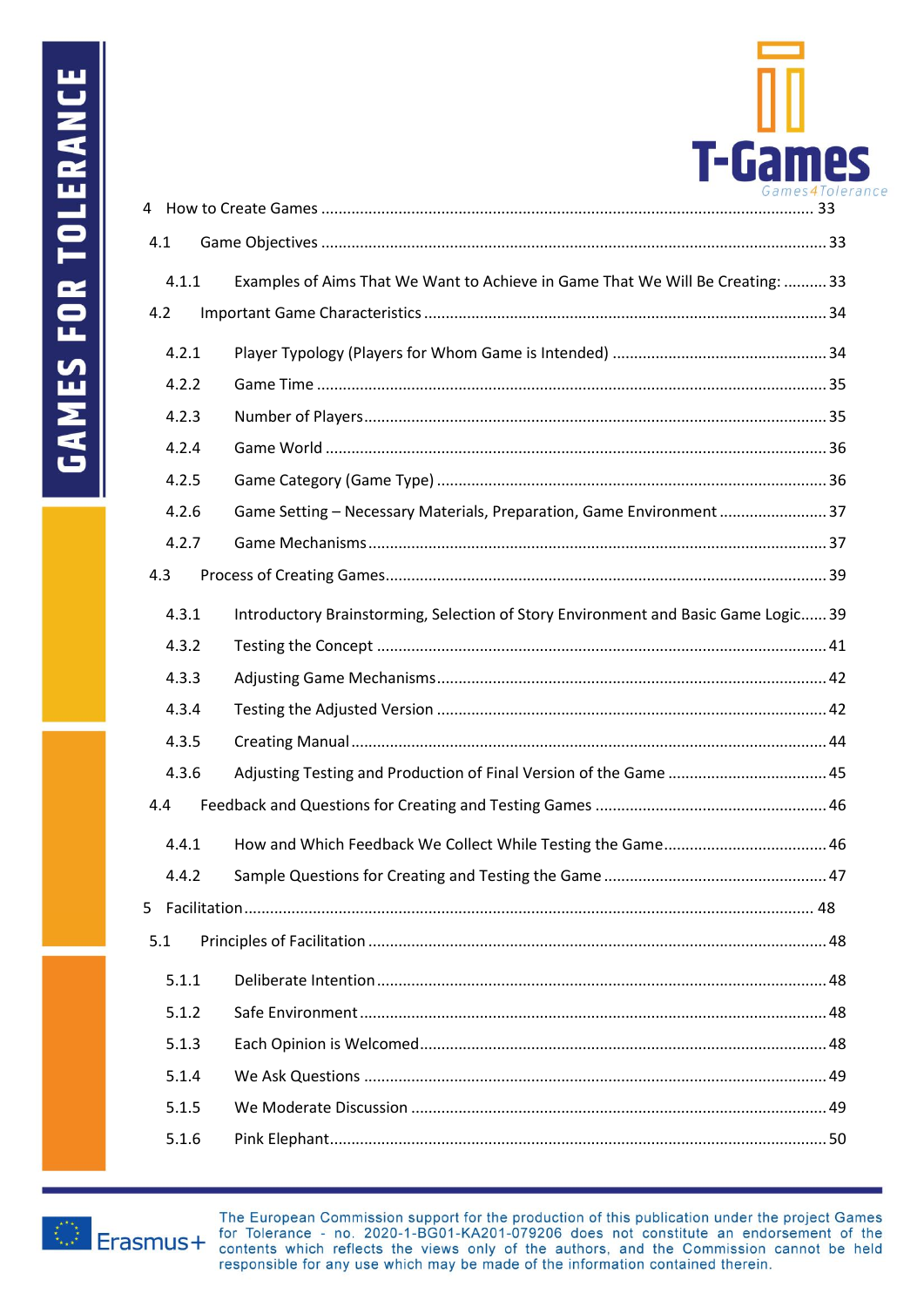4 How to Create Games ........................................................................................................ 33

4.1 Game Objectives ........................................................................................................ 33

4.1.1 Examples of Aims That We Want to Achieve in Game That We Will Be Creating: .......... 33

4.2 Important Game Characteristics ............................................................................... 34

4.2.1 Player Typology (Players for Whom Game is Intended) ............................................. 34

4.2.2 Game Time ........................................................................................................... 35

4.2.3 Number of Players ................................................................................................ 35

4.2.4 Game World .......................................................................................................... 36

4.2.5 Game Category (Game Type) ................................................................................ 36

4.2.6 Game Setting – Necessary Materials, Preparation, Game Environment ......................... 37

4.2.7 Game Mechanisms ................................................................................................ 37

4.3 Process of Creating Games ........................................................................................ 39

4.3.1 Introductory Brainstorming, Selection of Story Environment and Basic Game Logic ...... 39

4.3.2 Testing the Concept .............................................................................................. 41

4.3.3 Adjusting Game Mechanisms ................................................................................. 42

4.3.4 Testing the Adjusted Version ................................................................................. 42

4.3.5 Creating Manual .................................................................................................... 44

4.3.6 Adjusting Testing and Production of Final Version of the Game .................................... 45

4.4 Feedback and Questions for Creating and Testing Games ........................................... 46

4.4.1 How and Which Feedback We Collect While Testing the Game ..................................... 46

4.4.2 Sample Questions for Creating and Testing the Game ................................................ 47

5 Facilitation ..................................................................................................................... 48

5.1 Principles of Facilitation ............................................................................................ 48

5.1.1 Deliberate Intention ............................................................................................... 48

5.1.2 Safe Environment .................................................................................................. 48

5.1.3 Each Opinion is Welcomed ...................................................................................... 48

5.1.4 We Ask Questions .................................................................................................. 49

5.1.5 We Moderate Discussion ........................................................................................ 49

5.1.6 Pink Elephant ......................................................................................................... 50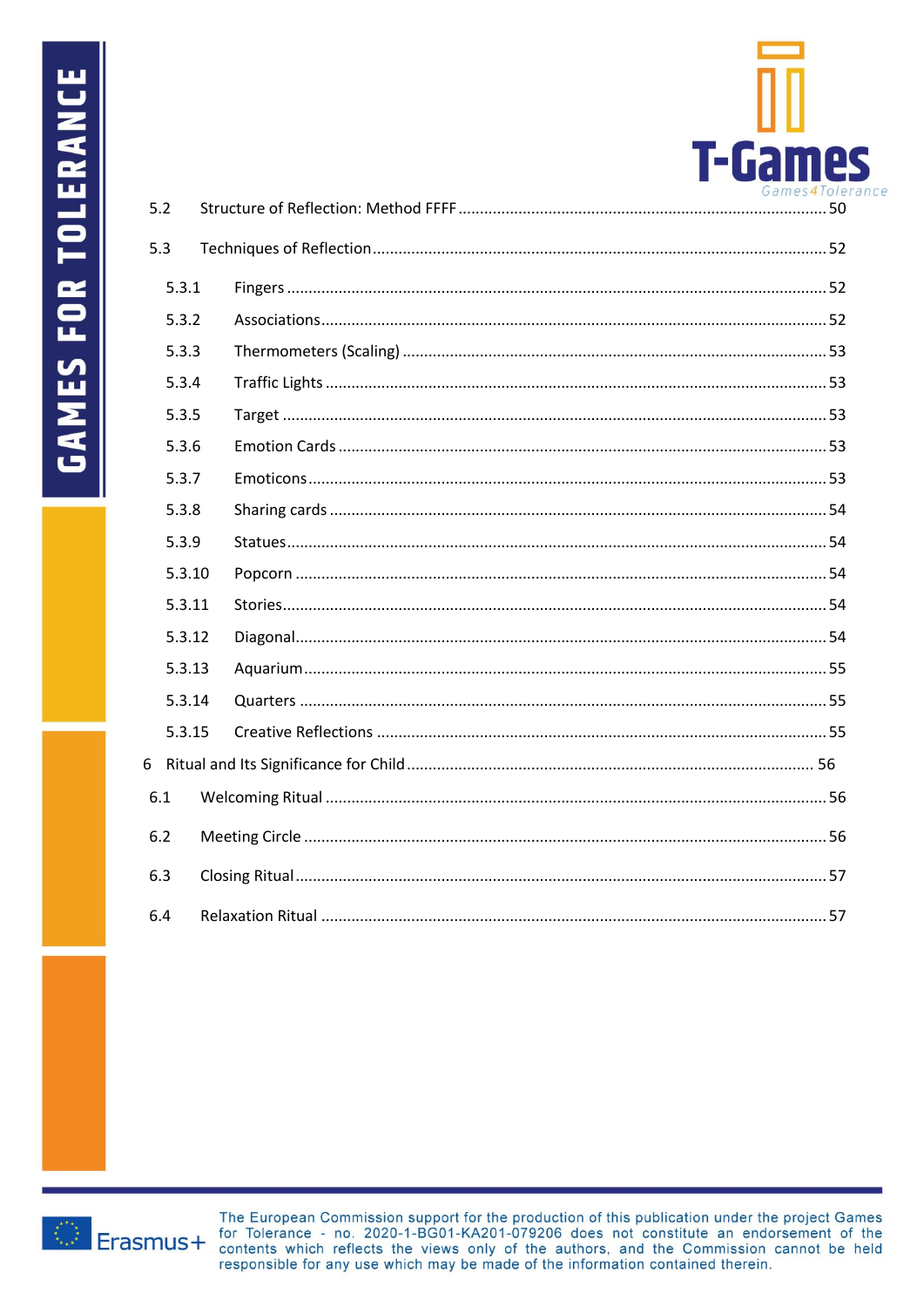5.2 Structure of Reflection: Method FFFF ........ 50

5.3 Techniques of Reflection ........ 52

- 5.3.1 Fingers ........ 52
- 5.3.2 Associations ........ 52
- 5.3.3 Thermometers (Scaling) ........ 53
- 5.3.4 Traffic Lights ........ 53
- 5.3.5 Target ........ 53
- 5.3.6 Emotion Cards ........ 53
- 5.3.7 Emoticons ........ 53
- 5.3.8 Sharing cards ........ 54
- 5.3.9 Statues ........ 54
- 5.3.10 Popcorn ........ 54
- 5.3.11 Stories ........ 54
- 5.3.12 Diagonal ........ 54
- 5.3.13 Aquarium ........ 55
- 5.3.14 Quarters ........ 55
- 5.3.15 Creative Reflections ........ 55

6 Ritual and Its Significance for Child ........ 56

6.1 Welcoming Ritual ........ 56

6.2 Meeting Circle ........ 56

6.3 Closing Ritual ........ 57

6.4 Relaxation Ritual ........ 57

The European Commission support for the production of this publication under the project Games for Tolerance - no. 2020-1-BG01-KA201-079206 does not constitute an endorsement of the contents which reflects the views only of the authors, and the Commission cannot be held responsible for any use which may be made of the information contained therein.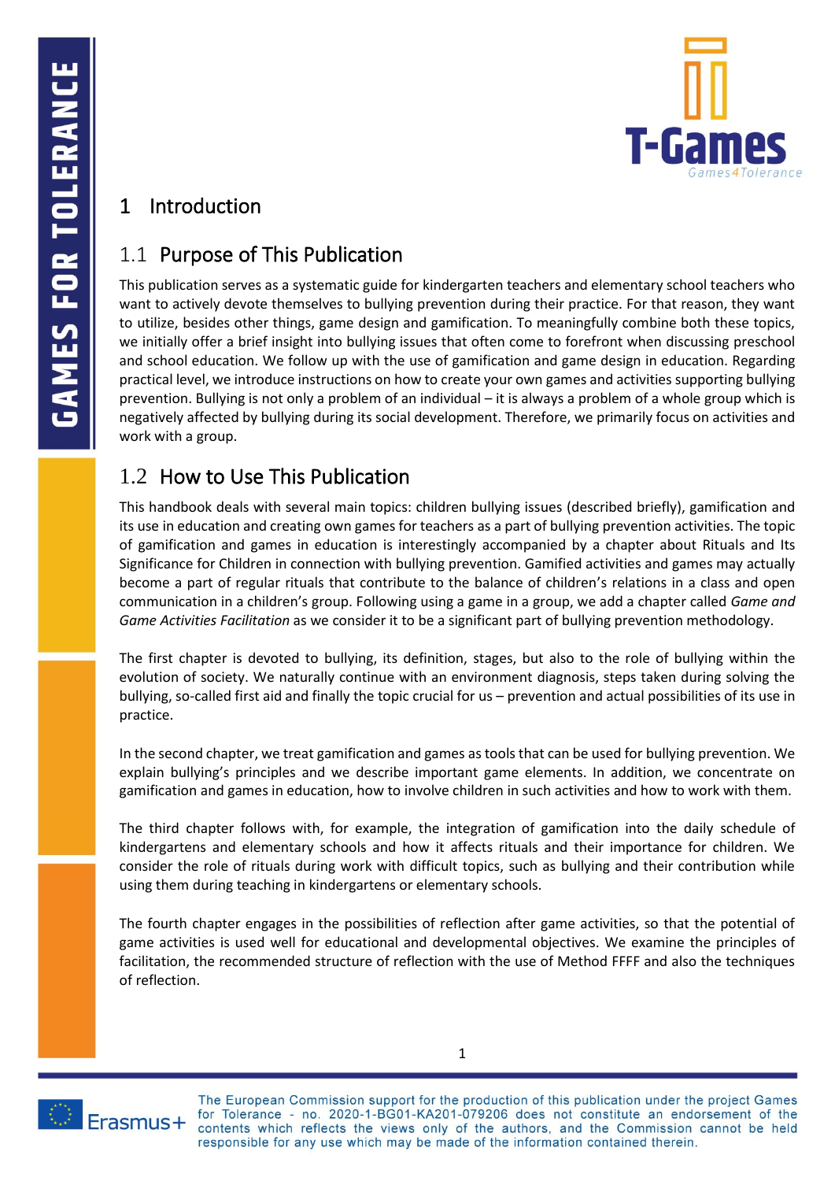# 1 Introduction

## 1.1 Purpose of This Publication

This publication serves as a systematic guide for kindergarten teachers and elementary school teachers who want to actively devote themselves to bullying prevention during their practice. For that reason, they want to utilize, besides other things, game design and gamification. To meaningfully combine both these topics, we initially offer a brief insight into bullying issues that often come to forefront when discussing preschool and school education. We follow up with the use of gamification and game design in education. Regarding practical level, we introduce instructions on how to create your own games and activities supporting bullying prevention. Bullying is not only a problem of an individual – it is always a problem of a whole group which is negatively affected by bullying during its social development. Therefore, we primarily focus on activities and work with a group.

## 1.2 How to Use This Publication

This handbook deals with several main topics: children bullying issues (described briefly), gamification and its use in education and creating own games for teachers as a part of bullying prevention activities. The topic of gamification and games in education is interestingly accompanied by a chapter about Rituals and Its Significance for Children in connection with bullying prevention. Gamified activities and games may actually become a part of regular rituals that contribute to the balance of children's relations in a class and open communication in a children's group. Following using a game in a group, we add a chapter called *Game and Game Activities Facilitation* as we consider it to be a significant part of bullying prevention methodology.

The first chapter is devoted to bullying, its definition, stages, but also to the role of bullying within the evolution of society. We naturally continue with an environment diagnosis, steps taken during solving the bullying, so-called first aid and finally the topic crucial for us – prevention and actual possibilities of its use in practice.

In the second chapter, we treat gamification and games as tools that can be used for bullying prevention. We explain bullying's principles and we describe important game elements. In addition, we concentrate on gamification and games in education, how to involve children in such activities and how to work with them.

The third chapter follows with, for example, the integration of gamification into the daily schedule of kindergartens and elementary schools and how it affects rituals and their importance for children. We consider the role of rituals during work with difficult topics, such as bullying and their contribution while using them during teaching in kindergartens or elementary schools.

The fourth chapter engages in the possibilities of reflection after game activities, so that the potential of game activities is used well for educational and developmental objectives. We examine the principles of facilitation, the recommended structure of reflection with the use of Method FFFF and also the techniques of reflection.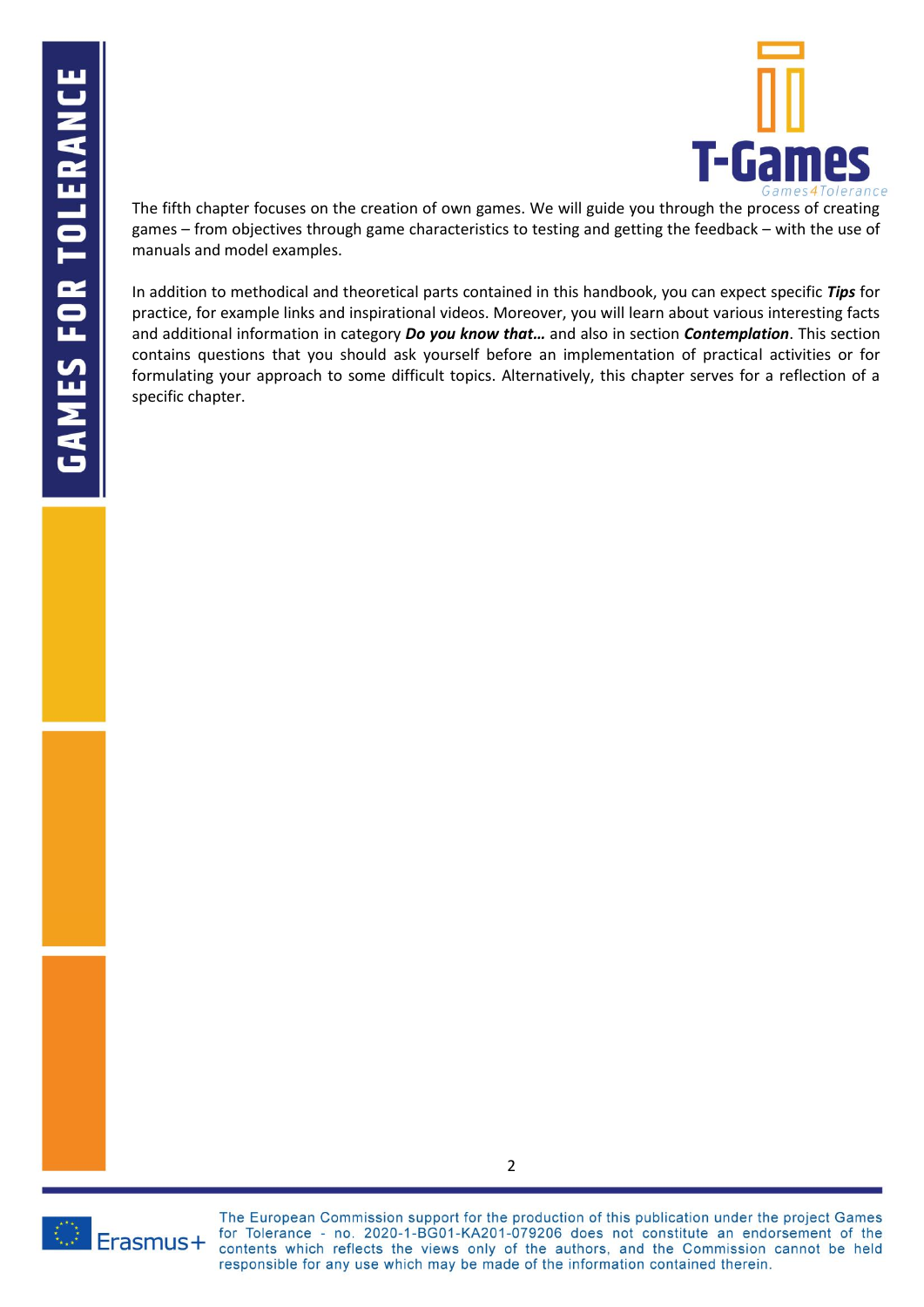The fifth chapter focuses on the creation of own games. We will guide you through the process of creating games – from objectives through game characteristics to testing and getting the feedback – with the use of manuals and model examples.

In addition to methodical and theoretical parts contained in this handbook, you can expect specific ***Tips*** for practice, for example links and inspirational videos. Moreover, you will learn about various interesting facts and additional information in category ***Do you know that…*** and also in section ***Contemplation***. This section contains questions that you should ask yourself before an implementation of practical activities or for formulating your approach to some difficult topics. Alternatively, this chapter serves for a reflection of a specific chapter.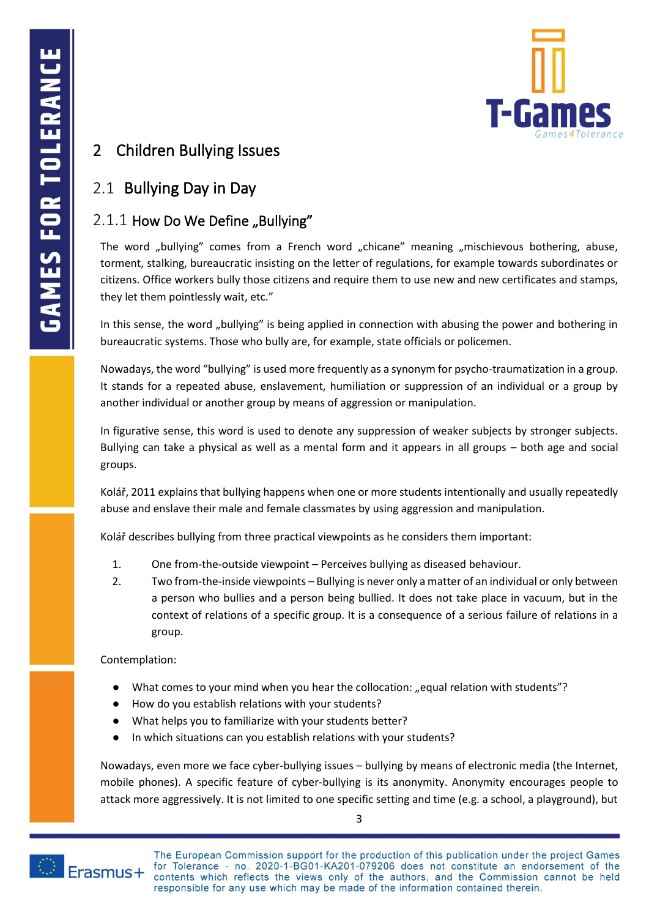# 2 Children Bullying Issues

## 2.1 Bullying Day in Day

### 2.1.1 How Do We Define „Bullying"

The word „bullying" comes from a French word „chicane" meaning „mischievous bothering, abuse, torment, stalking, bureaucratic insisting on the letter of regulations, for example towards subordinates or citizens. Office workers bully those citizens and require them to use new and new certificates and stamps, they let them pointlessly wait, etc."

In this sense, the word „bullying" is being applied in connection with abusing the power and bothering in bureaucratic systems. Those who bully are, for example, state officials or policemen.

Nowadays, the word "bullying" is used more frequently as a synonym for psycho-traumatization in a group. It stands for a repeated abuse, enslavement, humiliation or suppression of an individual or a group by another individual or another group by means of aggression or manipulation.

In figurative sense, this word is used to denote any suppression of weaker subjects by stronger subjects. Bullying can take a physical as well as a mental form and it appears in all groups – both age and social groups.

Kolář, 2011 explains that bullying happens when one or more students intentionally and usually repeatedly abuse and enslave their male and female classmates by using aggression and manipulation.

Kolář describes bullying from three practical viewpoints as he considers them important:

1. One from-the-outside viewpoint – Perceives bullying as diseased behaviour.
2. Two from-the-inside viewpoints – Bullying is never only a matter of an individual or only between a person who bullies and a person being bullied. It does not take place in vacuum, but in the context of relations of a specific group. It is a consequence of a serious failure of relations in a group.

Contemplation:

- What comes to your mind when you hear the collocation: „equal relation with students"?
- How do you establish relations with your students?
- What helps you to familiarize with your students better?
- In which situations can you establish relations with your students?

Nowadays, even more we face cyber-bullying issues – bullying by means of electronic media (the Internet, mobile phones). A specific feature of cyber-bullying is its anonymity. Anonymity encourages people to attack more aggressively. It is not limited to one specific setting and time (e.g. a school, a playground), but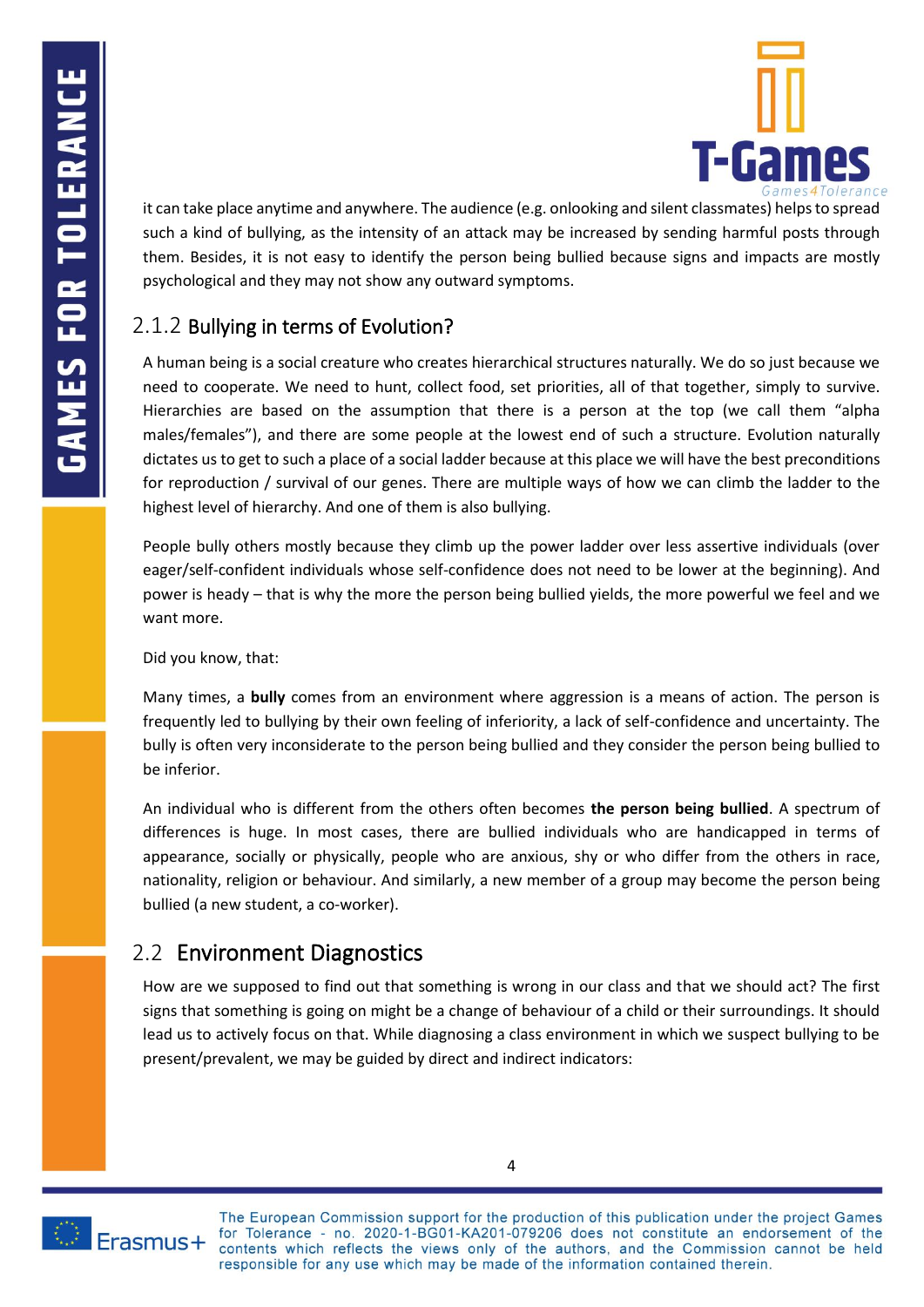it can take place anytime and anywhere. The audience (e.g. onlooking and silent classmates) helps to spread such a kind of bullying, as the intensity of an attack may be increased by sending harmful posts through them. Besides, it is not easy to identify the person being bullied because signs and impacts are mostly psychological and they may not show any outward symptoms.

### 2.1.2 Bullying in terms of Evolution?

A human being is a social creature who creates hierarchical structures naturally. We do so just because we need to cooperate. We need to hunt, collect food, set priorities, all of that together, simply to survive. Hierarchies are based on the assumption that there is a person at the top (we call them "alpha males/females"), and there are some people at the lowest end of such a structure. Evolution naturally dictates us to get to such a place of a social ladder because at this place we will have the best preconditions for reproduction / survival of our genes. There are multiple ways of how we can climb the ladder to the highest level of hierarchy. And one of them is also bullying.

People bully others mostly because they climb up the power ladder over less assertive individuals (over eager/self-confident individuals whose self-confidence does not need to be lower at the beginning). And power is heady – that is why the more the person being bullied yields, the more powerful we feel and we want more.

Did you know, that:

Many times, a **bully** comes from an environment where aggression is a means of action. The person is frequently led to bullying by their own feeling of inferiority, a lack of self-confidence and uncertainty. The bully is often very inconsiderate to the person being bullied and they consider the person being bullied to be inferior.

An individual who is different from the others often becomes **the person being bullied**. A spectrum of differences is huge. In most cases, there are bullied individuals who are handicapped in terms of appearance, socially or physically, people who are anxious, shy or who differ from the others in race, nationality, religion or behaviour. And similarly, a new member of a group may become the person being bullied (a new student, a co-worker).

## 2.2 Environment Diagnostics

How are we supposed to find out that something is wrong in our class and that we should act? The first signs that something is going on might be a change of behaviour of a child or their surroundings. It should lead us to actively focus on that. While diagnosing a class environment in which we suspect bullying to be present/prevalent, we may be guided by direct and indirect indicators: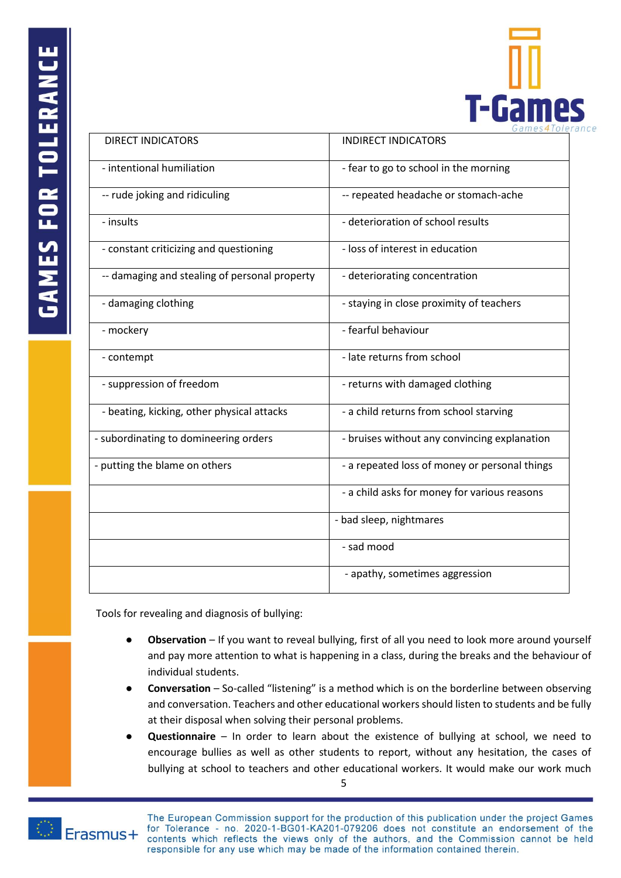| DIRECT INDICATORS | INDIRECT INDICATORS |
|---|---|
| - intentional humiliation | - fear to go to school in the morning |
| -- rude joking and ridiculing | -- repeated headache or stomach-ache |
| - insults | - deterioration of school results |
| - constant criticizing and questioning | - loss of interest in education |
| -- damaging and stealing of personal property | - deteriorating concentration |
| - damaging clothing | - staying in close proximity of teachers |
| - mockery | - fearful behaviour |
| - contempt | - late returns from school |
| - suppression of freedom | - returns with damaged clothing |
| - beating, kicking, other physical attacks | - a child returns from school starving |
| - subordinating to domineering orders | - bruises without any convincing explanation |
| - putting the blame on others | - a repeated loss of money or personal things |
| | - a child asks for money for various reasons |
| | - bad sleep, nightmares |
| | - sad mood |
| | - apathy, sometimes aggression |

Tools for revealing and diagnosis of bullying:

- **Observation** – If you want to reveal bullying, first of all you need to look more around yourself and pay more attention to what is happening in a class, during the breaks and the behaviour of individual students.
- **Conversation** – So-called "listening" is a method which is on the borderline between observing and conversation. Teachers and other educational workers should listen to students and be fully at their disposal when solving their personal problems.
- **Questionnaire** – In order to learn about the existence of bullying at school, we need to encourage bullies as well as other students to report, without any hesitation, the cases of bullying at school to teachers and other educational workers. It would make our work much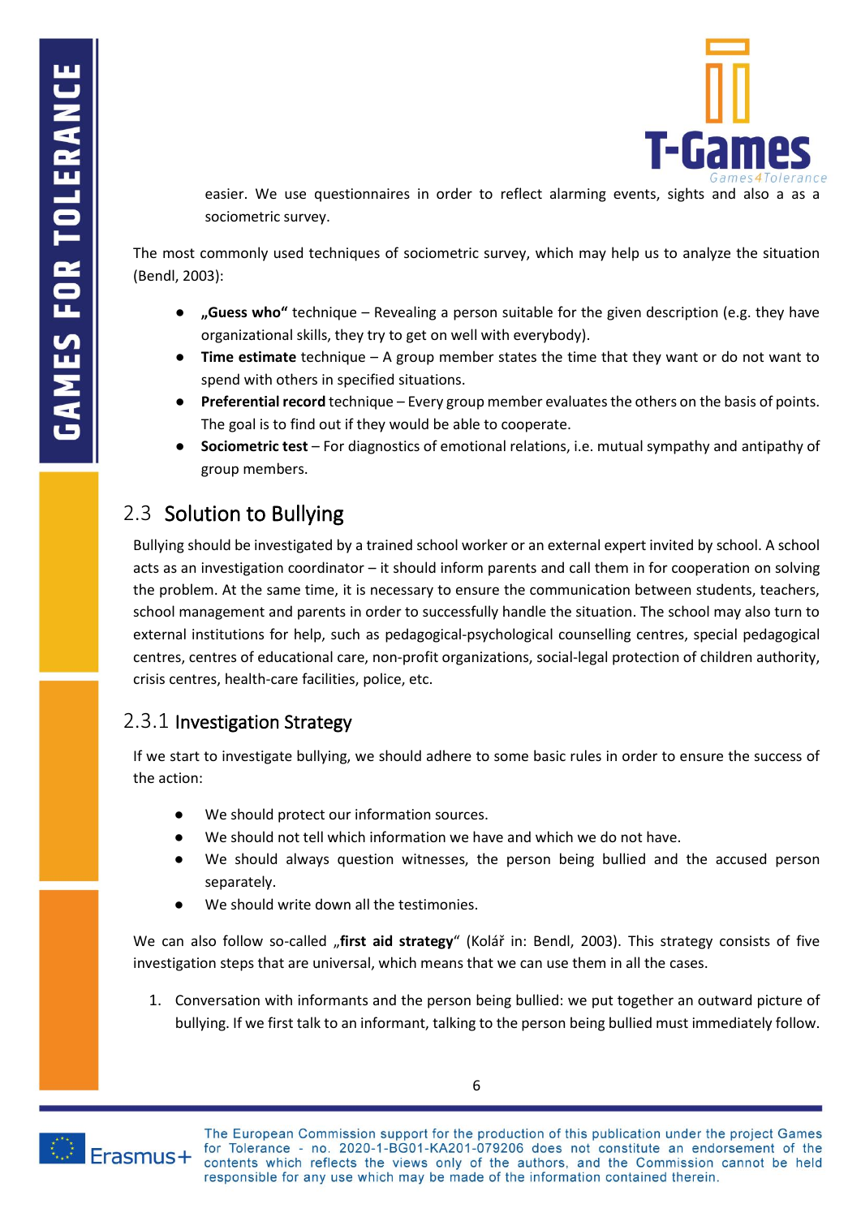easier. We use questionnaires in order to reflect alarming events, sights and also a as a sociometric survey.

The most commonly used techniques of sociometric survey, which may help us to analyze the situation (Bendl, 2003):

- **„Guess who“** technique – Revealing a person suitable for the given description (e.g. they have organizational skills, they try to get on well with everybody).
- **Time estimate** technique – A group member states the time that they want or do not want to spend with others in specified situations.
- **Preferential record** technique – Every group member evaluates the others on the basis of points. The goal is to find out if they would be able to cooperate.
- **Sociometric test** – For diagnostics of emotional relations, i.e. mutual sympathy and antipathy of group members.

## 2.3 Solution to Bullying

Bullying should be investigated by a trained school worker or an external expert invited by school. A school acts as an investigation coordinator – it should inform parents and call them in for cooperation on solving the problem. At the same time, it is necessary to ensure the communication between students, teachers, school management and parents in order to successfully handle the situation. The school may also turn to external institutions for help, such as pedagogical-psychological counselling centres, special pedagogical centres, centres of educational care, non-profit organizations, social-legal protection of children authority, crisis centres, health-care facilities, police, etc.

### 2.3.1 Investigation Strategy

If we start to investigate bullying, we should adhere to some basic rules in order to ensure the success of the action:

- We should protect our information sources.
- We should not tell which information we have and which we do not have.
- We should always question witnesses, the person being bullied and the accused person separately.
- We should write down all the testimonies.

We can also follow so-called „**first aid strategy**“ (Kolář in: Bendl, 2003). This strategy consists of five investigation steps that are universal, which means that we can use them in all the cases.

1. Conversation with informants and the person being bullied: we put together an outward picture of bullying. If we first talk to an informant, talking to the person being bullied must immediately follow.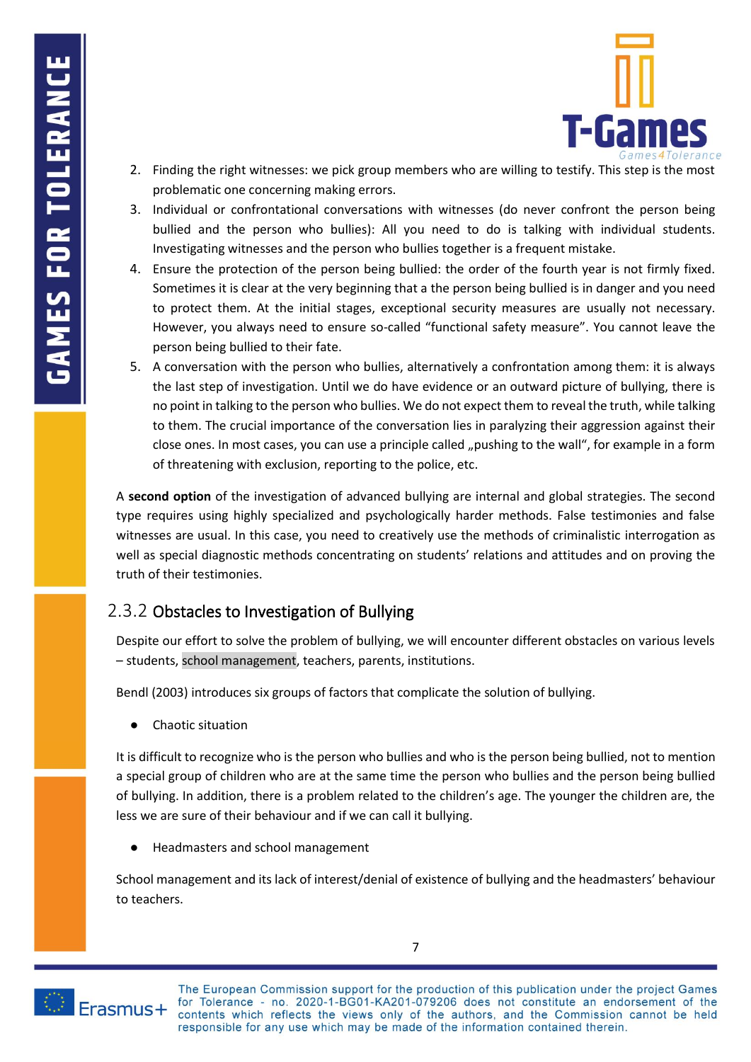2. Finding the right witnesses: we pick group members who are willing to testify. This step is the most problematic one concerning making errors.
3. Individual or confrontational conversations with witnesses (do never confront the person being bullied and the person who bullies): All you need to do is talking with individual students. Investigating witnesses and the person who bullies together is a frequent mistake.
4. Ensure the protection of the person being bullied: the order of the fourth year is not firmly fixed. Sometimes it is clear at the very beginning that a the person being bullied is in danger and you need to protect them. At the initial stages, exceptional security measures are usually not necessary. However, you always need to ensure so-called "functional safety measure". You cannot leave the person being bullied to their fate.
5. A conversation with the person who bullies, alternatively a confrontation among them: it is always the last step of investigation. Until we do have evidence or an outward picture of bullying, there is no point in talking to the person who bullies. We do not expect them to reveal the truth, while talking to them. The crucial importance of the conversation lies in paralyzing their aggression against their close ones. In most cases, you can use a principle called „pushing to the wall", for example in a form of threatening with exclusion, reporting to the police, etc.

A **second option** of the investigation of advanced bullying are internal and global strategies. The second type requires using highly specialized and psychologically harder methods. False testimonies and false witnesses are usual. In this case, you need to creatively use the methods of criminalistic interrogation as well as special diagnostic methods concentrating on students' relations and attitudes and on proving the truth of their testimonies.

### 2.3.2 Obstacles to Investigation of Bullying

Despite our effort to solve the problem of bullying, we will encounter different obstacles on various levels – students, school management, teachers, parents, institutions.

Bendl (2003) introduces six groups of factors that complicate the solution of bullying.

- Chaotic situation

It is difficult to recognize who is the person who bullies and who is the person being bullied, not to mention a special group of children who are at the same time the person who bullies and the person being bullied of bullying. In addition, there is a problem related to the children's age. The younger the children are, the less we are sure of their behaviour and if we can call it bullying.

- Headmasters and school management

School management and its lack of interest/denial of existence of bullying and the headmasters' behaviour to teachers.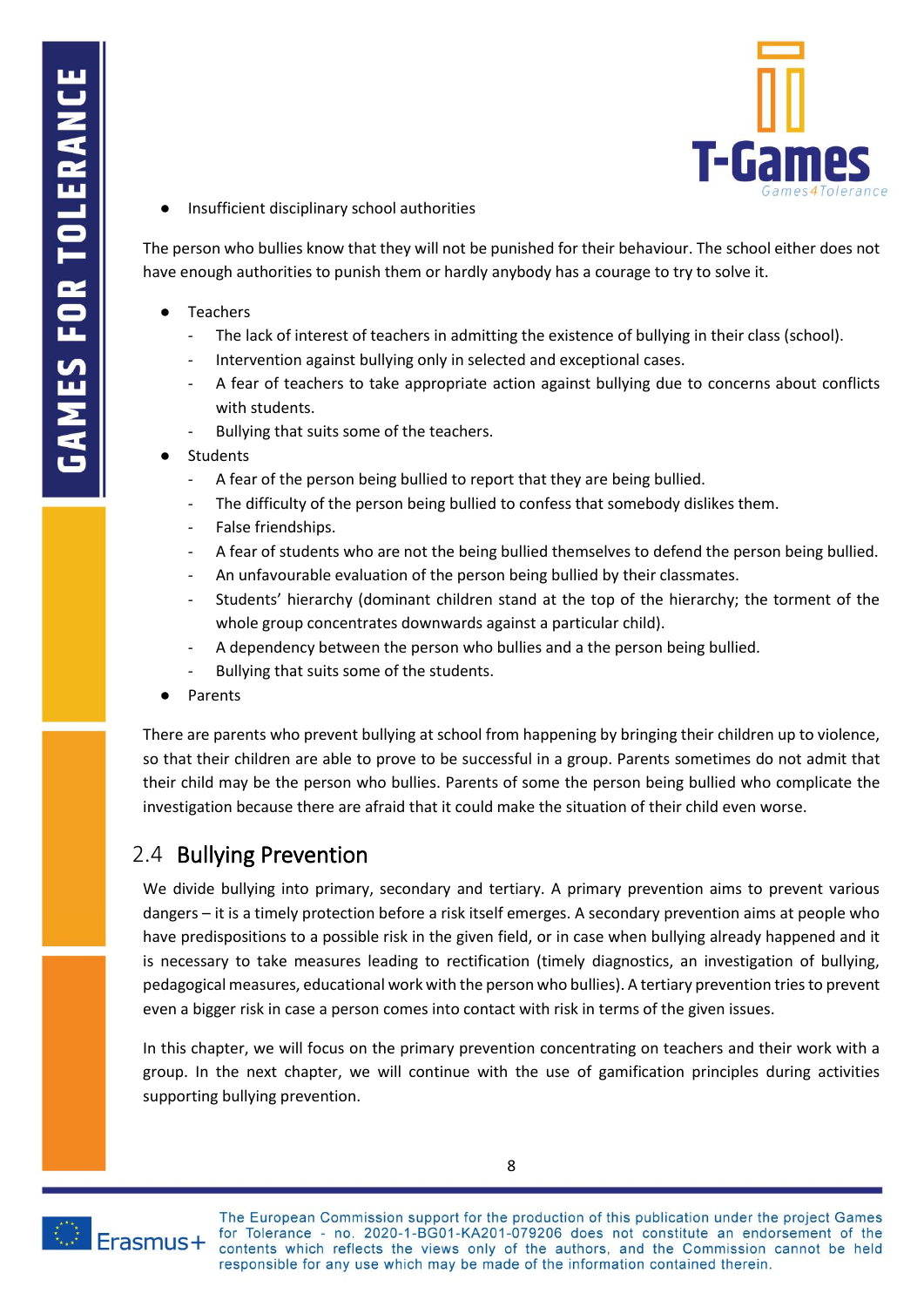- Insufficient disciplinary school authorities

The person who bullies know that they will not be punished for their behaviour. The school either does not have enough authorities to punish them or hardly anybody has a courage to try to solve it.

- Teachers
  - The lack of interest of teachers in admitting the existence of bullying in their class (school).
  - Intervention against bullying only in selected and exceptional cases.
  - A fear of teachers to take appropriate action against bullying due to concerns about conflicts with students.
  - Bullying that suits some of the teachers.
- Students
  - A fear of the person being bullied to report that they are being bullied.
  - The difficulty of the person being bullied to confess that somebody dislikes them.
  - False friendships.
  - A fear of students who are not the being bullied themselves to defend the person being bullied.
  - An unfavourable evaluation of the person being bullied by their classmates.
  - Students' hierarchy (dominant children stand at the top of the hierarchy; the torment of the whole group concentrates downwards against a particular child).
  - A dependency between the person who bullies and a the person being bullied.
  - Bullying that suits some of the students.
- Parents

There are parents who prevent bullying at school from happening by bringing their children up to violence, so that their children are able to prove to be successful in a group. Parents sometimes do not admit that their child may be the person who bullies. Parents of some the person being bullied who complicate the investigation because there are afraid that it could make the situation of their child even worse.

## 2.4 Bullying Prevention

We divide bullying into primary, secondary and tertiary. A primary prevention aims to prevent various dangers – it is a timely protection before a risk itself emerges. A secondary prevention aims at people who have predispositions to a possible risk in the given field, or in case when bullying already happened and it is necessary to take measures leading to rectification (timely diagnostics, an investigation of bullying, pedagogical measures, educational work with the person who bullies). A tertiary prevention tries to prevent even a bigger risk in case a person comes into contact with risk in terms of the given issues.

In this chapter, we will focus on the primary prevention concentrating on teachers and their work with a group. In the next chapter, we will continue with the use of gamification principles during activities supporting bullying prevention.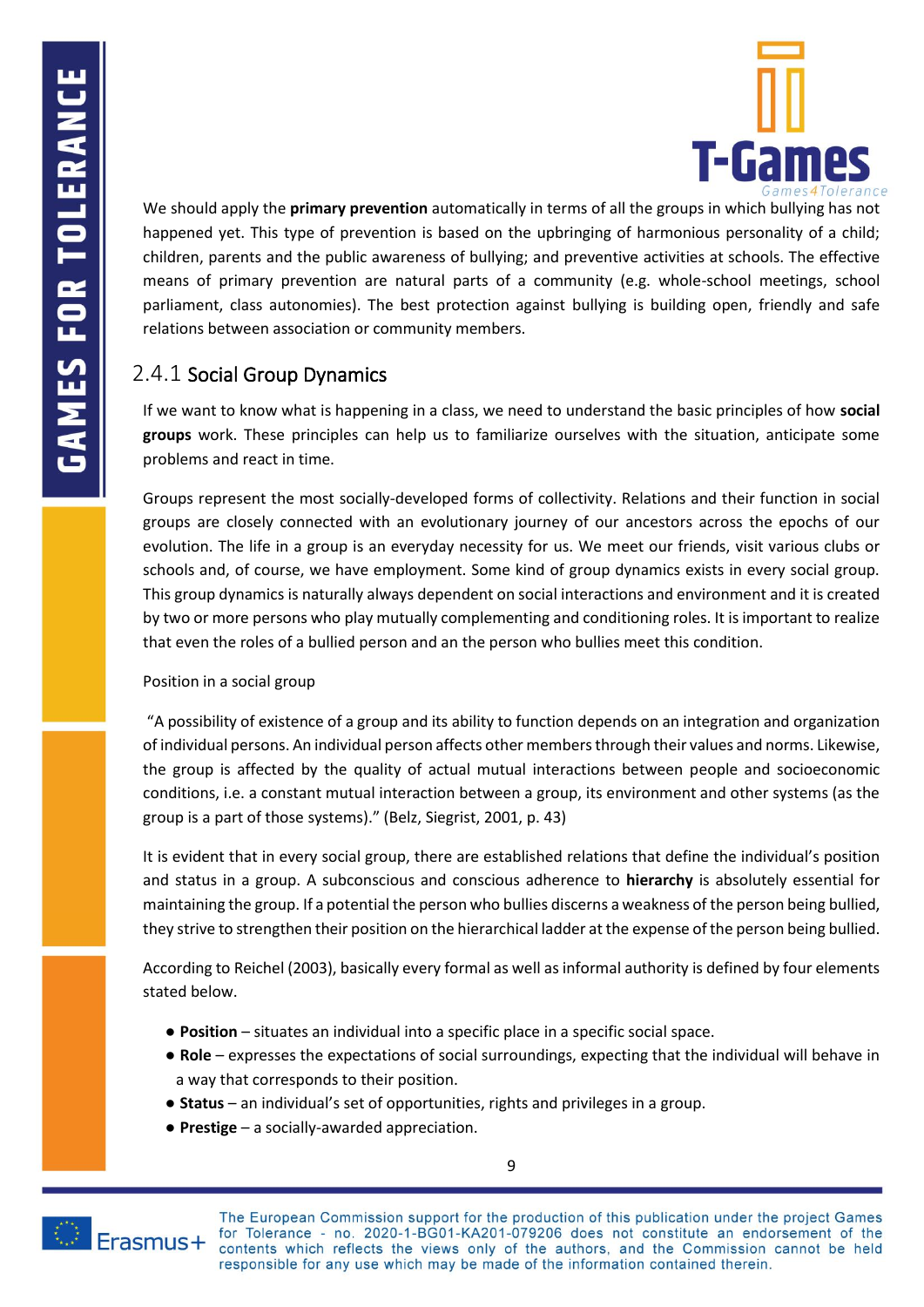We should apply the **primary prevention** automatically in terms of all the groups in which bullying has not happened yet. This type of prevention is based on the upbringing of harmonious personality of a child; children, parents and the public awareness of bullying; and preventive activities at schools. The effective means of primary prevention are natural parts of a community (e.g. whole-school meetings, school parliament, class autonomies). The best protection against bullying is building open, friendly and safe relations between association or community members.

### 2.4.1 Social Group Dynamics

If we want to know what is happening in a class, we need to understand the basic principles of how **social groups** work. These principles can help us to familiarize ourselves with the situation, anticipate some problems and react in time.

Groups represent the most socially-developed forms of collectivity. Relations and their function in social groups are closely connected with an evolutionary journey of our ancestors across the epochs of our evolution. The life in a group is an everyday necessity for us. We meet our friends, visit various clubs or schools and, of course, we have employment. Some kind of group dynamics exists in every social group. This group dynamics is naturally always dependent on social interactions and environment and it is created by two or more persons who play mutually complementing and conditioning roles. It is important to realize that even the roles of a bullied person and an the person who bullies meet this condition.

Position in a social group

"A possibility of existence of a group and its ability to function depends on an integration and organization of individual persons. An individual person affects other members through their values and norms. Likewise, the group is affected by the quality of actual mutual interactions between people and socioeconomic conditions, i.e. a constant mutual interaction between a group, its environment and other systems (as the group is a part of those systems)." (Belz, Siegrist, 2001, p. 43)

It is evident that in every social group, there are established relations that define the individual's position and status in a group. A subconscious and conscious adherence to **hierarchy** is absolutely essential for maintaining the group. If a potential the person who bullies discerns a weakness of the person being bullied, they strive to strengthen their position on the hierarchical ladder at the expense of the person being bullied.

According to Reichel (2003), basically every formal as well as informal authority is defined by four elements stated below.

- **Position** – situates an individual into a specific place in a specific social space.
- **Role** – expresses the expectations of social surroundings, expecting that the individual will behave in a way that corresponds to their position.
- **Status** – an individual's set of opportunities, rights and privileges in a group.
- **Prestige** – a socially-awarded appreciation.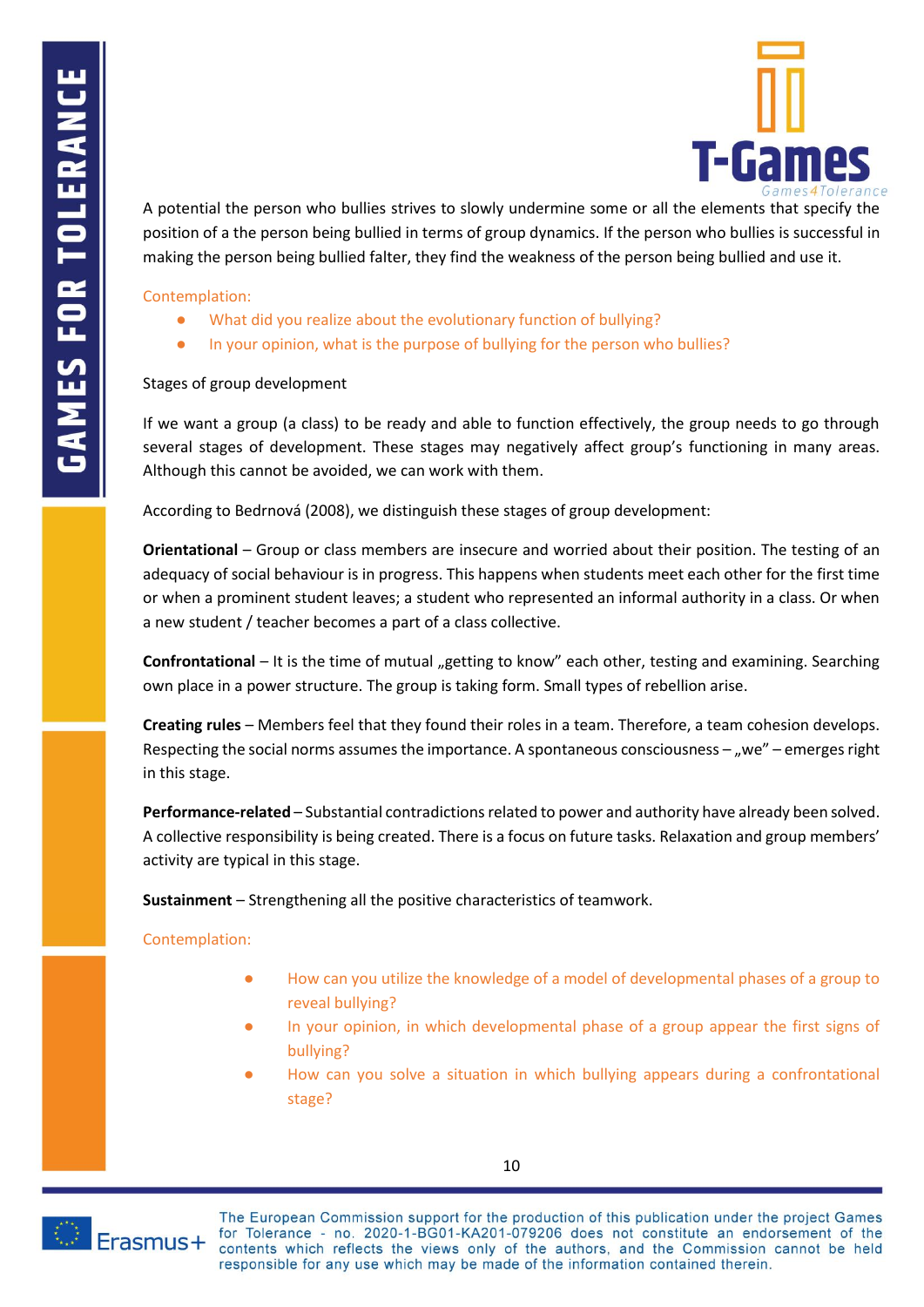A potential the person who bullies strives to slowly undermine some or all the elements that specify the position of a the person being bullied in terms of group dynamics. If the person who bullies is successful in making the person being bullied falter, they find the weakness of the person being bullied and use it.

Contemplation:

- What did you realize about the evolutionary function of bullying?
- In your opinion, what is the purpose of bullying for the person who bullies?

Stages of group development

If we want a group (a class) to be ready and able to function effectively, the group needs to go through several stages of development. These stages may negatively affect group's functioning in many areas. Although this cannot be avoided, we can work with them.

According to Bedrnová (2008), we distinguish these stages of group development:

**Orientational** – Group or class members are insecure and worried about their position. The testing of an adequacy of social behaviour is in progress. This happens when students meet each other for the first time or when a prominent student leaves; a student who represented an informal authority in a class. Or when a new student / teacher becomes a part of a class collective.

**Confrontational** – It is the time of mutual „getting to know" each other, testing and examining. Searching own place in a power structure. The group is taking form. Small types of rebellion arise.

**Creating rules** – Members feel that they found their roles in a team. Therefore, a team cohesion develops. Respecting the social norms assumes the importance. A spontaneous consciousness – „we" – emerges right in this stage.

**Performance-related** – Substantial contradictions related to power and authority have already been solved. A collective responsibility is being created. There is a focus on future tasks. Relaxation and group members' activity are typical in this stage.

**Sustainment** – Strengthening all the positive characteristics of teamwork.

Contemplation:

- How can you utilize the knowledge of a model of developmental phases of a group to reveal bullying?
- In your opinion, in which developmental phase of a group appear the first signs of bullying?
- How can you solve a situation in which bullying appears during a confrontational stage?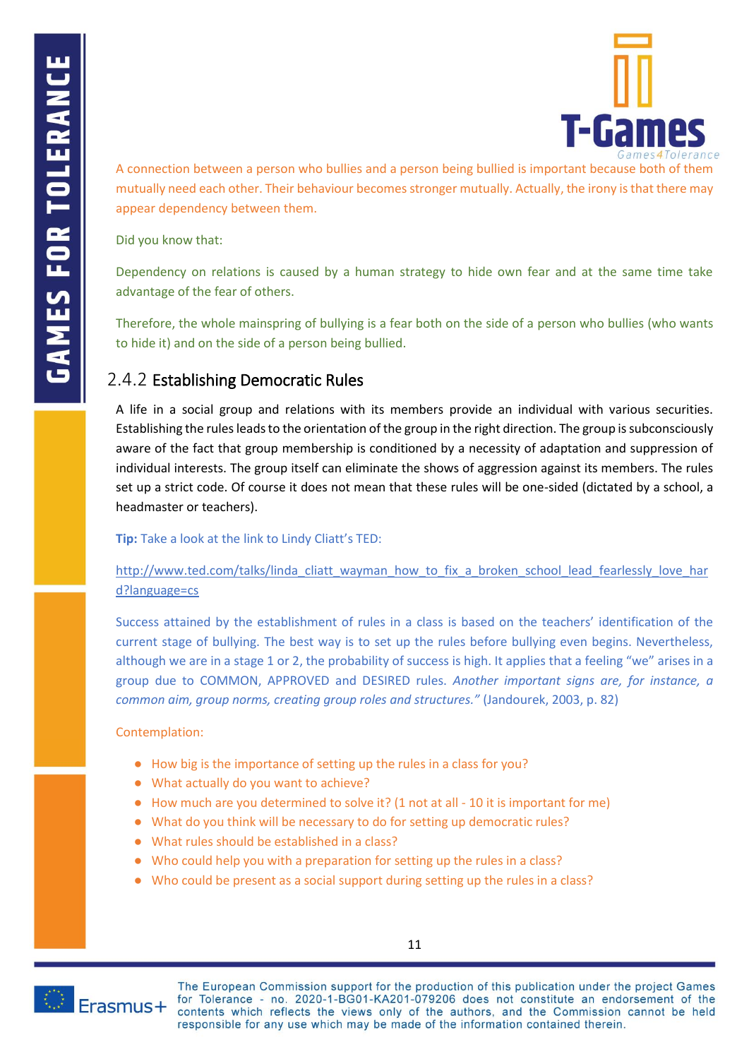A connection between a person who bullies and a person being bullied is important because both of them mutually need each other. Their behaviour becomes stronger mutually. Actually, the irony is that there may appear dependency between them.

Did you know that:

Dependency on relations is caused by a human strategy to hide own fear and at the same time take advantage of the fear of others.

Therefore, the whole mainspring of bullying is a fear both on the side of a person who bullies (who wants to hide it) and on the side of a person being bullied.

### 2.4.2 Establishing Democratic Rules

A life in a social group and relations with its members provide an individual with various securities. Establishing the rules leads to the orientation of the group in the right direction. The group is subconsciously aware of the fact that group membership is conditioned by a necessity of adaptation and suppression of individual interests. The group itself can eliminate the shows of aggression against its members. The rules set up a strict code. Of course it does not mean that these rules will be one-sided (dictated by a school, a headmaster or teachers).

**Tip:** Take a look at the link to Lindy Cliatt's TED:

http://www.ted.com/talks/linda_cliatt_wayman_how_to_fix_a_broken_school_lead_fearlessly_love_hard?language=cs

Success attained by the establishment of rules in a class is based on the teachers' identification of the current stage of bullying. The best way is to set up the rules before bullying even begins. Nevertheless, although we are in a stage 1 or 2, the probability of success is high. It applies that a feeling "we" arises in a group due to COMMON, APPROVED and DESIRED rules. *Another important signs are, for instance, a common aim, group norms, creating group roles and structures."* (Jandourek, 2003, p. 82)

Contemplation:

- How big is the importance of setting up the rules in a class for you?
- What actually do you want to achieve?
- How much are you determined to solve it? (1 not at all - 10 it is important for me)
- What do you think will be necessary to do for setting up democratic rules?
- What rules should be established in a class?
- Who could help you with a preparation for setting up the rules in a class?
- Who could be present as a social support during setting up the rules in a class?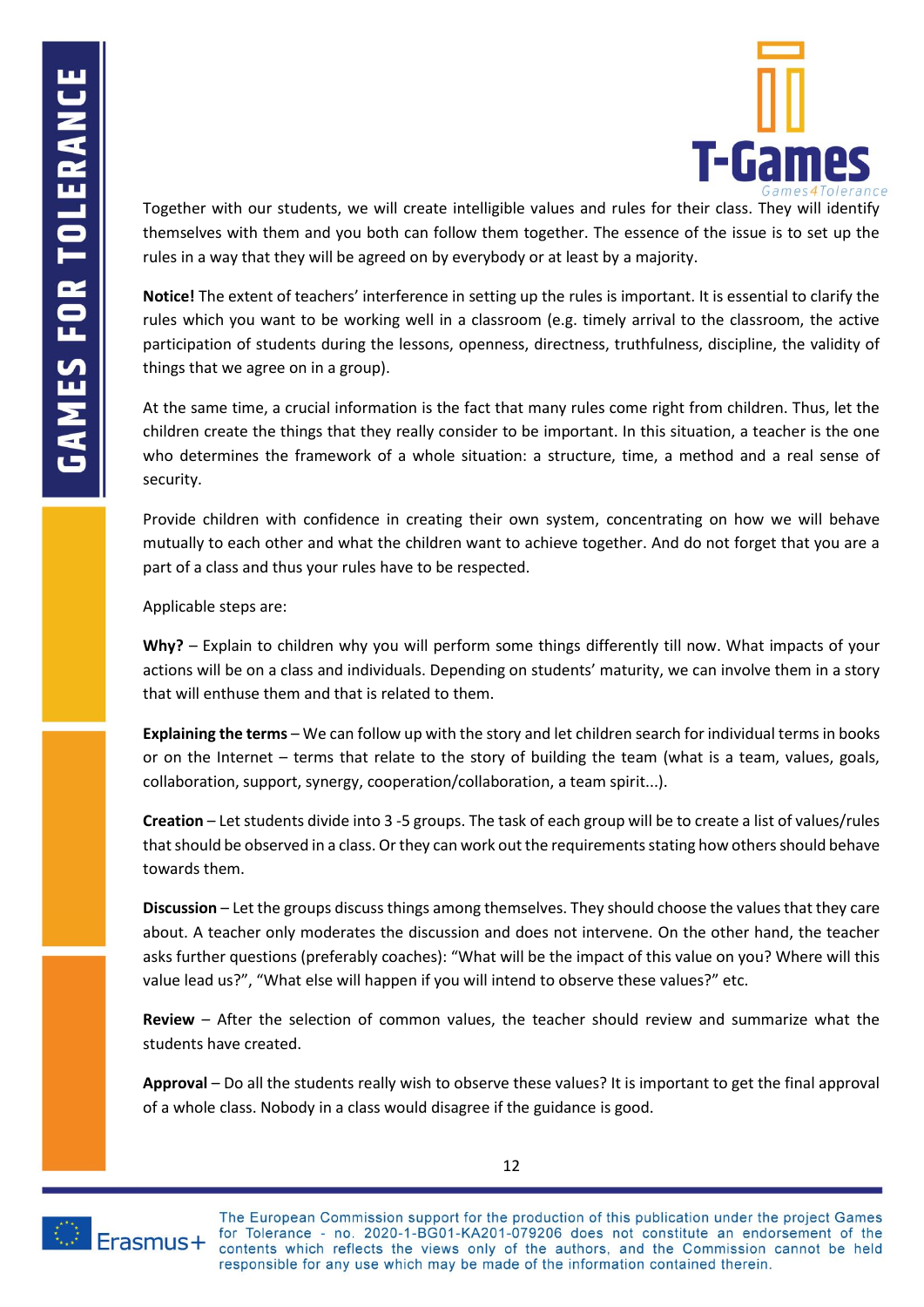Together with our students, we will create intelligible values and rules for their class. They will identify themselves with them and you both can follow them together. The essence of the issue is to set up the rules in a way that they will be agreed on by everybody or at least by a majority.

**Notice!** The extent of teachers' interference in setting up the rules is important. It is essential to clarify the rules which you want to be working well in a classroom (e.g. timely arrival to the classroom, the active participation of students during the lessons, openness, directness, truthfulness, discipline, the validity of things that we agree on in a group).

At the same time, a crucial information is the fact that many rules come right from children. Thus, let the children create the things that they really consider to be important. In this situation, a teacher is the one who determines the framework of a whole situation: a structure, time, a method and a real sense of security.

Provide children with confidence in creating their own system, concentrating on how we will behave mutually to each other and what the children want to achieve together. And do not forget that you are a part of a class and thus your rules have to be respected.

Applicable steps are:

**Why?** – Explain to children why you will perform some things differently till now. What impacts of your actions will be on a class and individuals. Depending on students' maturity, we can involve them in a story that will enthuse them and that is related to them.

**Explaining the terms** – We can follow up with the story and let children search for individual terms in books or on the Internet – terms that relate to the story of building the team (what is a team, values, goals, collaboration, support, synergy, cooperation/collaboration, a team spirit...).

**Creation** – Let students divide into 3 -5 groups. The task of each group will be to create a list of values/rules that should be observed in a class. Or they can work out the requirements stating how others should behave towards them.

**Discussion** – Let the groups discuss things among themselves. They should choose the values that they care about. A teacher only moderates the discussion and does not intervene. On the other hand, the teacher asks further questions (preferably coaches): "What will be the impact of this value on you? Where will this value lead us?", "What else will happen if you will intend to observe these values?" etc.

**Review** – After the selection of common values, the teacher should review and summarize what the students have created.

**Approval** – Do all the students really wish to observe these values? It is important to get the final approval of a whole class. Nobody in a class would disagree if the guidance is good.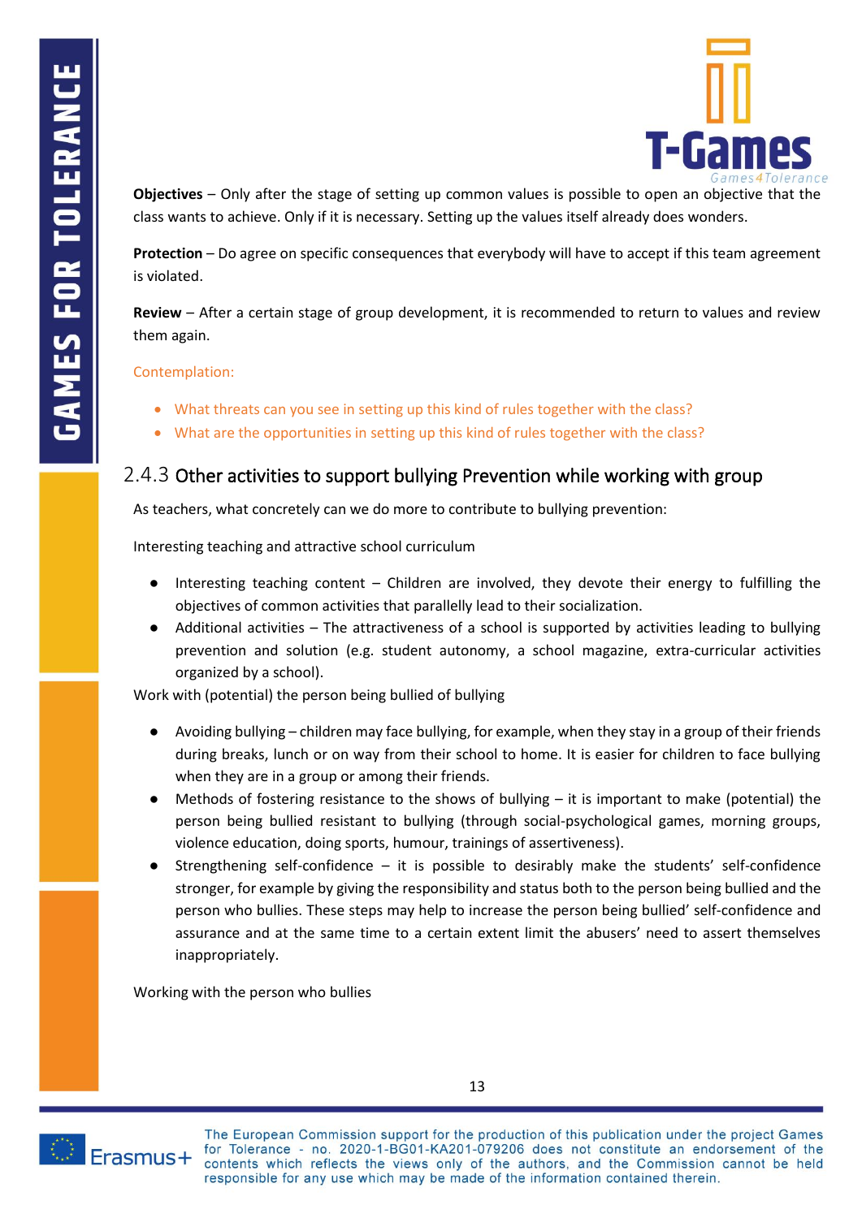**Objectives** – Only after the stage of setting up common values is possible to open an objective that the class wants to achieve. Only if it is necessary. Setting up the values itself already does wonders.

**Protection** – Do agree on specific consequences that everybody will have to accept if this team agreement is violated.

**Review** – After a certain stage of group development, it is recommended to return to values and review them again.

Contemplation:

- What threats can you see in setting up this kind of rules together with the class?
- What are the opportunities in setting up this kind of rules together with the class?

### 2.4.3 Other activities to support bullying Prevention while working with group

As teachers, what concretely can we do more to contribute to bullying prevention:

Interesting teaching and attractive school curriculum

- Interesting teaching content – Children are involved, they devote their energy to fulfilling the objectives of common activities that parallelly lead to their socialization.
- Additional activities – The attractiveness of a school is supported by activities leading to bullying prevention and solution (e.g. student autonomy, a school magazine, extra-curricular activities organized by a school).

Work with (potential) the person being bullied of bullying

- Avoiding bullying – children may face bullying, for example, when they stay in a group of their friends during breaks, lunch or on way from their school to home. It is easier for children to face bullying when they are in a group or among their friends.
- Methods of fostering resistance to the shows of bullying – it is important to make (potential) the person being bullied resistant to bullying (through social-psychological games, morning groups, violence education, doing sports, humour, trainings of assertiveness).
- Strengthening self-confidence – it is possible to desirably make the students' self-confidence stronger, for example by giving the responsibility and status both to the person being bullied and the person who bullies. These steps may help to increase the person being bullied' self-confidence and assurance and at the same time to a certain extent limit the abusers' need to assert themselves inappropriately.

Working with the person who bullies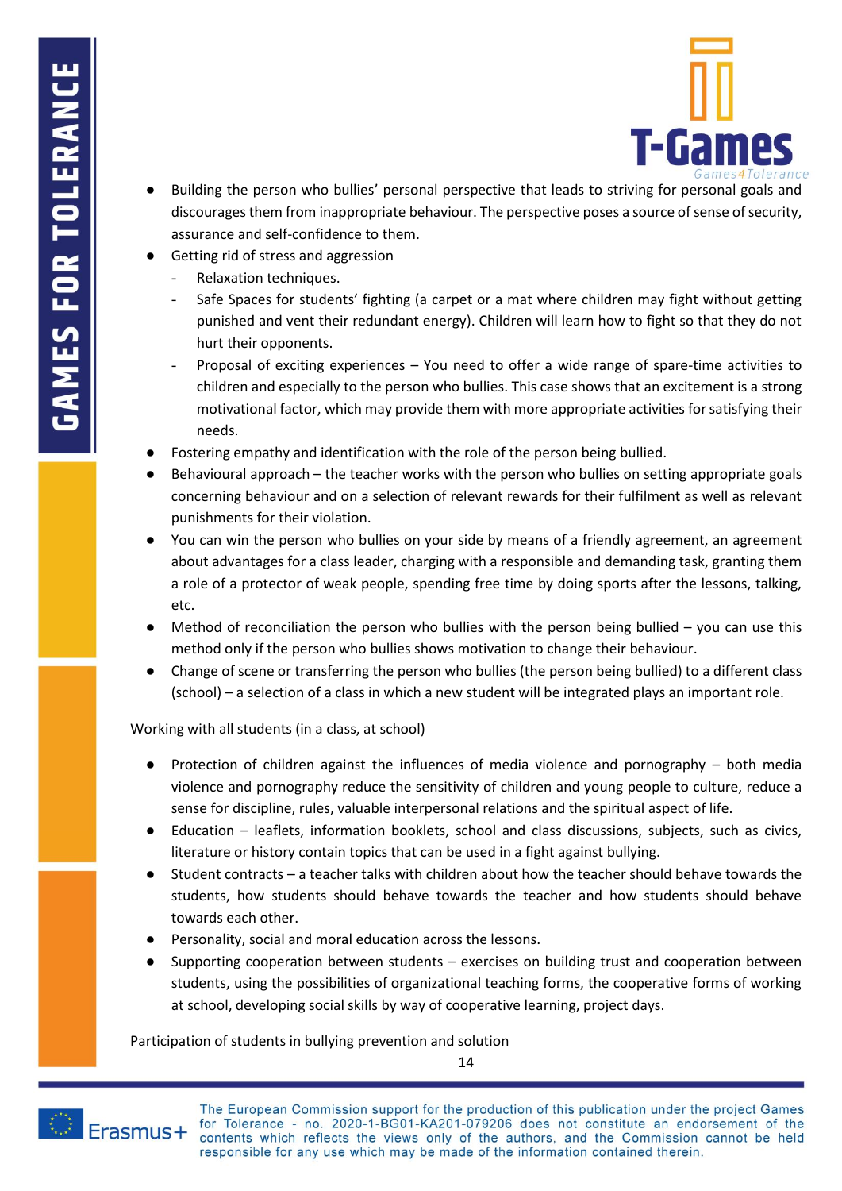- Building the person who bullies' personal perspective that leads to striving for personal goals and discourages them from inappropriate behaviour. The perspective poses a source of sense of security, assurance and self-confidence to them.
- Getting rid of stress and aggression
    - Relaxation techniques.
    - Safe Spaces for students' fighting (a carpet or a mat where children may fight without getting punished and vent their redundant energy). Children will learn how to fight so that they do not hurt their opponents.
    - Proposal of exciting experiences – You need to offer a wide range of spare-time activities to children and especially to the person who bullies. This case shows that an excitement is a strong motivational factor, which may provide them with more appropriate activities for satisfying their needs.
- Fostering empathy and identification with the role of the person being bullied.
- Behavioural approach – the teacher works with the person who bullies on setting appropriate goals concerning behaviour and on a selection of relevant rewards for their fulfilment as well as relevant punishments for their violation.
- You can win the person who bullies on your side by means of a friendly agreement, an agreement about advantages for a class leader, charging with a responsible and demanding task, granting them a role of a protector of weak people, spending free time by doing sports after the lessons, talking, etc.
- Method of reconciliation the person who bullies with the person being bullied – you can use this method only if the person who bullies shows motivation to change their behaviour.
- Change of scene or transferring the person who bullies (the person being bullied) to a different class (school) – a selection of a class in which a new student will be integrated plays an important role.

Working with all students (in a class, at school)

- Protection of children against the influences of media violence and pornography – both media violence and pornography reduce the sensitivity of children and young people to culture, reduce a sense for discipline, rules, valuable interpersonal relations and the spiritual aspect of life.
- Education – leaflets, information booklets, school and class discussions, subjects, such as civics, literature or history contain topics that can be used in a fight against bullying.
- Student contracts – a teacher talks with children about how the teacher should behave towards the students, how students should behave towards the teacher and how students should behave towards each other.
- Personality, social and moral education across the lessons.
- Supporting cooperation between students – exercises on building trust and cooperation between students, using the possibilities of organizational teaching forms, the cooperative forms of working at school, developing social skills by way of cooperative learning, project days.

Participation of students in bullying prevention and solution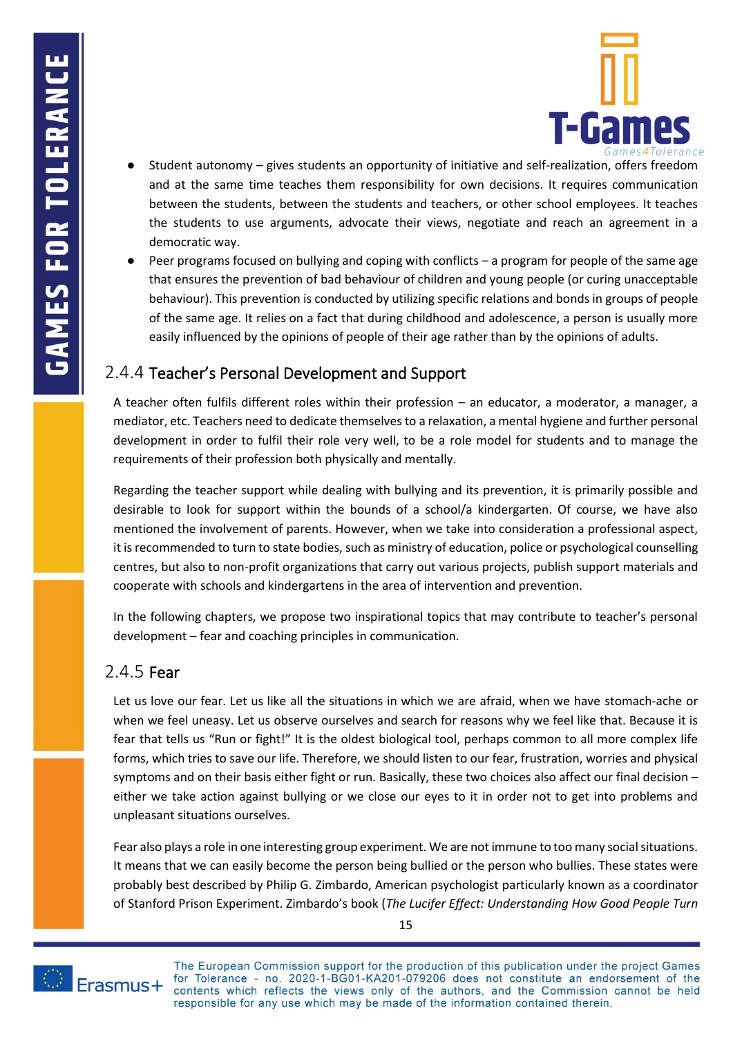- Student autonomy – gives students an opportunity of initiative and self-realization, offers freedom and at the same time teaches them responsibility for own decisions. It requires communication between the students, between the students and teachers, or other school employees. It teaches the students to use arguments, advocate their views, negotiate and reach an agreement in a democratic way.
- Peer programs focused on bullying and coping with conflicts – a program for people of the same age that ensures the prevention of bad behaviour of children and young people (or curing unacceptable behaviour). This prevention is conducted by utilizing specific relations and bonds in groups of people of the same age. It relies on a fact that during childhood and adolescence, a person is usually more easily influenced by the opinions of people of their age rather than by the opinions of adults.

### 2.4.4 Teacher's Personal Development and Support

A teacher often fulfils different roles within their profession – an educator, a moderator, a manager, a mediator, etc. Teachers need to dedicate themselves to a relaxation, a mental hygiene and further personal development in order to fulfil their role very well, to be a role model for students and to manage the requirements of their profession both physically and mentally.

Regarding the teacher support while dealing with bullying and its prevention, it is primarily possible and desirable to look for support within the bounds of a school/a kindergarten. Of course, we have also mentioned the involvement of parents. However, when we take into consideration a professional aspect, it is recommended to turn to state bodies, such as ministry of education, police or psychological counselling centres, but also to non-profit organizations that carry out various projects, publish support materials and cooperate with schools and kindergartens in the area of intervention and prevention.

In the following chapters, we propose two inspirational topics that may contribute to teacher's personal development – fear and coaching principles in communication.

### 2.4.5 Fear

Let us love our fear. Let us like all the situations in which we are afraid, when we have stomach-ache or when we feel uneasy. Let us observe ourselves and search for reasons why we feel like that. Because it is fear that tells us "Run or fight!" It is the oldest biological tool, perhaps common to all more complex life forms, which tries to save our life. Therefore, we should listen to our fear, frustration, worries and physical symptoms and on their basis either fight or run. Basically, these two choices also affect our final decision – either we take action against bullying or we close our eyes to it in order not to get into problems and unpleasant situations ourselves.

Fear also plays a role in one interesting group experiment. We are not immune to too many social situations. It means that we can easily become the person being bullied or the person who bullies. These states were probably best described by Philip G. Zimbardo, American psychologist particularly known as a coordinator of Stanford Prison Experiment. Zimbardo's book (*The Lucifer Effect: Understanding How Good People Turn*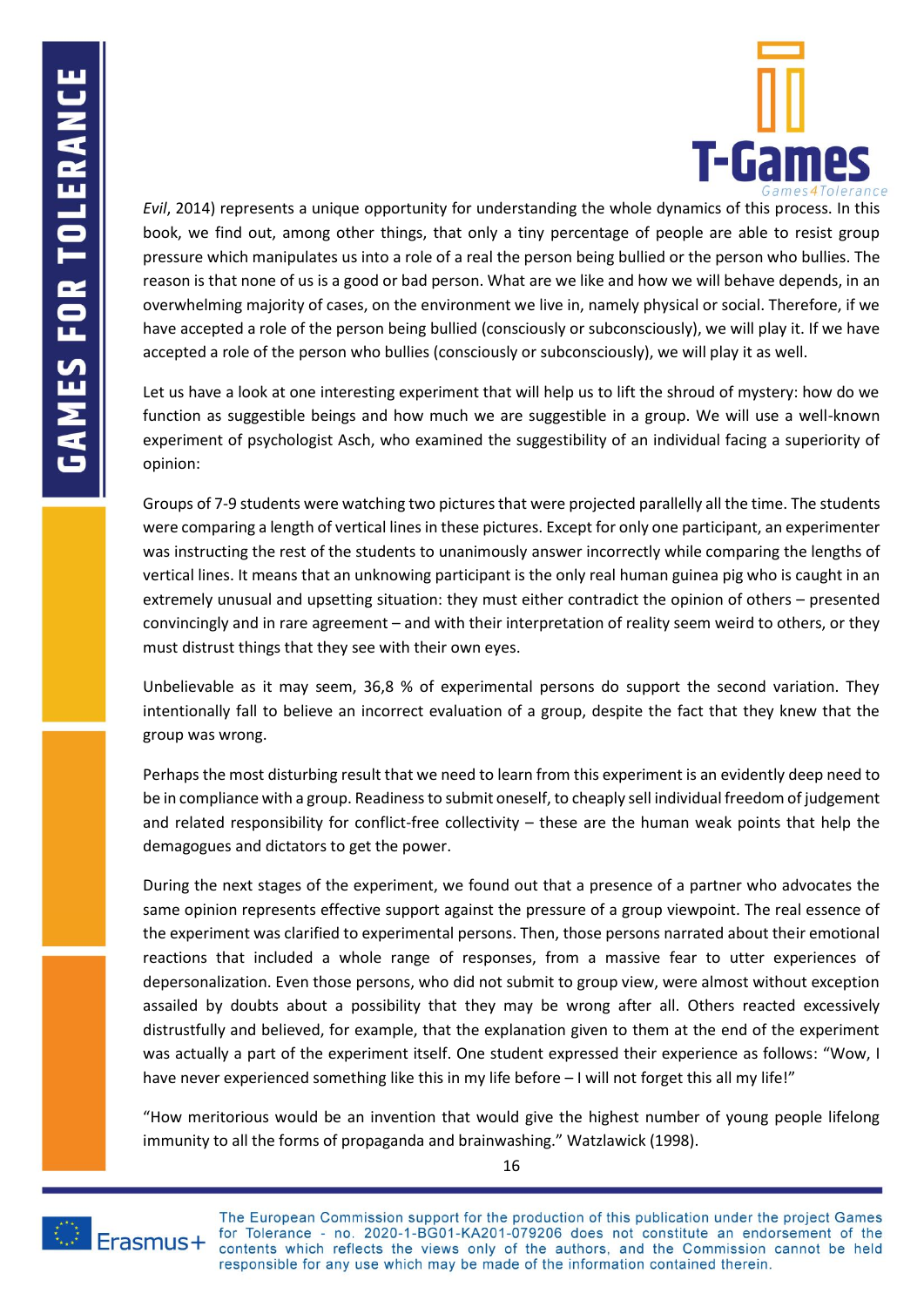*Evil*, 2014) represents a unique opportunity for understanding the whole dynamics of this process. In this book, we find out, among other things, that only a tiny percentage of people are able to resist group pressure which manipulates us into a role of a real the person being bullied or the person who bullies. The reason is that none of us is a good or bad person. What are we like and how we will behave depends, in an overwhelming majority of cases, on the environment we live in, namely physical or social. Therefore, if we have accepted a role of the person being bullied (consciously or subconsciously), we will play it. If we have accepted a role of the person who bullies (consciously or subconsciously), we will play it as well.

Let us have a look at one interesting experiment that will help us to lift the shroud of mystery: how do we function as suggestible beings and how much we are suggestible in a group. We will use a well-known experiment of psychologist Asch, who examined the suggestibility of an individual facing a superiority of opinion:

Groups of 7-9 students were watching two pictures that were projected parallelly all the time. The students were comparing a length of vertical lines in these pictures. Except for only one participant, an experimenter was instructing the rest of the students to unanimously answer incorrectly while comparing the lengths of vertical lines. It means that an unknowing participant is the only real human guinea pig who is caught in an extremely unusual and upsetting situation: they must either contradict the opinion of others – presented convincingly and in rare agreement – and with their interpretation of reality seem weird to others, or they must distrust things that they see with their own eyes.

Unbelievable as it may seem, 36,8 % of experimental persons do support the second variation. They intentionally fall to believe an incorrect evaluation of a group, despite the fact that they knew that the group was wrong.

Perhaps the most disturbing result that we need to learn from this experiment is an evidently deep need to be in compliance with a group. Readiness to submit oneself, to cheaply sell individual freedom of judgement and related responsibility for conflict-free collectivity – these are the human weak points that help the demagogues and dictators to get the power.

During the next stages of the experiment, we found out that a presence of a partner who advocates the same opinion represents effective support against the pressure of a group viewpoint. The real essence of the experiment was clarified to experimental persons. Then, those persons narrated about their emotional reactions that included a whole range of responses, from a massive fear to utter experiences of depersonalization. Even those persons, who did not submit to group view, were almost without exception assailed by doubts about a possibility that they may be wrong after all. Others reacted excessively distrustfully and believed, for example, that the explanation given to them at the end of the experiment was actually a part of the experiment itself. One student expressed their experience as follows: "Wow, I have never experienced something like this in my life before – I will not forget this all my life!"

"How meritorious would be an invention that would give the highest number of young people lifelong immunity to all the forms of propaganda and brainwashing." Watzlawick (1998).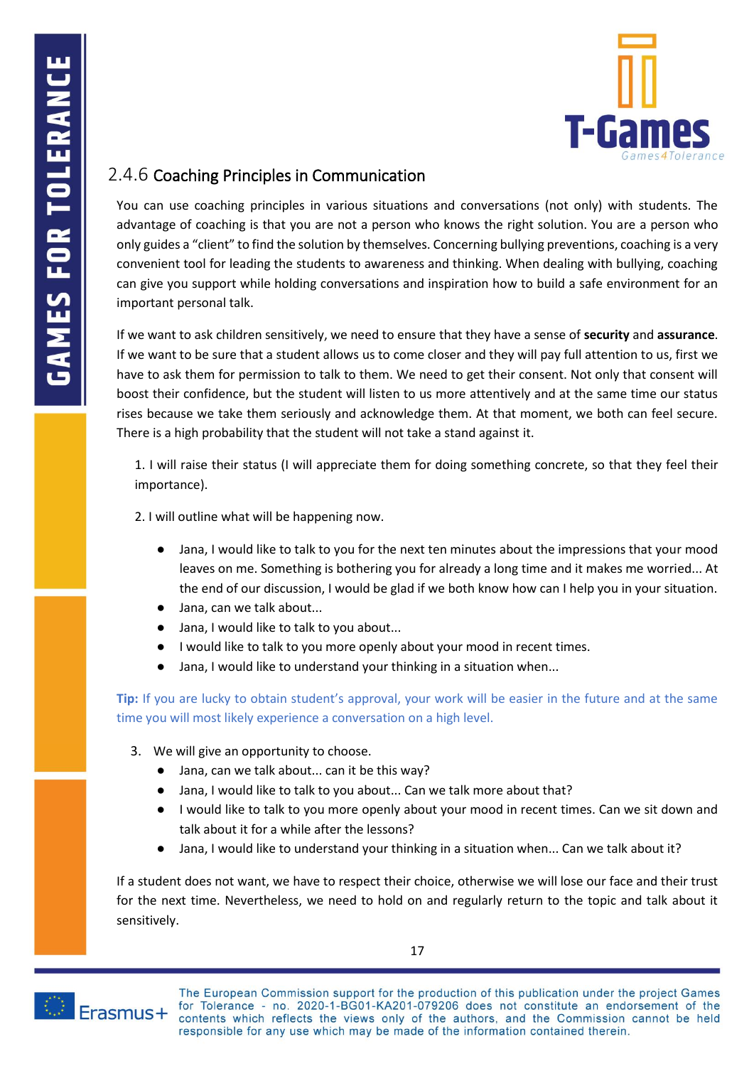### 2.4.6 Coaching Principles in Communication

You can use coaching principles in various situations and conversations (not only) with students. The advantage of coaching is that you are not a person who knows the right solution. You are a person who only guides a "client" to find the solution by themselves. Concerning bullying preventions, coaching is a very convenient tool for leading the students to awareness and thinking. When dealing with bullying, coaching can give you support while holding conversations and inspiration how to build a safe environment for an important personal talk.

If we want to ask children sensitively, we need to ensure that they have a sense of **security** and **assurance**. If we want to be sure that a student allows us to come closer and they will pay full attention to us, first we have to ask them for permission to talk to them. We need to get their consent. Not only that consent will boost their confidence, but the student will listen to us more attentively and at the same time our status rises because we take them seriously and acknowledge them. At that moment, we both can feel secure. There is a high probability that the student will not take a stand against it.

1. I will raise their status (I will appreciate them for doing something concrete, so that they feel their importance).

2. I will outline what will be happening now.

   - Jana, I would like to talk to you for the next ten minutes about the impressions that your mood leaves on me. Something is bothering you for already a long time and it makes me worried... At the end of our discussion, I would be glad if we both know how can I help you in your situation.
   - Jana, can we talk about...
   - Jana, I would like to talk to you about...
   - I would like to talk to you more openly about your mood in recent times.
   - Jana, I would like to understand your thinking in a situation when...

**Tip:** If you are lucky to obtain student's approval, your work will be easier in the future and at the same time you will most likely experience a conversation on a high level.

3. We will give an opportunity to choose.
   - Jana, can we talk about... can it be this way?
   - Jana, I would like to talk to you about... Can we talk more about that?
   - I would like to talk to you more openly about your mood in recent times. Can we sit down and talk about it for a while after the lessons?
   - Jana, I would like to understand your thinking in a situation when... Can we talk about it?

If a student does not want, we have to respect their choice, otherwise we will lose our face and their trust for the next time. Nevertheless, we need to hold on and regularly return to the topic and talk about it sensitively.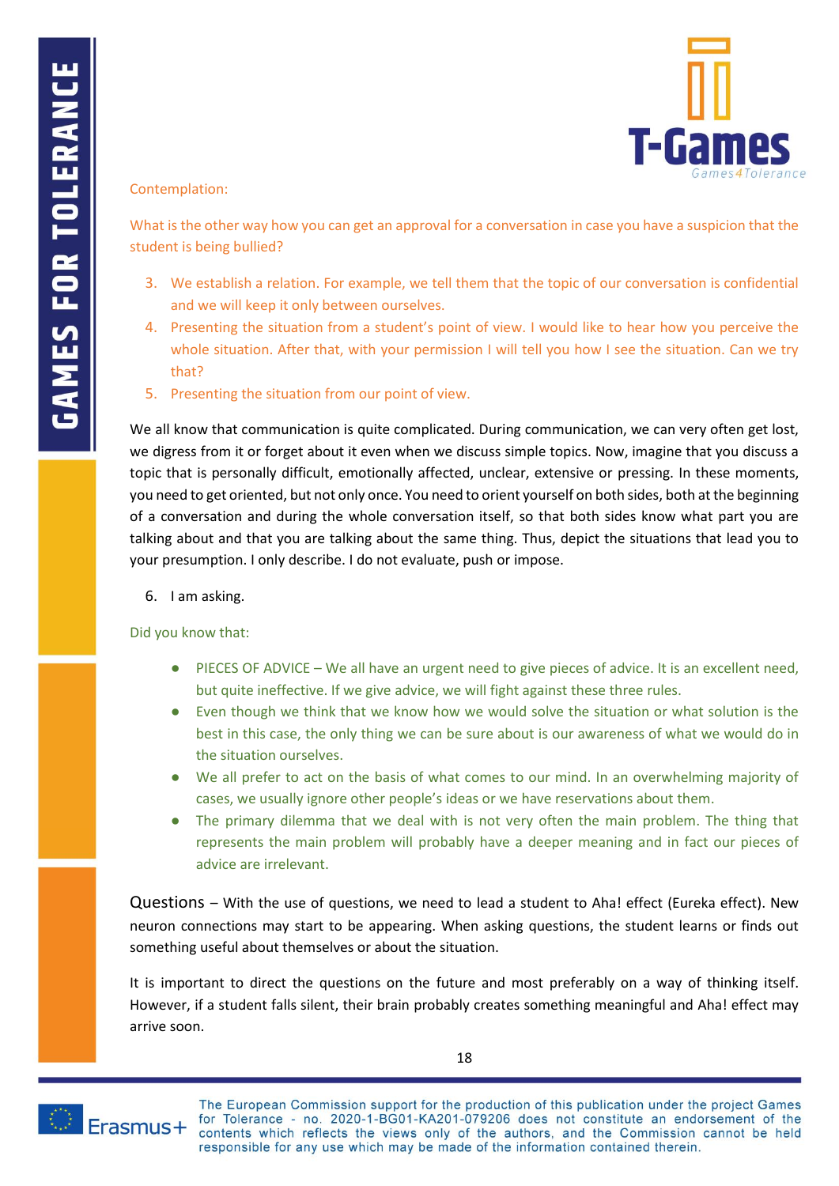Contemplation:

What is the other way how you can get an approval for a conversation in case you have a suspicion that the student is being bullied?

3. We establish a relation. For example, we tell them that the topic of our conversation is confidential and we will keep it only between ourselves.
4. Presenting the situation from a student's point of view. I would like to hear how you perceive the whole situation. After that, with your permission I will tell you how I see the situation. Can we try that?
5. Presenting the situation from our point of view.

We all know that communication is quite complicated. During communication, we can very often get lost, we digress from it or forget about it even when we discuss simple topics. Now, imagine that you discuss a topic that is personally difficult, emotionally affected, unclear, extensive or pressing. In these moments, you need to get oriented, but not only once. You need to orient yourself on both sides, both at the beginning of a conversation and during the whole conversation itself, so that both sides know what part you are talking about and that you are talking about the same thing. Thus, depict the situations that lead you to your presumption. I only describe. I do not evaluate, push or impose.

6. I am asking.

Did you know that:

- PIECES OF ADVICE – We all have an urgent need to give pieces of advice. It is an excellent need, but quite ineffective. If we give advice, we will fight against these three rules.
- Even though we think that we know how we would solve the situation or what solution is the best in this case, the only thing we can be sure about is our awareness of what we would do in the situation ourselves.
- We all prefer to act on the basis of what comes to our mind. In an overwhelming majority of cases, we usually ignore other people's ideas or we have reservations about them.
- The primary dilemma that we deal with is not very often the main problem. The thing that represents the main problem will probably have a deeper meaning and in fact our pieces of advice are irrelevant.

Questions – With the use of questions, we need to lead a student to Aha! effect (Eureka effect). New neuron connections may start to be appearing. When asking questions, the student learns or finds out something useful about themselves or about the situation.

It is important to direct the questions on the future and most preferably on a way of thinking itself. However, if a student falls silent, their brain probably creates something meaningful and Aha! effect may arrive soon.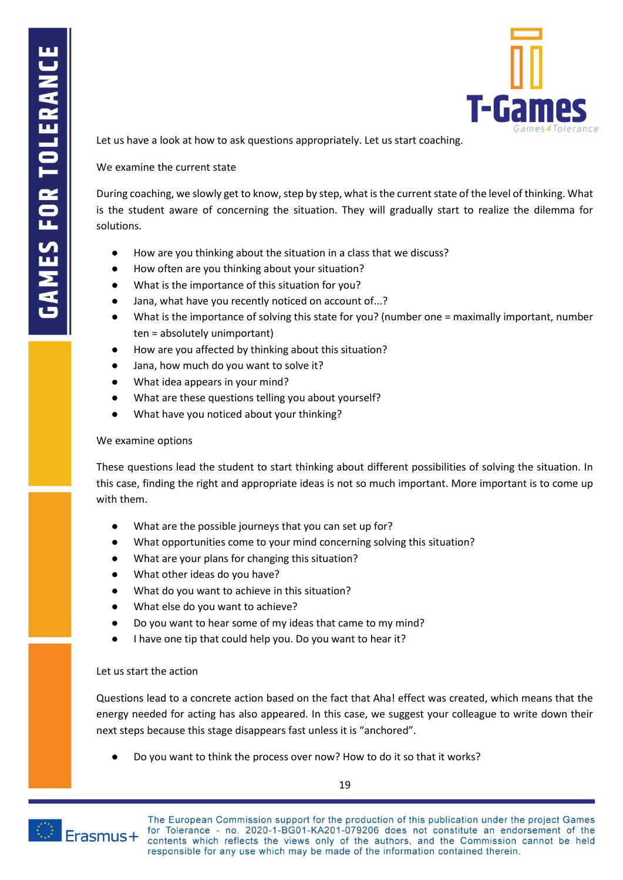Let us have a look at how to ask questions appropriately. Let us start coaching.

We examine the current state

During coaching, we slowly get to know, step by step, what is the current state of the level of thinking. What is the student aware of concerning the situation. They will gradually start to realize the dilemma for solutions.

- How are you thinking about the situation in a class that we discuss?
- How often are you thinking about your situation?
- What is the importance of this situation for you?
- Jana, what have you recently noticed on account of...?
- What is the importance of solving this state for you? (number one = maximally important, number ten = absolutely unimportant)
- How are you affected by thinking about this situation?
- Jana, how much do you want to solve it?
- What idea appears in your mind?
- What are these questions telling you about yourself?
- What have you noticed about your thinking?

We examine options

These questions lead the student to start thinking about different possibilities of solving the situation. In this case, finding the right and appropriate ideas is not so much important. More important is to come up with them.

- What are the possible journeys that you can set up for?
- What opportunities come to your mind concerning solving this situation?
- What are your plans for changing this situation?
- What other ideas do you have?
- What do you want to achieve in this situation?
- What else do you want to achieve?
- Do you want to hear some of my ideas that came to my mind?
- I have one tip that could help you. Do you want to hear it?

Let us start the action

Questions lead to a concrete action based on the fact that Aha! effect was created, which means that the energy needed for acting has also appeared. In this case, we suggest your colleague to write down their next steps because this stage disappears fast unless it is "anchored".

- Do you want to think the process over now? How to do it so that it works?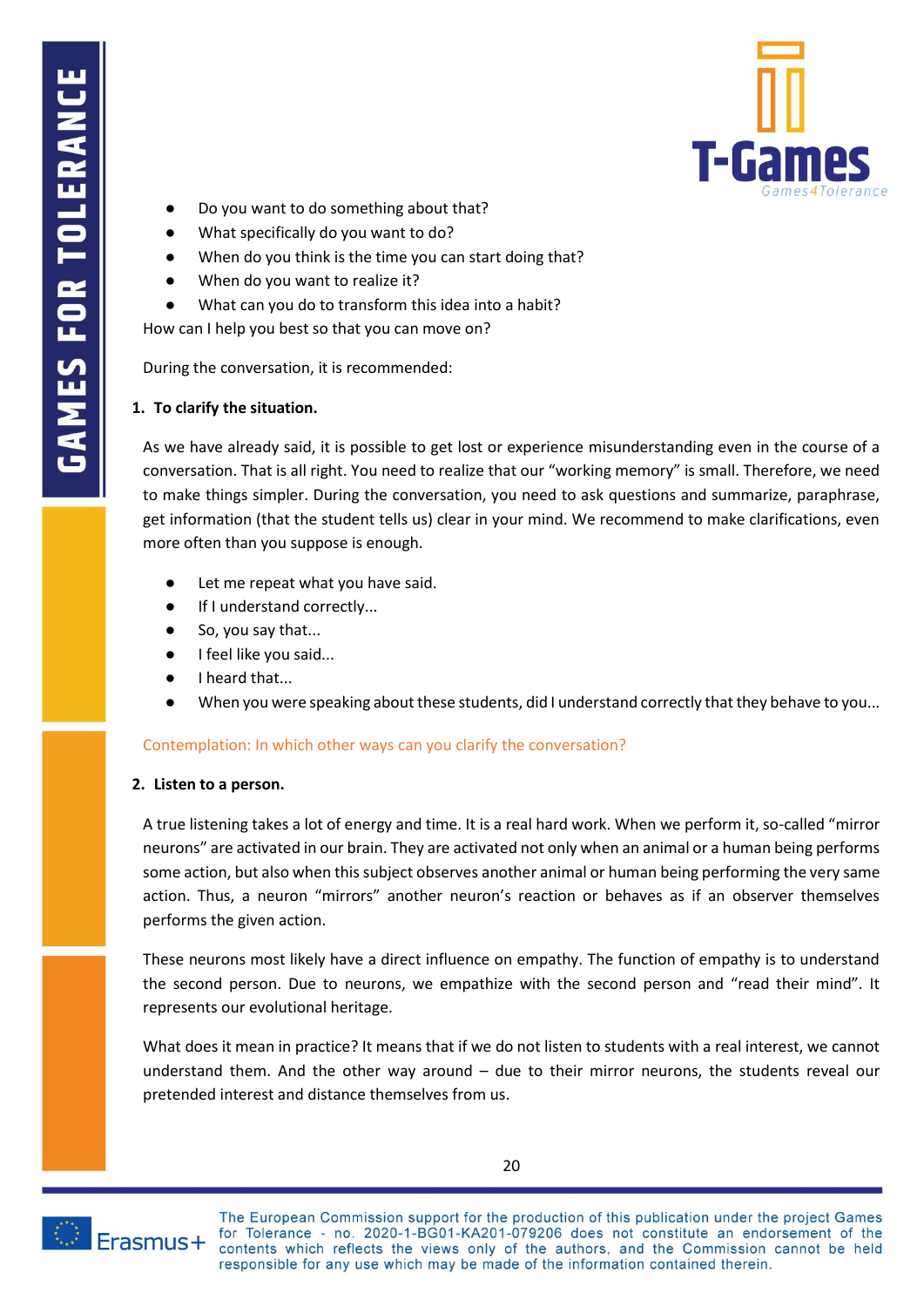- Do you want to do something about that?
- What specifically do you want to do?
- When do you think is the time you can start doing that?
- When do you want to realize it?
- What can you do to transform this idea into a habit?

How can I help you best so that you can move on?

During the conversation, it is recommended:

1. **To clarify the situation.**

As we have already said, it is possible to get lost or experience misunderstanding even in the course of a conversation. That is all right. You need to realize that our "working memory" is small. Therefore, we need to make things simpler. During the conversation, you need to ask questions and summarize, paraphrase, get information (that the student tells us) clear in your mind. We recommend to make clarifications, even more often than you suppose is enough.

- Let me repeat what you have said.
- If I understand correctly...
- So, you say that...
- I feel like you said...
- I heard that...
- When you were speaking about these students, did I understand correctly that they behave to you...

Contemplation: In which other ways can you clarify the conversation?

2. **Listen to a person.**

A true listening takes a lot of energy and time. It is a real hard work. When we perform it, so-called "mirror neurons" are activated in our brain. They are activated not only when an animal or a human being performs some action, but also when this subject observes another animal or human being performing the very same action. Thus, a neuron "mirrors" another neuron's reaction or behaves as if an observer themselves performs the given action.

These neurons most likely have a direct influence on empathy. The function of empathy is to understand the second person. Due to neurons, we empathize with the second person and "read their mind". It represents our evolutional heritage.

What does it mean in practice? It means that if we do not listen to students with a real interest, we cannot understand them. And the other way around – due to their mirror neurons, the students reveal our pretended interest and distance themselves from us.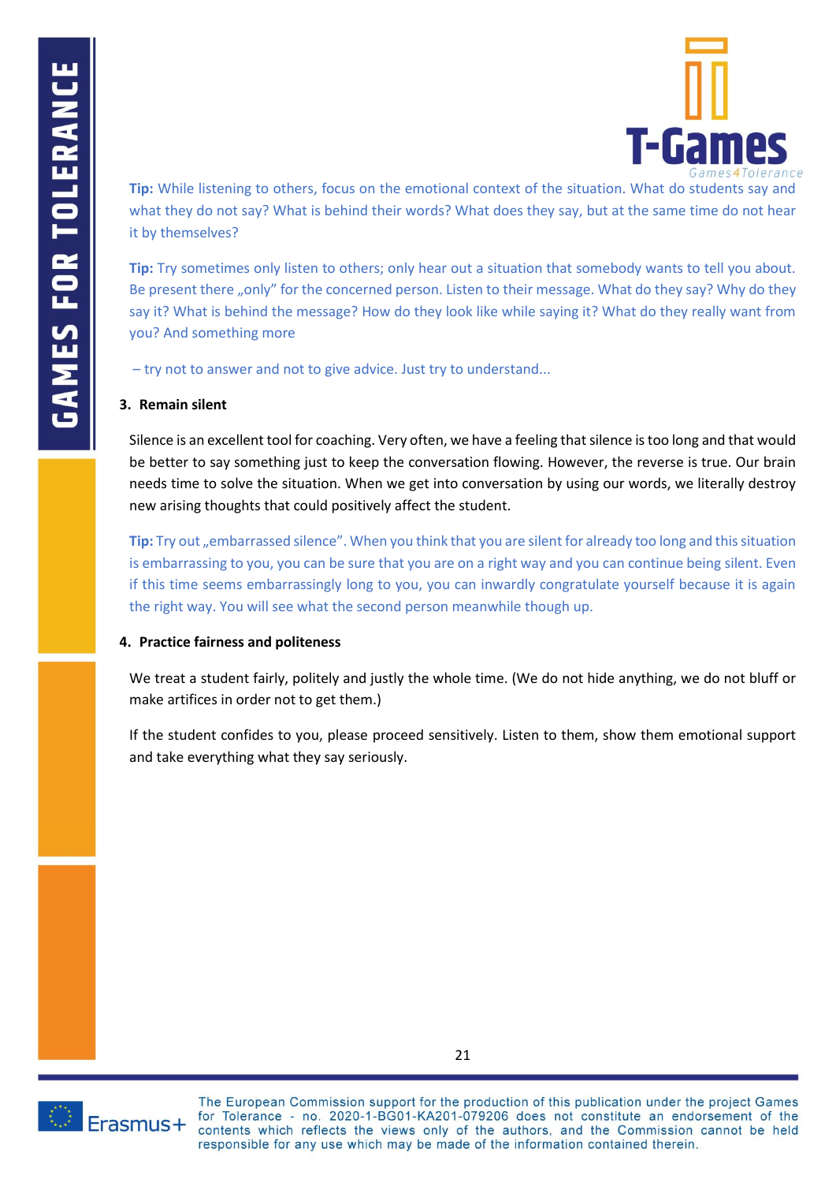**Tip:** While listening to others, focus on the emotional context of the situation. What do students say and what they do not say? What is behind their words? What does they say, but at the same time do not hear it by themselves?

**Tip:** Try sometimes only listen to others; only hear out a situation that somebody wants to tell you about. Be present there „only" for the concerned person. Listen to their message. What do they say? Why do they say it? What is behind the message? How do they look like while saying it? What do they really want from you? And something more

– try not to answer and not to give advice. Just try to understand...

3. **Remain silent**

Silence is an excellent tool for coaching. Very often, we have a feeling that silence is too long and that would be better to say something just to keep the conversation flowing. However, the reverse is true. Our brain needs time to solve the situation. When we get into conversation by using our words, we literally destroy new arising thoughts that could positively affect the student.

**Tip:** Try out „embarrassed silence". When you think that you are silent for already too long and this situation is embarrassing to you, you can be sure that you are on a right way and you can continue being silent. Even if this time seems embarrassingly long to you, you can inwardly congratulate yourself because it is again the right way. You will see what the second person meanwhile though up.

4. **Practice fairness and politeness**

We treat a student fairly, politely and justly the whole time. (We do not hide anything, we do not bluff or make artifices in order not to get them.)

If the student confides to you, please proceed sensitively. Listen to them, show them emotional support and take everything what they say seriously.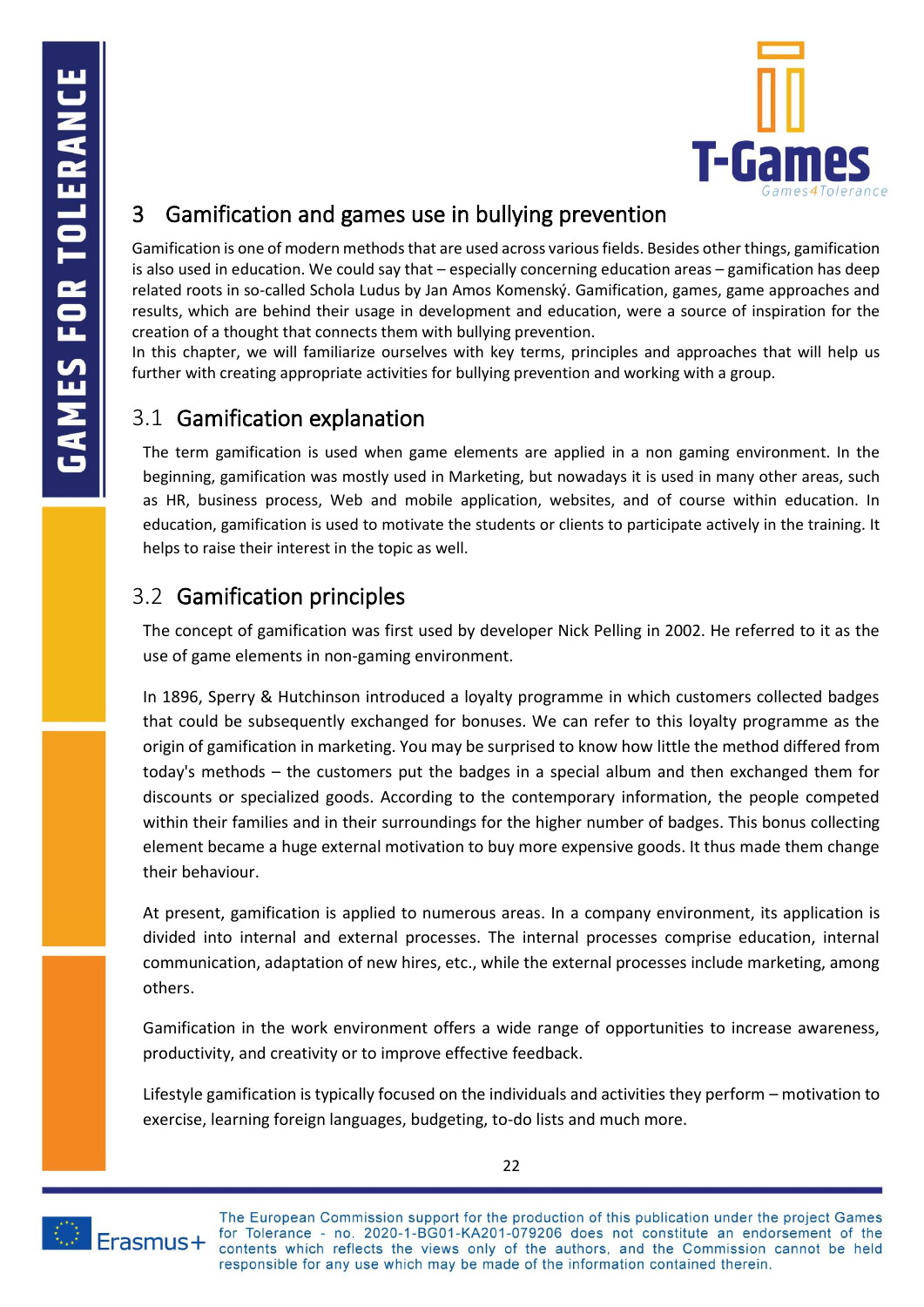# 3 Gamification and games use in bullying prevention

Gamification is one of modern methods that are used across various fields. Besides other things, gamification is also used in education. We could say that – especially concerning education areas – gamification has deep related roots in so-called Schola Ludus by Jan Amos Komenský. Gamification, games, game approaches and results, which are behind their usage in development and education, were a source of inspiration for the creation of a thought that connects them with bullying prevention.
In this chapter, we will familiarize ourselves with key terms, principles and approaches that will help us further with creating appropriate activities for bullying prevention and working with a group.

## 3.1 Gamification explanation

The term gamification is used when game elements are applied in a non gaming environment. In the beginning, gamification was mostly used in Marketing, but nowadays it is used in many other areas, such as HR, business process, Web and mobile application, websites, and of course within education. In education, gamification is used to motivate the students or clients to participate actively in the training. It helps to raise their interest in the topic as well.

## 3.2 Gamification principles

The concept of gamification was first used by developer Nick Pelling in 2002. He referred to it as the use of game elements in non-gaming environment.

In 1896, Sperry & Hutchinson introduced a loyalty programme in which customers collected badges that could be subsequently exchanged for bonuses. We can refer to this loyalty programme as the origin of gamification in marketing. You may be surprised to know how little the method differed from today's methods – the customers put the badges in a special album and then exchanged them for discounts or specialized goods. According to the contemporary information, the people competed within their families and in their surroundings for the higher number of badges. This bonus collecting element became a huge external motivation to buy more expensive goods. It thus made them change their behaviour.

At present, gamification is applied to numerous areas. In a company environment, its application is divided into internal and external processes. The internal processes comprise education, internal communication, adaptation of new hires, etc., while the external processes include marketing, among others.

Gamification in the work environment offers a wide range of opportunities to increase awareness, productivity, and creativity or to improve effective feedback.

Lifestyle gamification is typically focused on the individuals and activities they perform – motivation to exercise, learning foreign languages, budgeting, to-do lists and much more.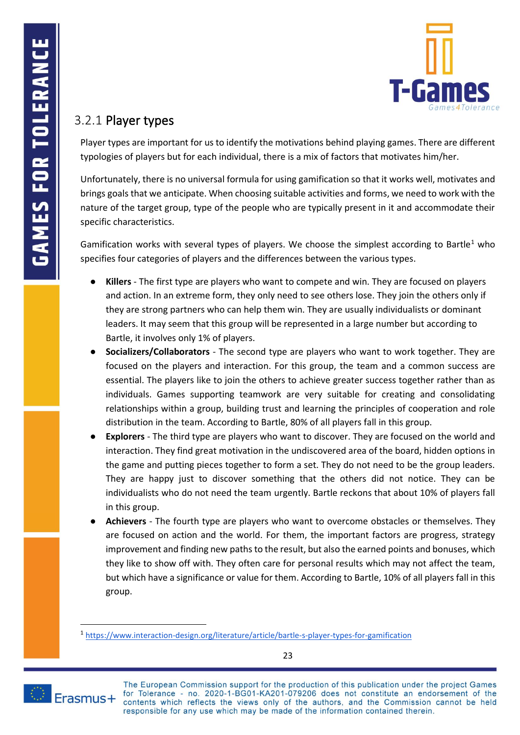### 3.2.1 Player types

Player types are important for us to identify the motivations behind playing games. There are different typologies of players but for each individual, there is a mix of factors that motivates him/her.

Unfortunately, there is no universal formula for using gamification so that it works well, motivates and brings goals that we anticipate. When choosing suitable activities and forms, we need to work with the nature of the target group, type of the people who are typically present in it and accommodate their specific characteristics.

Gamification works with several types of players. We choose the simplest according to Bartle[1] who specifies four categories of players and the differences between the various types.

- **Killers** - The first type are players who want to compete and win. They are focused on players and action. In an extreme form, they only need to see others lose. They join the others only if they are strong partners who can help them win. They are usually individualists or dominant leaders. It may seem that this group will be represented in a large number but according to Bartle, it involves only 1% of players.
- **Socializers/Collaborators** - The second type are players who want to work together. They are focused on the players and interaction. For this group, the team and a common success are essential. The players like to join the others to achieve greater success together rather than as individuals. Games supporting teamwork are very suitable for creating and consolidating relationships within a group, building trust and learning the principles of cooperation and role distribution in the team. According to Bartle, 80% of all players fall in this group.
- **Explorers** - The third type are players who want to discover. They are focused on the world and interaction. They find great motivation in the undiscovered area of the board, hidden options in the game and putting pieces together to form a set. They do not need to be the group leaders. They are happy just to discover something that the others did not notice. They can be individualists who do not need the team urgently. Bartle reckons that about 10% of players fall in this group.
- **Achievers** - The fourth type are players who want to overcome obstacles or themselves. They are focused on action and the world. For them, the important factors are progress, strategy improvement and finding new paths to the result, but also the earned points and bonuses, which they like to show off with. They often care for personal results which may not affect the team, but which have a significance or value for them. According to Bartle, 10% of all players fall in this group.

[1] https://www.interaction-design.org/literature/article/bartle-s-player-types-for-gamification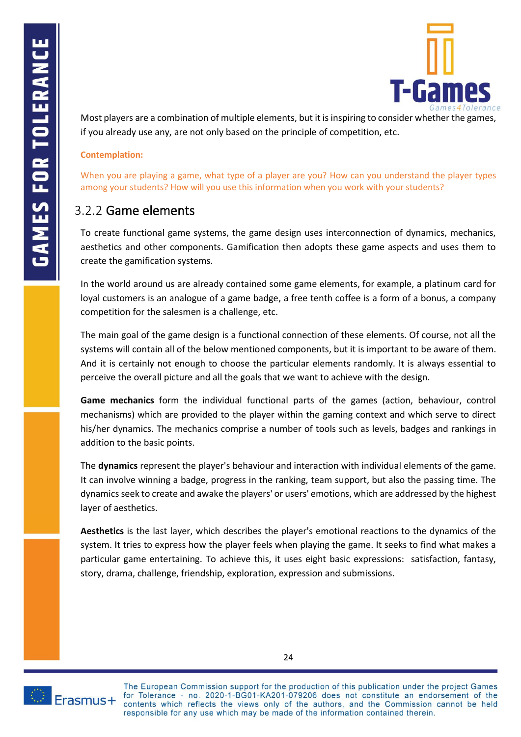Most players are a combination of multiple elements, but it is inspiring to consider whether the games, if you already use any, are not only based on the principle of competition, etc.

**Contemplation:**

When you are playing a game, what type of a player are you? How can you understand the player types among your students? How will you use this information when you work with your students?

### 3.2.2 Game elements

To create functional game systems, the game design uses interconnection of dynamics, mechanics, aesthetics and other components. Gamification then adopts these game aspects and uses them to create the gamification systems.

In the world around us are already contained some game elements, for example, a platinum card for loyal customers is an analogue of a game badge, a free tenth coffee is a form of a bonus, a company competition for the salesmen is a challenge, etc.

The main goal of the game design is a functional connection of these elements. Of course, not all the systems will contain all of the below mentioned components, but it is important to be aware of them. And it is certainly not enough to choose the particular elements randomly. It is always essential to perceive the overall picture and all the goals that we want to achieve with the design.

**Game mechanics** form the individual functional parts of the games (action, behaviour, control mechanisms) which are provided to the player within the gaming context and which serve to direct his/her dynamics. The mechanics comprise a number of tools such as levels, badges and rankings in addition to the basic points.

The **dynamics** represent the player's behaviour and interaction with individual elements of the game. It can involve winning a badge, progress in the ranking, team support, but also the passing time. The dynamics seek to create and awake the players' or users' emotions, which are addressed by the highest layer of aesthetics.

**Aesthetics** is the last layer, which describes the player's emotional reactions to the dynamics of the system. It tries to express how the player feels when playing the game. It seeks to find what makes a particular game entertaining. To achieve this, it uses eight basic expressions: satisfaction, fantasy, story, drama, challenge, friendship, exploration, expression and submissions.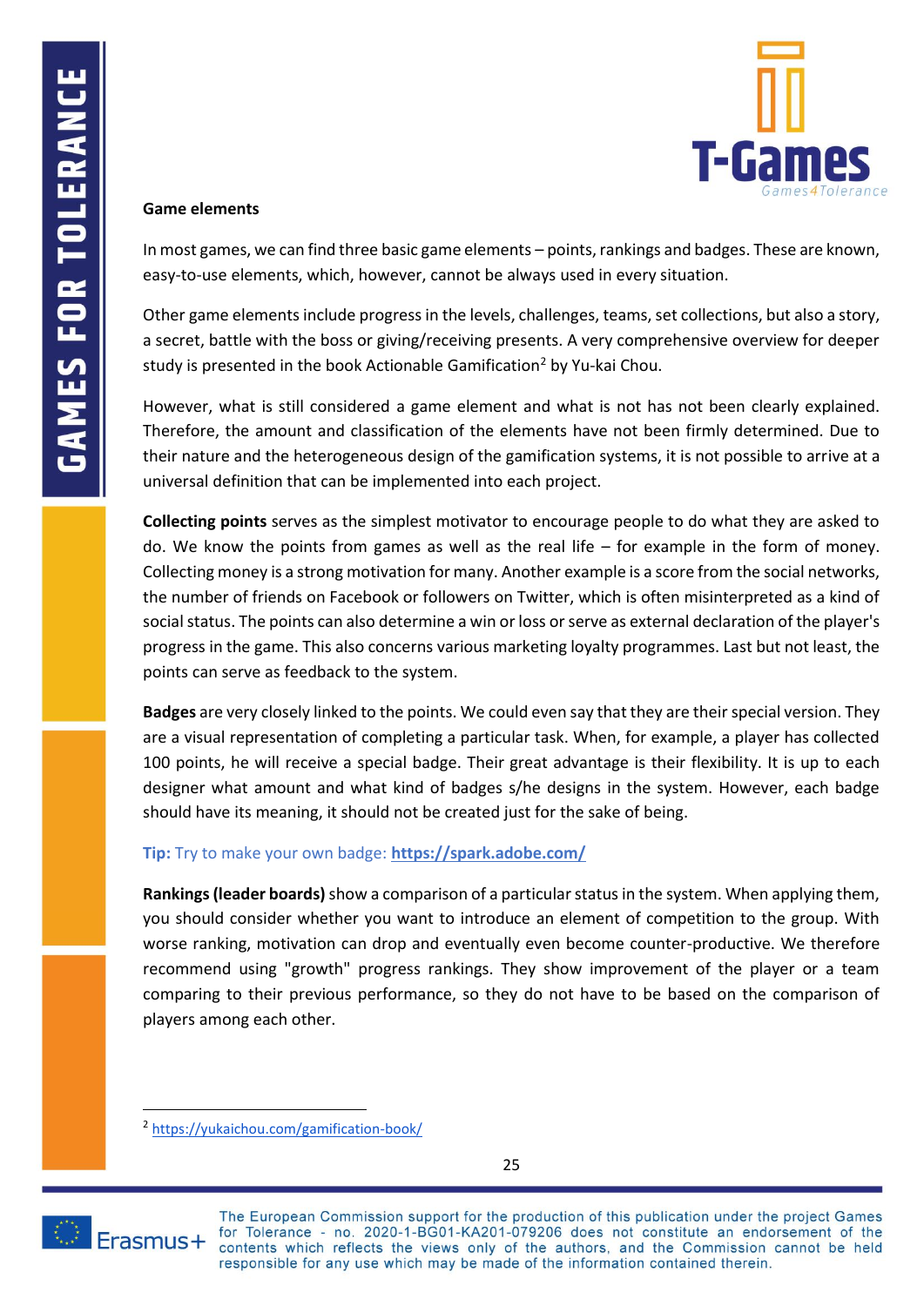**Game elements**

In most games, we can find three basic game elements – points, rankings and badges. These are known, easy-to-use elements, which, however, cannot be always used in every situation.

Other game elements include progress in the levels, challenges, teams, set collections, but also a story, a secret, battle with the boss or giving/receiving presents. A very comprehensive overview for deeper study is presented in the book Actionable Gamification[2] by Yu-kai Chou.

However, what is still considered a game element and what is not has not been clearly explained. Therefore, the amount and classification of the elements have not been firmly determined. Due to their nature and the heterogeneous design of the gamification systems, it is not possible to arrive at a universal definition that can be implemented into each project.

**Collecting points** serves as the simplest motivator to encourage people to do what they are asked to do. We know the points from games as well as the real life – for example in the form of money. Collecting money is a strong motivation for many. Another example is a score from the social networks, the number of friends on Facebook or followers on Twitter, which is often misinterpreted as a kind of social status. The points can also determine a win or loss or serve as external declaration of the player's progress in the game. This also concerns various marketing loyalty programmes. Last but not least, the points can serve as feedback to the system.

**Badges** are very closely linked to the points. We could even say that they are their special version. They are a visual representation of completing a particular task. When, for example, a player has collected 100 points, he will receive a special badge. Their great advantage is their flexibility. It is up to each designer what amount and what kind of badges s/he designs in the system. However, each badge should have its meaning, it should not be created just for the sake of being.

**Tip:** Try to make your own badge: **https://spark.adobe.com/**

**Rankings (leader boards)** show a comparison of a particular status in the system. When applying them, you should consider whether you want to introduce an element of competition to the group. With worse ranking, motivation can drop and eventually even become counter-productive. We therefore recommend using "growth" progress rankings. They show improvement of the player or a team comparing to their previous performance, so they do not have to be based on the comparison of players among each other.

---

[2] https://yukaichou.com/gamification-book/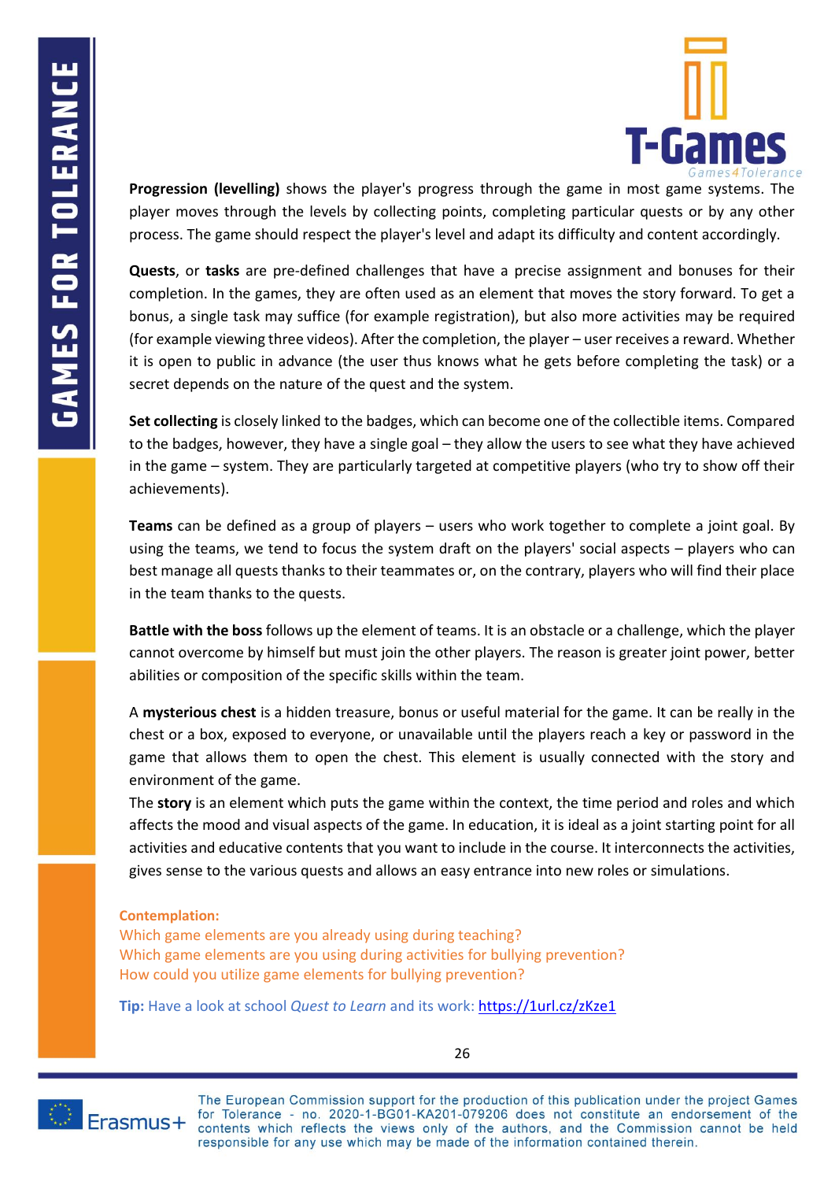**Progression (levelling)** shows the player's progress through the game in most game systems. The player moves through the levels by collecting points, completing particular quests or by any other process. The game should respect the player's level and adapt its difficulty and content accordingly.

**Quests**, or **tasks** are pre-defined challenges that have a precise assignment and bonuses for their completion. In the games, they are often used as an element that moves the story forward. To get a bonus, a single task may suffice (for example registration), but also more activities may be required (for example viewing three videos). After the completion, the player – user receives a reward. Whether it is open to public in advance (the user thus knows what he gets before completing the task) or a secret depends on the nature of the quest and the system.

**Set collecting** is closely linked to the badges, which can become one of the collectible items. Compared to the badges, however, they have a single goal – they allow the users to see what they have achieved in the game – system. They are particularly targeted at competitive players (who try to show off their achievements).

**Teams** can be defined as a group of players – users who work together to complete a joint goal. By using the teams, we tend to focus the system draft on the players' social aspects – players who can best manage all quests thanks to their teammates or, on the contrary, players who will find their place in the team thanks to the quests.

**Battle with the boss** follows up the element of teams. It is an obstacle or a challenge, which the player cannot overcome by himself but must join the other players. The reason is greater joint power, better abilities or composition of the specific skills within the team.

A **mysterious chest** is a hidden treasure, bonus or useful material for the game. It can be really in the chest or a box, exposed to everyone, or unavailable until the players reach a key or password in the game that allows them to open the chest. This element is usually connected with the story and environment of the game.

The **story** is an element which puts the game within the context, the time period and roles and which affects the mood and visual aspects of the game. In education, it is ideal as a joint starting point for all activities and educative contents that you want to include in the course. It interconnects the activities, gives sense to the various quests and allows an easy entrance into new roles or simulations.

**Contemplation:**
Which game elements are you already using during teaching?
Which game elements are you using during activities for bullying prevention?
How could you utilize game elements for bullying prevention?

**Tip:** Have a look at school *Quest to Learn* and its work: https://1url.cz/zKze1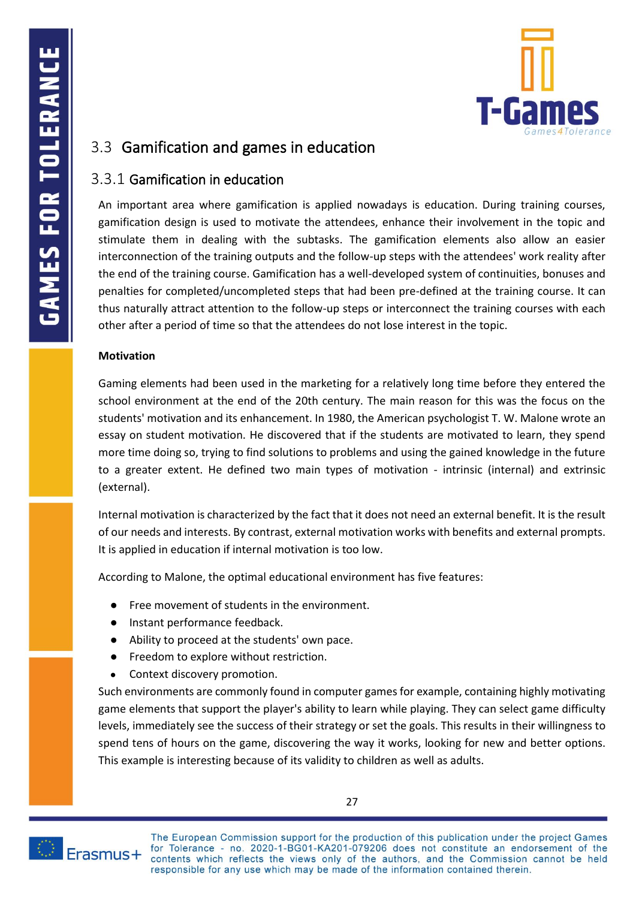## 3.3 Gamification and games in education

### 3.3.1 Gamification in education

An important area where gamification is applied nowadays is education. During training courses, gamification design is used to motivate the attendees, enhance their involvement in the topic and stimulate them in dealing with the subtasks. The gamification elements also allow an easier interconnection of the training outputs and the follow-up steps with the attendees' work reality after the end of the training course. Gamification has a well-developed system of continuities, bonuses and penalties for completed/uncompleted steps that had been pre-defined at the training course. It can thus naturally attract attention to the follow-up steps or interconnect the training courses with each other after a period of time so that the attendees do not lose interest in the topic.

**Motivation**

Gaming elements had been used in the marketing for a relatively long time before they entered the school environment at the end of the 20th century. The main reason for this was the focus on the students' motivation and its enhancement. In 1980, the American psychologist T. W. Malone wrote an essay on student motivation. He discovered that if the students are motivated to learn, they spend more time doing so, trying to find solutions to problems and using the gained knowledge in the future to a greater extent. He defined two main types of motivation - intrinsic (internal) and extrinsic (external).

Internal motivation is characterized by the fact that it does not need an external benefit. It is the result of our needs and interests. By contrast, external motivation works with benefits and external prompts. It is applied in education if internal motivation is too low.

According to Malone, the optimal educational environment has five features:

- Free movement of students in the environment.
- Instant performance feedback.
- Ability to proceed at the students' own pace.
- Freedom to explore without restriction.
- Context discovery promotion.

Such environments are commonly found in computer games for example, containing highly motivating game elements that support the player's ability to learn while playing. They can select game difficulty levels, immediately see the success of their strategy or set the goals. This results in their willingness to spend tens of hours on the game, discovering the way it works, looking for new and better options. This example is interesting because of its validity to children as well as adults.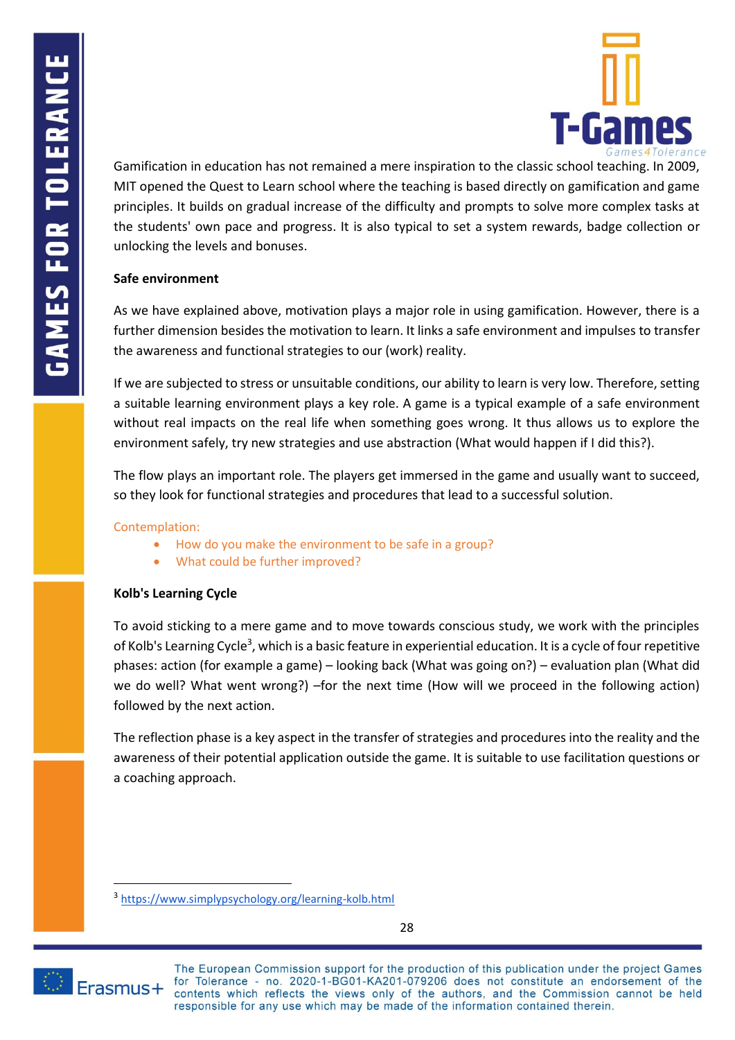Gamification in education has not remained a mere inspiration to the classic school teaching. In 2009, MIT opened the Quest to Learn school where the teaching is based directly on gamification and game principles. It builds on gradual increase of the difficulty and prompts to solve more complex tasks at the students' own pace and progress. It is also typical to set a system rewards, badge collection or unlocking the levels and bonuses.

**Safe environment**

As we have explained above, motivation plays a major role in using gamification. However, there is a further dimension besides the motivation to learn. It links a safe environment and impulses to transfer the awareness and functional strategies to our (work) reality.

If we are subjected to stress or unsuitable conditions, our ability to learn is very low. Therefore, setting a suitable learning environment plays a key role. A game is a typical example of a safe environment without real impacts on the real life when something goes wrong. It thus allows us to explore the environment safely, try new strategies and use abstraction (What would happen if I did this?).

The flow plays an important role. The players get immersed in the game and usually want to succeed, so they look for functional strategies and procedures that lead to a successful solution.

Contemplation:

- How do you make the environment to be safe in a group?
- What could be further improved?

**Kolb's Learning Cycle**

To avoid sticking to a mere game and to move towards conscious study, we work with the principles of Kolb's Learning Cycle[3], which is a basic feature in experiential education. It is a cycle of four repetitive phases: action (for example a game) – looking back (What was going on?) – evaluation plan (What did we do well? What went wrong?) –for the next time (How will we proceed in the following action) followed by the next action.

The reflection phase is a key aspect in the transfer of strategies and procedures into the reality and the awareness of their potential application outside the game. It is suitable to use facilitation questions or a coaching approach.

[3] https://www.simplypsychology.org/learning-kolb.html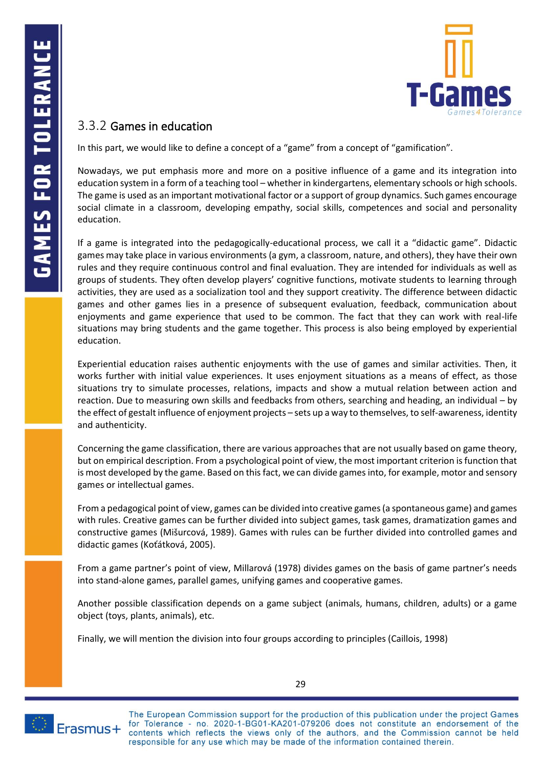### 3.3.2 Games in education

In this part, we would like to define a concept of a "game" from a concept of "gamification".

Nowadays, we put emphasis more and more on a positive influence of a game and its integration into education system in a form of a teaching tool – whether in kindergartens, elementary schools or high schools. The game is used as an important motivational factor or a support of group dynamics. Such games encourage social climate in a classroom, developing empathy, social skills, competences and social and personality education.

If a game is integrated into the pedagogically-educational process, we call it a "didactic game". Didactic games may take place in various environments (a gym, a classroom, nature, and others), they have their own rules and they require continuous control and final evaluation. They are intended for individuals as well as groups of students. They often develop players' cognitive functions, motivate students to learning through activities, they are used as a socialization tool and they support creativity. The difference between didactic games and other games lies in a presence of subsequent evaluation, feedback, communication about enjoyments and game experience that used to be common. The fact that they can work with real-life situations may bring students and the game together. This process is also being employed by experiential education.

Experiential education raises authentic enjoyments with the use of games and similar activities. Then, it works further with initial value experiences. It uses enjoyment situations as a means of effect, as those situations try to simulate processes, relations, impacts and show a mutual relation between action and reaction. Due to measuring own skills and feedbacks from others, searching and heading, an individual – by the effect of gestalt influence of enjoyment projects – sets up a way to themselves, to self-awareness, identity and authenticity.

Concerning the game classification, there are various approaches that are not usually based on game theory, but on empirical description. From a psychological point of view, the most important criterion is function that is most developed by the game. Based on this fact, we can divide games into, for example, motor and sensory games or intellectual games.

From a pedagogical point of view, games can be divided into creative games (a spontaneous game) and games with rules. Creative games can be further divided into subject games, task games, dramatization games and constructive games (Mišurcová, 1989). Games with rules can be further divided into controlled games and didactic games (Koťátková, 2005).

From a game partner's point of view, Millarová (1978) divides games on the basis of game partner's needs into stand-alone games, parallel games, unifying games and cooperative games.

Another possible classification depends on a game subject (animals, humans, children, adults) or a game object (toys, plants, animals), etc.

Finally, we will mention the division into four groups according to principles (Caillois, 1998)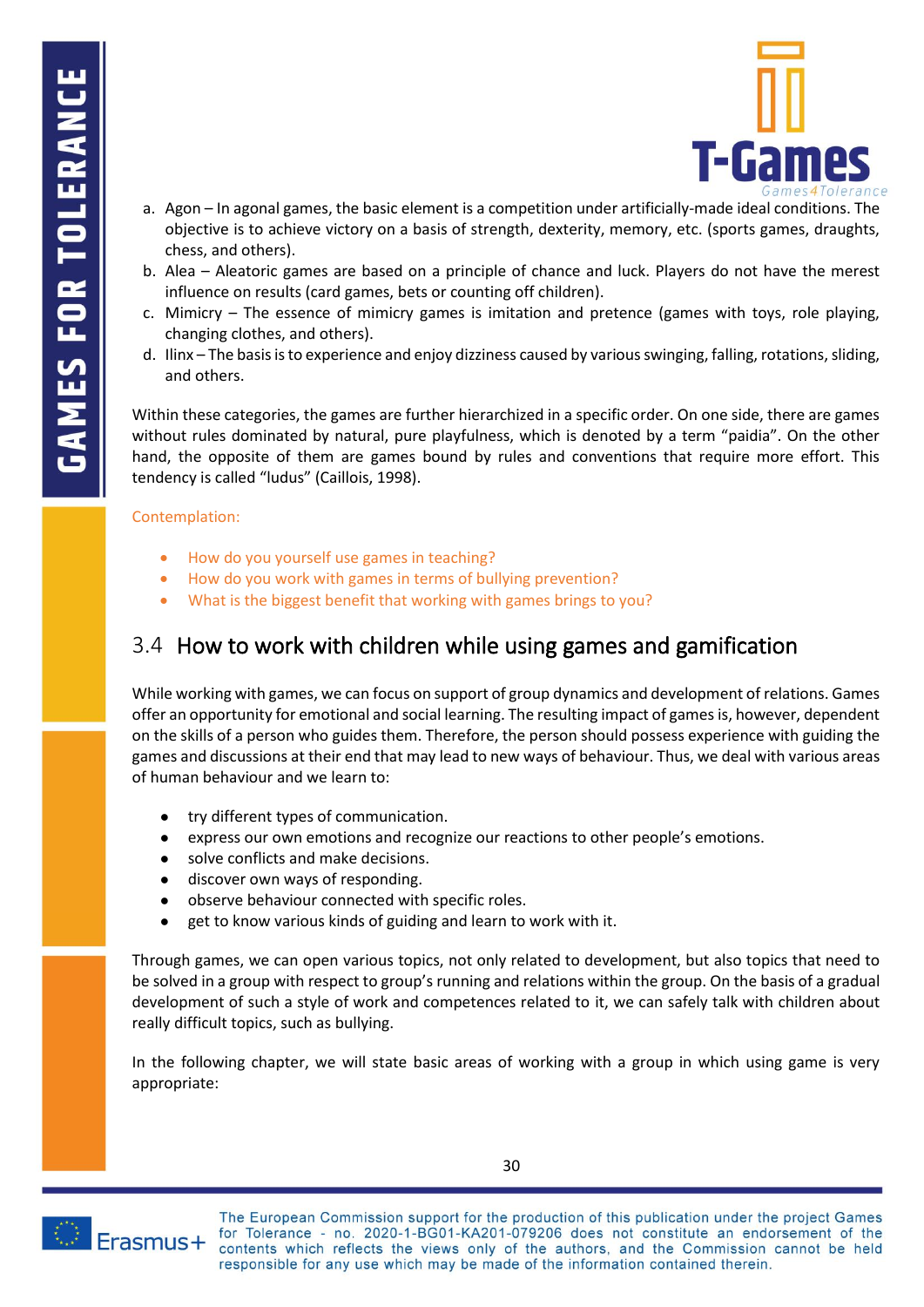a. Agon – In agonal games, the basic element is a competition under artificially-made ideal conditions. The objective is to achieve victory on a basis of strength, dexterity, memory, etc. (sports games, draughts, chess, and others).
b. Alea – Aleatoric games are based on a principle of chance and luck. Players do not have the merest influence on results (card games, bets or counting off children).
c. Mimicry – The essence of mimicry games is imitation and pretence (games with toys, role playing, changing clothes, and others).
d. Ilinx – The basis is to experience and enjoy dizziness caused by various swinging, falling, rotations, sliding, and others.

Within these categories, the games are further hierarchized in a specific order. On one side, there are games without rules dominated by natural, pure playfulness, which is denoted by a term "paidia". On the other hand, the opposite of them are games bound by rules and conventions that require more effort. This tendency is called "ludus" (Caillois, 1998).

Contemplation:

- How do you yourself use games in teaching?
- How do you work with games in terms of bullying prevention?
- What is the biggest benefit that working with games brings to you?

## 3.4 How to work with children while using games and gamification

While working with games, we can focus on support of group dynamics and development of relations. Games offer an opportunity for emotional and social learning. The resulting impact of games is, however, dependent on the skills of a person who guides them. Therefore, the person should possess experience with guiding the games and discussions at their end that may lead to new ways of behaviour. Thus, we deal with various areas of human behaviour and we learn to:

- try different types of communication.
- express our own emotions and recognize our reactions to other people's emotions.
- solve conflicts and make decisions.
- discover own ways of responding.
- observe behaviour connected with specific roles.
- get to know various kinds of guiding and learn to work with it.

Through games, we can open various topics, not only related to development, but also topics that need to be solved in a group with respect to group's running and relations within the group. On the basis of a gradual development of such a style of work and competences related to it, we can safely talk with children about really difficult topics, such as bullying.

In the following chapter, we will state basic areas of working with a group in which using game is very appropriate: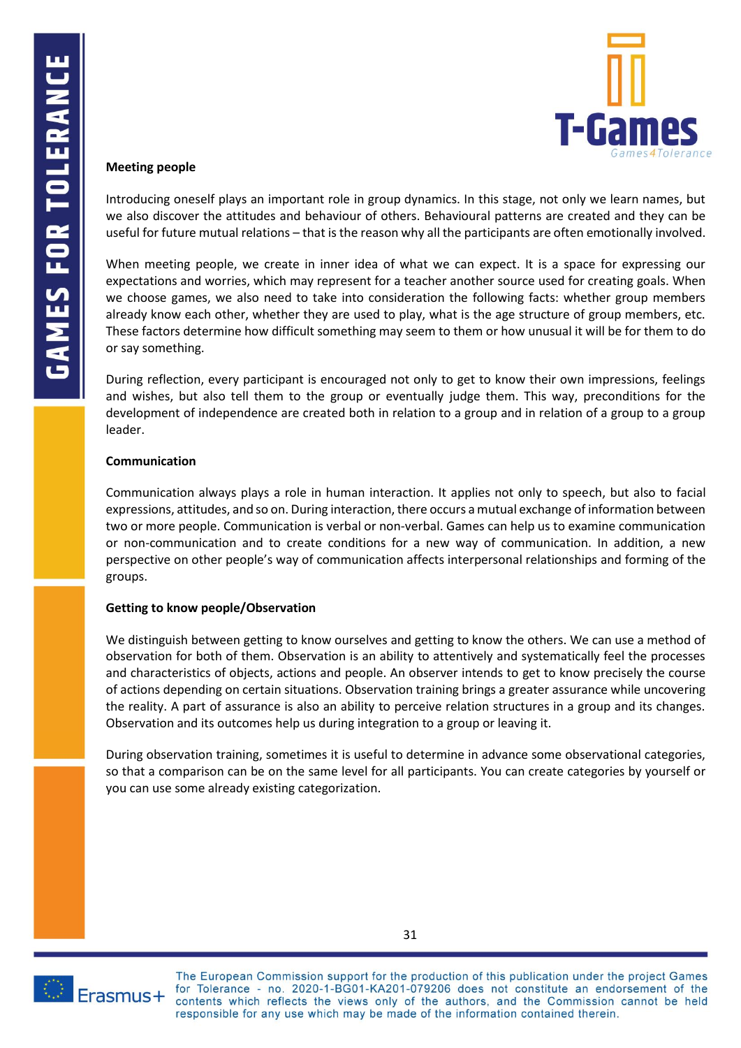**Meeting people**

Introducing oneself plays an important role in group dynamics. In this stage, not only we learn names, but we also discover the attitudes and behaviour of others. Behavioural patterns are created and they can be useful for future mutual relations – that is the reason why all the participants are often emotionally involved.

When meeting people, we create in inner idea of what we can expect. It is a space for expressing our expectations and worries, which may represent for a teacher another source used for creating goals. When we choose games, we also need to take into consideration the following facts: whether group members already know each other, whether they are used to play, what is the age structure of group members, etc. These factors determine how difficult something may seem to them or how unusual it will be for them to do or say something.

During reflection, every participant is encouraged not only to get to know their own impressions, feelings and wishes, but also tell them to the group or eventually judge them. This way, preconditions for the development of independence are created both in relation to a group and in relation of a group to a group leader.

**Communication**

Communication always plays a role in human interaction. It applies not only to speech, but also to facial expressions, attitudes, and so on. During interaction, there occurs a mutual exchange of information between two or more people. Communication is verbal or non-verbal. Games can help us to examine communication or non-communication and to create conditions for a new way of communication. In addition, a new perspective on other people's way of communication affects interpersonal relationships and forming of the groups.

**Getting to know people/Observation**

We distinguish between getting to know ourselves and getting to know the others. We can use a method of observation for both of them. Observation is an ability to attentively and systematically feel the processes and characteristics of objects, actions and people. An observer intends to get to know precisely the course of actions depending on certain situations. Observation training brings a greater assurance while uncovering the reality. A part of assurance is also an ability to perceive relation structures in a group and its changes. Observation and its outcomes help us during integration to a group or leaving it.

During observation training, sometimes it is useful to determine in advance some observational categories, so that a comparison can be on the same level for all participants. You can create categories by yourself or you can use some already existing categorization.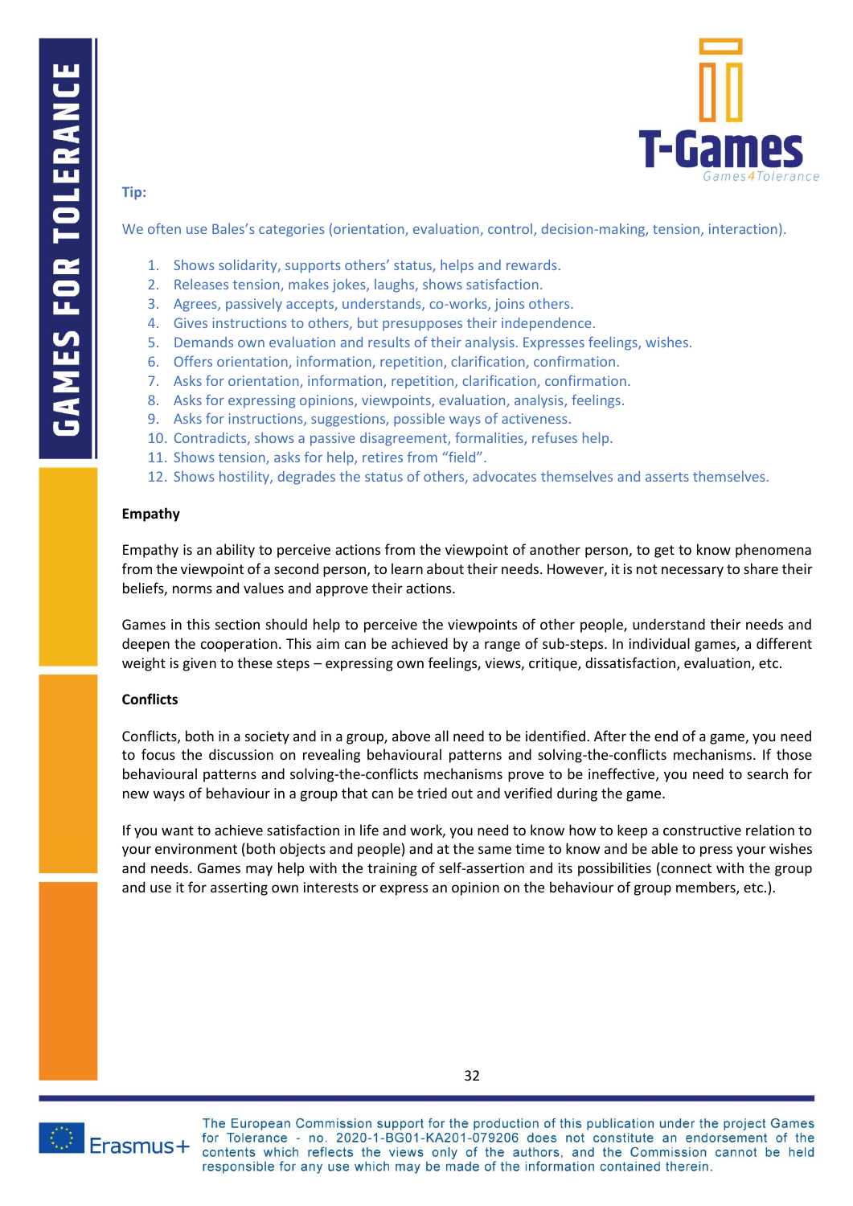**Tip:**

We often use Bales's categories (orientation, evaluation, control, decision-making, tension, interaction).

1. Shows solidarity, supports others' status, helps and rewards.
2. Releases tension, makes jokes, laughs, shows satisfaction.
3. Agrees, passively accepts, understands, co-works, joins others.
4. Gives instructions to others, but presupposes their independence.
5. Demands own evaluation and results of their analysis. Expresses feelings, wishes.
6. Offers orientation, information, repetition, clarification, confirmation.
7. Asks for orientation, information, repetition, clarification, confirmation.
8. Asks for expressing opinions, viewpoints, evaluation, analysis, feelings.
9. Asks for instructions, suggestions, possible ways of activeness.
10. Contradicts, shows a passive disagreement, formalities, refuses help.
11. Shows tension, asks for help, retires from "field".
12. Shows hostility, degrades the status of others, advocates themselves and asserts themselves.

**Empathy**

Empathy is an ability to perceive actions from the viewpoint of another person, to get to know phenomena from the viewpoint of a second person, to learn about their needs. However, it is not necessary to share their beliefs, norms and values and approve their actions.

Games in this section should help to perceive the viewpoints of other people, understand their needs and deepen the cooperation. This aim can be achieved by a range of sub-steps. In individual games, a different weight is given to these steps – expressing own feelings, views, critique, dissatisfaction, evaluation, etc.

**Conflicts**

Conflicts, both in a society and in a group, above all need to be identified. After the end of a game, you need to focus the discussion on revealing behavioural patterns and solving-the-conflicts mechanisms. If those behavioural patterns and solving-the-conflicts mechanisms prove to be ineffective, you need to search for new ways of behaviour in a group that can be tried out and verified during the game.

If you want to achieve satisfaction in life and work, you need to know how to keep a constructive relation to your environment (both objects and people) and at the same time to know and be able to press your wishes and needs. Games may help with the training of self-assertion and its possibilities (connect with the group and use it for asserting own interests or express an opinion on the behaviour of group members, etc.).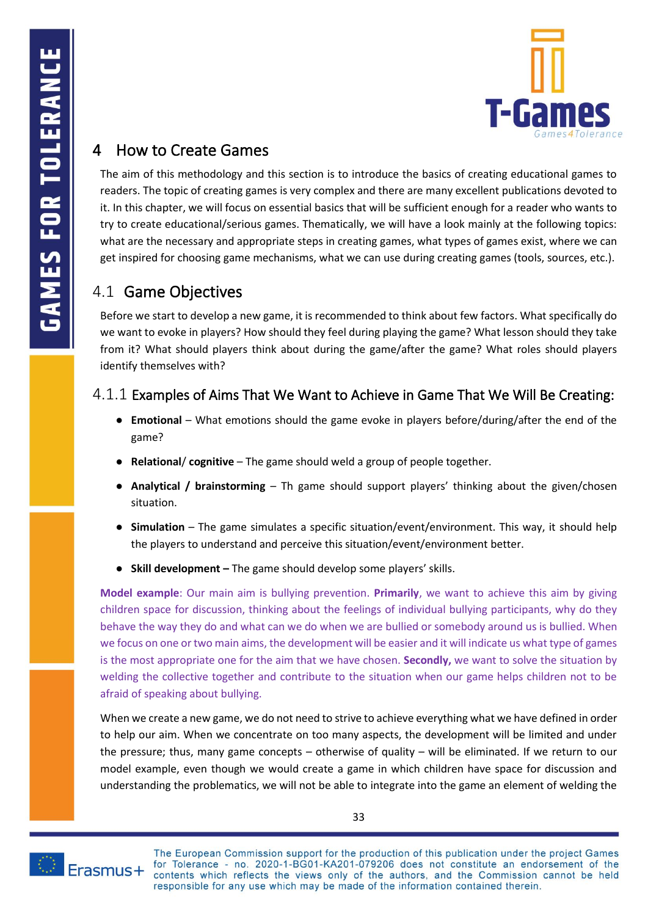# 4 How to Create Games

The aim of this methodology and this section is to introduce the basics of creating educational games to readers. The topic of creating games is very complex and there are many excellent publications devoted to it. In this chapter, we will focus on essential basics that will be sufficient enough for a reader who wants to try to create educational/serious games. Thematically, we will have a look mainly at the following topics: what are the necessary and appropriate steps in creating games, what types of games exist, where we can get inspired for choosing game mechanisms, what we can use during creating games (tools, sources, etc.).

## 4.1 Game Objectives

Before we start to develop a new game, it is recommended to think about few factors. What specifically do we want to evoke in players? How should they feel during playing the game? What lesson should they take from it? What should players think about during the game/after the game? What roles should players identify themselves with?

### 4.1.1 Examples of Aims That We Want to Achieve in Game That We Will Be Creating:

- **Emotional** – What emotions should the game evoke in players before/during/after the end of the game?
- **Relational/ cognitive** – The game should weld a group of people together.
- **Analytical / brainstorming** – Th game should support players' thinking about the given/chosen situation.
- **Simulation** – The game simulates a specific situation/event/environment. This way, it should help the players to understand and perceive this situation/event/environment better.
- **Skill development –** The game should develop some players' skills.

**Model example**: Our main aim is bullying prevention. **Primarily**, we want to achieve this aim by giving children space for discussion, thinking about the feelings of individual bullying participants, why do they behave the way they do and what can we do when we are bullied or somebody around us is bullied. When we focus on one or two main aims, the development will be easier and it will indicate us what type of games is the most appropriate one for the aim that we have chosen. **Secondly,** we want to solve the situation by welding the collective together and contribute to the situation when our game helps children not to be afraid of speaking about bullying.

When we create a new game, we do not need to strive to achieve everything what we have defined in order to help our aim. When we concentrate on too many aspects, the development will be limited and under the pressure; thus, many game concepts – otherwise of quality – will be eliminated. If we return to our model example, even though we would create a game in which children have space for discussion and understanding the problematics, we will not be able to integrate into the game an element of welding the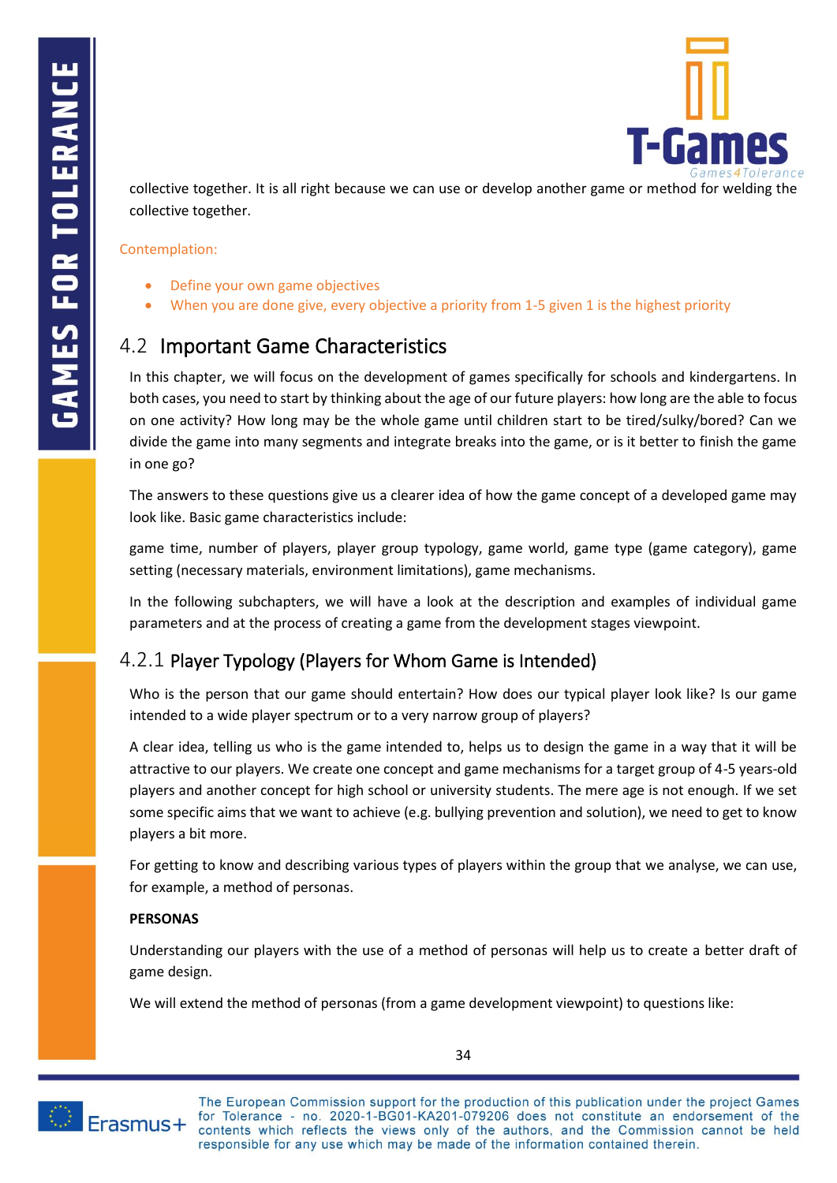collective together. It is all right because we can use or develop another game or method for welding the collective together.

Contemplation:

- Define your own game objectives
- When you are done give, every objective a priority from 1-5 given 1 is the highest priority

## 4.2 Important Game Characteristics

In this chapter, we will focus on the development of games specifically for schools and kindergartens. In both cases, you need to start by thinking about the age of our future players: how long are the able to focus on one activity? How long may be the whole game until children start to be tired/sulky/bored? Can we divide the game into many segments and integrate breaks into the game, or is it better to finish the game in one go?

The answers to these questions give us a clearer idea of how the game concept of a developed game may look like. Basic game characteristics include:

game time, number of players, player group typology, game world, game type (game category), game setting (necessary materials, environment limitations), game mechanisms.

In the following subchapters, we will have a look at the description and examples of individual game parameters and at the process of creating a game from the development stages viewpoint.

### 4.2.1 Player Typology (Players for Whom Game is Intended)

Who is the person that our game should entertain? How does our typical player look like? Is our game intended to a wide player spectrum or to a very narrow group of players?

A clear idea, telling us who is the game intended to, helps us to design the game in a way that it will be attractive to our players. We create one concept and game mechanisms for a target group of 4-5 years-old players and another concept for high school or university students. The mere age is not enough. If we set some specific aims that we want to achieve (e.g. bullying prevention and solution), we need to get to know players a bit more.

For getting to know and describing various types of players within the group that we analyse, we can use, for example, a method of personas.

**PERSONAS**

Understanding our players with the use of a method of personas will help us to create a better draft of game design.

We will extend the method of personas (from a game development viewpoint) to questions like: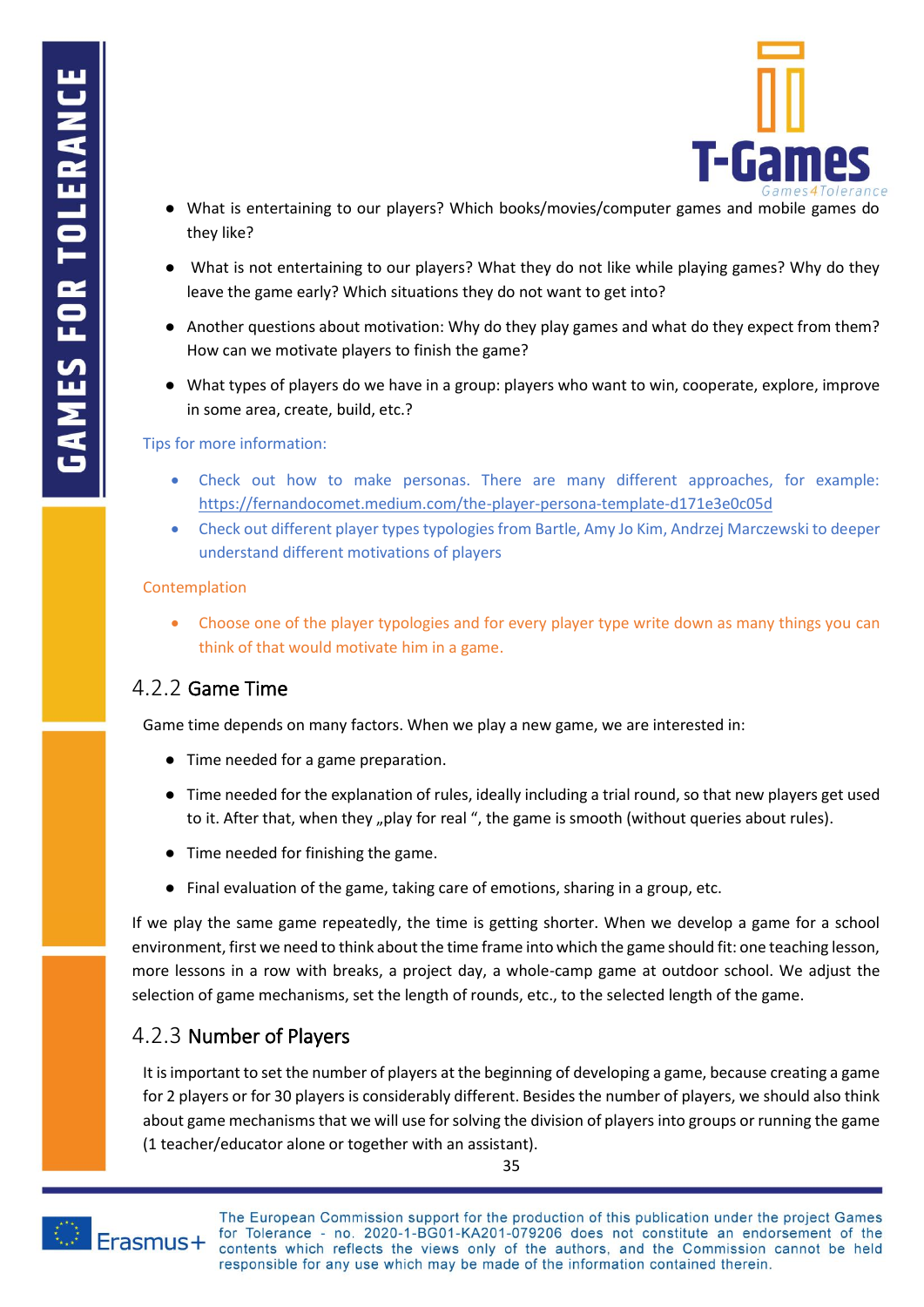- What is entertaining to our players? Which books/movies/computer games and mobile games do they like?
- What is not entertaining to our players? What they do not like while playing games? Why do they leave the game early? Which situations they do not want to get into?
- Another questions about motivation: Why do they play games and what do they expect from them? How can we motivate players to finish the game?
- What types of players do we have in a group: players who want to win, cooperate, explore, improve in some area, create, build, etc.?

Tips for more information:

- Check out how to make personas. There are many different approaches, for example: https://fernandocomet.medium.com/the-player-persona-template-d171e3e0c05d
- Check out different player types typologies from Bartle, Amy Jo Kim, Andrzej Marczewski to deeper understand different motivations of players

Contemplation

- Choose one of the player typologies and for every player type write down as many things you can think of that would motivate him in a game.

### 4.2.2 Game Time

Game time depends on many factors. When we play a new game, we are interested in:

- Time needed for a game preparation.
- Time needed for the explanation of rules, ideally including a trial round, so that new players get used to it. After that, when they „play for real ", the game is smooth (without queries about rules).
- Time needed for finishing the game.
- Final evaluation of the game, taking care of emotions, sharing in a group, etc.

If we play the same game repeatedly, the time is getting shorter. When we develop a game for a school environment, first we need to think about the time frame into which the game should fit: one teaching lesson, more lessons in a row with breaks, a project day, a whole-camp game at outdoor school. We adjust the selection of game mechanisms, set the length of rounds, etc., to the selected length of the game.

### 4.2.3 Number of Players

It is important to set the number of players at the beginning of developing a game, because creating a game for 2 players or for 30 players is considerably different. Besides the number of players, we should also think about game mechanisms that we will use for solving the division of players into groups or running the game (1 teacher/educator alone or together with an assistant).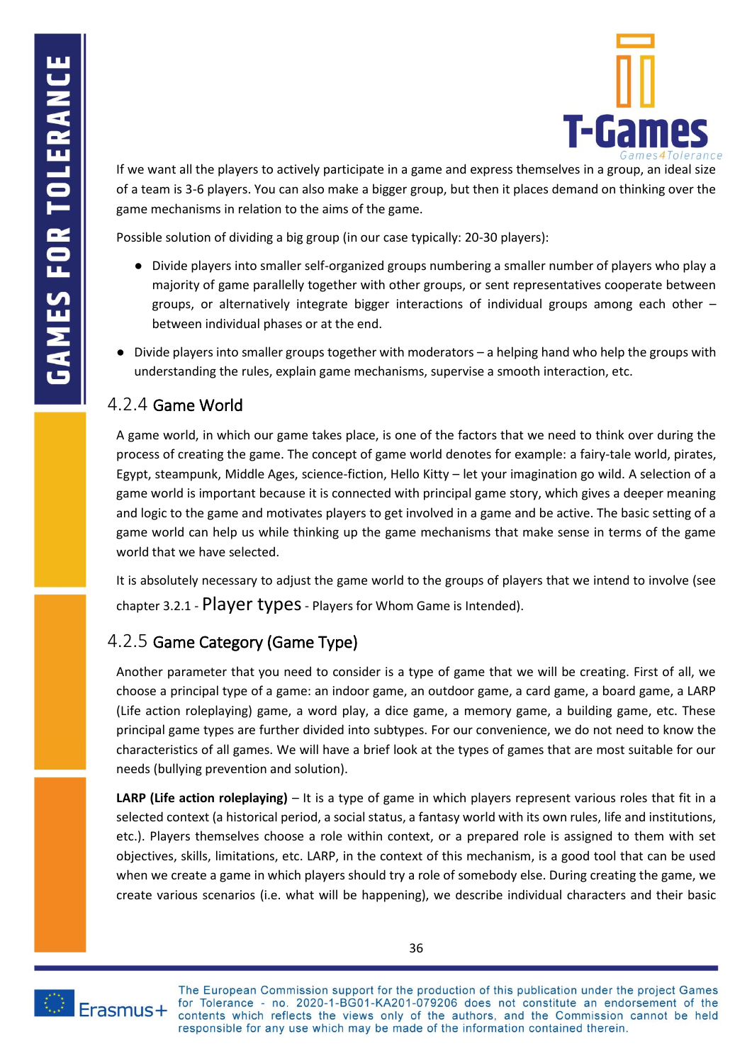If we want all the players to actively participate in a game and express themselves in a group, an ideal size of a team is 3-6 players. You can also make a bigger group, but then it places demand on thinking over the game mechanisms in relation to the aims of the game.

Possible solution of dividing a big group (in our case typically: 20-30 players):

- Divide players into smaller self-organized groups numbering a smaller number of players who play a majority of game parallelly together with other groups, or sent representatives cooperate between groups, or alternatively integrate bigger interactions of individual groups among each other – between individual phases or at the end.
- Divide players into smaller groups together with moderators – a helping hand who help the groups with understanding the rules, explain game mechanisms, supervise a smooth interaction, etc.

### 4.2.4 Game World

A game world, in which our game takes place, is one of the factors that we need to think over during the process of creating the game. The concept of game world denotes for example: a fairy-tale world, pirates, Egypt, steampunk, Middle Ages, science-fiction, Hello Kitty – let your imagination go wild. A selection of a game world is important because it is connected with principal game story, which gives a deeper meaning and logic to the game and motivates players to get involved in a game and be active. The basic setting of a game world can help us while thinking up the game mechanisms that make sense in terms of the game world that we have selected.

It is absolutely necessary to adjust the game world to the groups of players that we intend to involve (see chapter 3.2.1 - Player types - Players for Whom Game is Intended).

### 4.2.5 Game Category (Game Type)

Another parameter that you need to consider is a type of game that we will be creating. First of all, we choose a principal type of a game: an indoor game, an outdoor game, a card game, a board game, a LARP (Life action roleplaying) game, a word play, a dice game, a memory game, a building game, etc. These principal game types are further divided into subtypes. For our convenience, we do not need to know the characteristics of all games. We will have a brief look at the types of games that are most suitable for our needs (bullying prevention and solution).

**LARP (Life action roleplaying)** – It is a type of game in which players represent various roles that fit in a selected context (a historical period, a social status, a fantasy world with its own rules, life and institutions, etc.). Players themselves choose a role within context, or a prepared role is assigned to them with set objectives, skills, limitations, etc. LARP, in the context of this mechanism, is a good tool that can be used when we create a game in which players should try a role of somebody else. During creating the game, we create various scenarios (i.e. what will be happening), we describe individual characters and their basic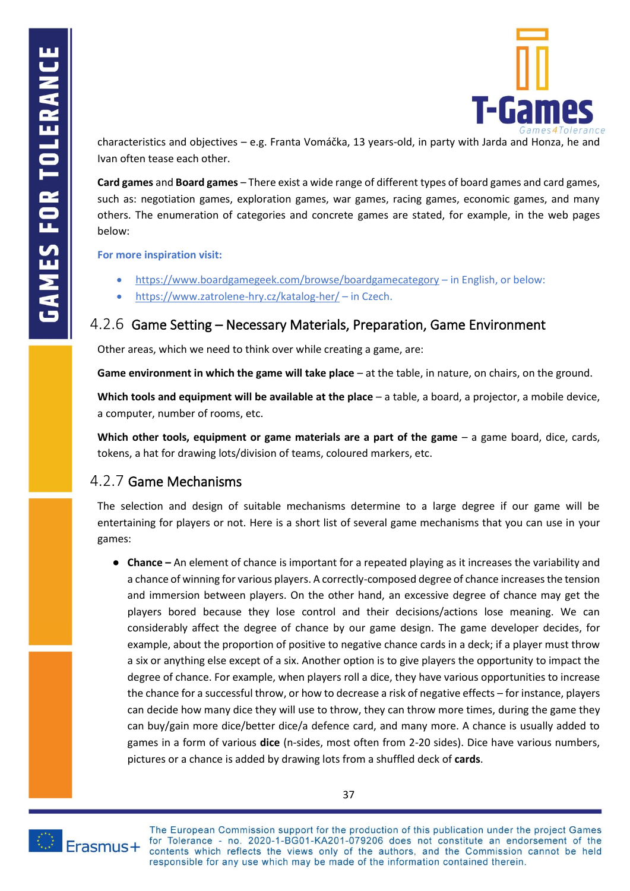characteristics and objectives – e.g. Franta Vomáčka, 13 years-old, in party with Jarda and Honza, he and Ivan often tease each other.

**Card games** and **Board games** – There exist a wide range of different types of board games and card games, such as: negotiation games, exploration games, war games, racing games, economic games, and many others. The enumeration of categories and concrete games are stated, for example, in the web pages below:

**For more inspiration visit:**

- https://www.boardgamegeek.com/browse/boardgamecategory – in English, or below:
- https://www.zatrolene-hry.cz/katalog-her/ – in Czech.

### 4.2.6 Game Setting – Necessary Materials, Preparation, Game Environment

Other areas, which we need to think over while creating a game, are:

**Game environment in which the game will take place** – at the table, in nature, on chairs, on the ground.

**Which tools and equipment will be available at the place** – a table, a board, a projector, a mobile device, a computer, number of rooms, etc.

**Which other tools, equipment or game materials are a part of the game** – a game board, dice, cards, tokens, a hat for drawing lots/division of teams, coloured markers, etc.

### 4.2.7 Game Mechanisms

The selection and design of suitable mechanisms determine to a large degree if our game will be entertaining for players or not. Here is a short list of several game mechanisms that you can use in your games:

- **Chance –** An element of chance is important for a repeated playing as it increases the variability and a chance of winning for various players. A correctly-composed degree of chance increases the tension and immersion between players. On the other hand, an excessive degree of chance may get the players bored because they lose control and their decisions/actions lose meaning. We can considerably affect the degree of chance by our game design. The game developer decides, for example, about the proportion of positive to negative chance cards in a deck; if a player must throw a six or anything else except of a six. Another option is to give players the opportunity to impact the degree of chance. For example, when players roll a dice, they have various opportunities to increase the chance for a successful throw, or how to decrease a risk of negative effects – for instance, players can decide how many dice they will use to throw, they can throw more times, during the game they can buy/gain more dice/better dice/a defence card, and many more. A chance is usually added to games in a form of various **dice** (n-sides, most often from 2-20 sides). Dice have various numbers, pictures or a chance is added by drawing lots from a shuffled deck of **cards**.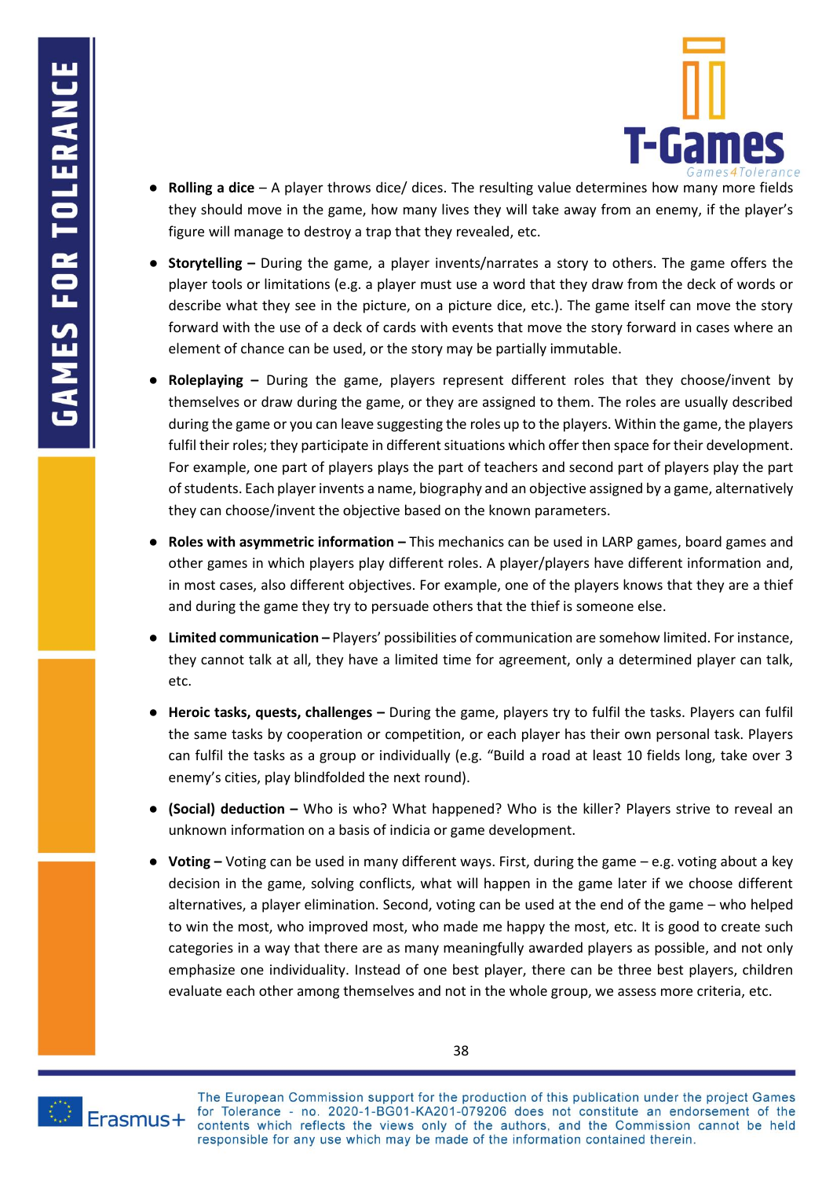- **Rolling a dice** – A player throws dice/ dices. The resulting value determines how many more fields they should move in the game, how many lives they will take away from an enemy, if the player's figure will manage to destroy a trap that they revealed, etc.

- **Storytelling –** During the game, a player invents/narrates a story to others. The game offers the player tools or limitations (e.g. a player must use a word that they draw from the deck of words or describe what they see in the picture, on a picture dice, etc.). The game itself can move the story forward with the use of a deck of cards with events that move the story forward in cases where an element of chance can be used, or the story may be partially immutable.

- **Roleplaying –** During the game, players represent different roles that they choose/invent by themselves or draw during the game, or they are assigned to them. The roles are usually described during the game or you can leave suggesting the roles up to the players. Within the game, the players fulfil their roles; they participate in different situations which offer then space for their development. For example, one part of players plays the part of teachers and second part of players play the part of students. Each player invents a name, biography and an objective assigned by a game, alternatively they can choose/invent the objective based on the known parameters.

- **Roles with asymmetric information –** This mechanics can be used in LARP games, board games and other games in which players play different roles. A player/players have different information and, in most cases, also different objectives. For example, one of the players knows that they are a thief and during the game they try to persuade others that the thief is someone else.

- **Limited communication –** Players' possibilities of communication are somehow limited. For instance, they cannot talk at all, they have a limited time for agreement, only a determined player can talk, etc.

- **Heroic tasks, quests, challenges –** During the game, players try to fulfil the tasks. Players can fulfil the same tasks by cooperation or competition, or each player has their own personal task. Players can fulfil the tasks as a group or individually (e.g. "Build a road at least 10 fields long, take over 3 enemy's cities, play blindfolded the next round).

- **(Social) deduction –** Who is who? What happened? Who is the killer? Players strive to reveal an unknown information on a basis of indicia or game development.

- **Voting –** Voting can be used in many different ways. First, during the game – e.g. voting about a key decision in the game, solving conflicts, what will happen in the game later if we choose different alternatives, a player elimination. Second, voting can be used at the end of the game – who helped to win the most, who improved most, who made me happy the most, etc. It is good to create such categories in a way that there are as many meaningfully awarded players as possible, and not only emphasize one individuality. Instead of one best player, there can be three best players, children evaluate each other among themselves and not in the whole group, we assess more criteria, etc.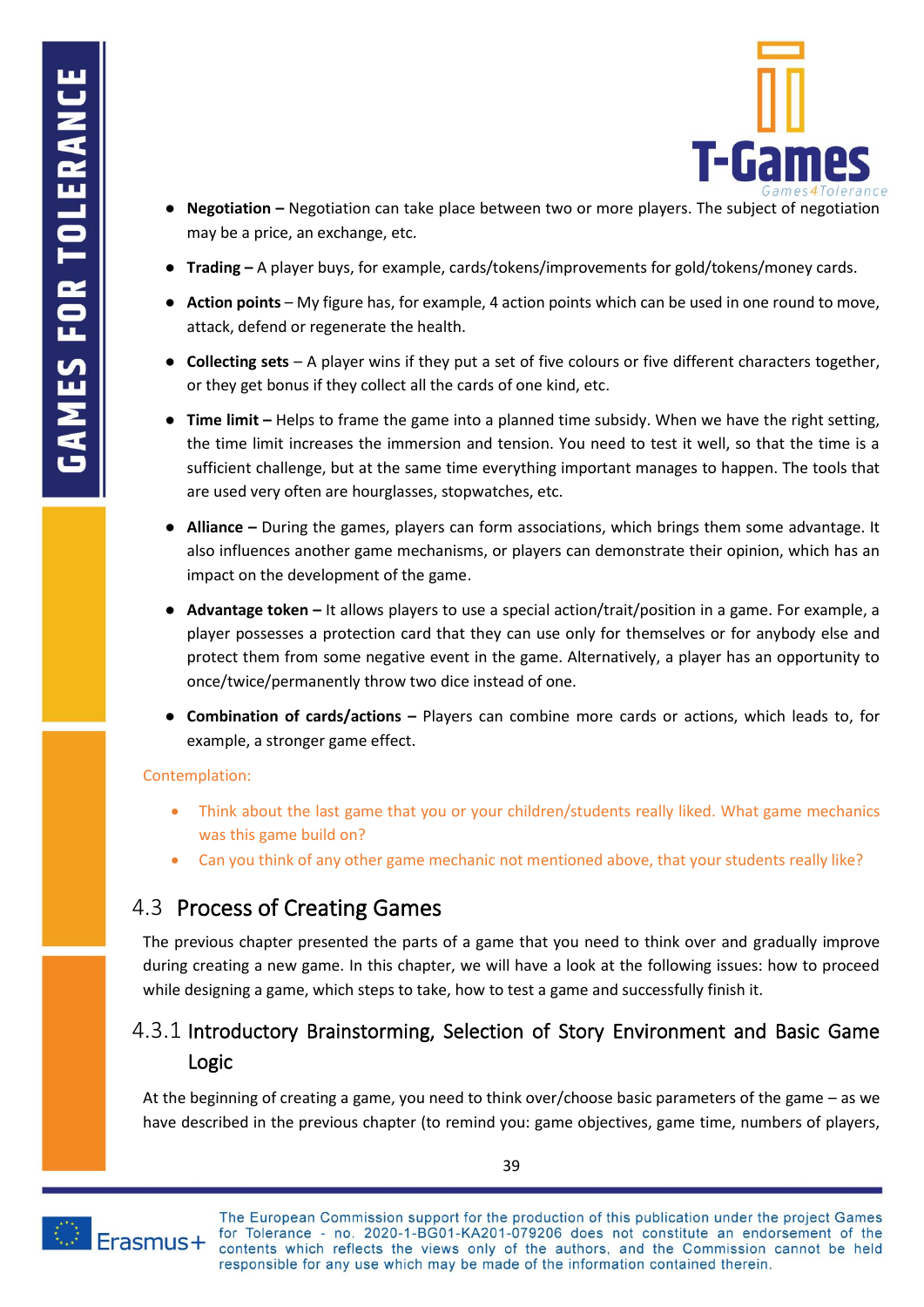- **Negotiation –** Negotiation can take place between two or more players. The subject of negotiation may be a price, an exchange, etc.
- **Trading –** A player buys, for example, cards/tokens/improvements for gold/tokens/money cards.
- **Action points** – My figure has, for example, 4 action points which can be used in one round to move, attack, defend or regenerate the health.
- **Collecting sets** – A player wins if they put a set of five colours or five different characters together, or they get bonus if they collect all the cards of one kind, etc.
- **Time limit –** Helps to frame the game into a planned time subsidy. When we have the right setting, the time limit increases the immersion and tension. You need to test it well, so that the time is a sufficient challenge, but at the same time everything important manages to happen. The tools that are used very often are hourglasses, stopwatches, etc.
- **Alliance –** During the games, players can form associations, which brings them some advantage. It also influences another game mechanisms, or players can demonstrate their opinion, which has an impact on the development of the game.
- **Advantage token –** It allows players to use a special action/trait/position in a game. For example, a player possesses a protection card that they can use only for themselves or for anybody else and protect them from some negative event in the game. Alternatively, a player has an opportunity to once/twice/permanently throw two dice instead of one.
- **Combination of cards/actions –** Players can combine more cards or actions, which leads to, for example, a stronger game effect.

Contemplation:

- Think about the last game that you or your children/students really liked. What game mechanics was this game build on?
- Can you think of any other game mechanic not mentioned above, that your students really like?

## 4.3 Process of Creating Games

The previous chapter presented the parts of a game that you need to think over and gradually improve during creating a new game. In this chapter, we will have a look at the following issues: how to proceed while designing a game, which steps to take, how to test a game and successfully finish it.

### 4.3.1 Introductory Brainstorming, Selection of Story Environment and Basic Game Logic

At the beginning of creating a game, you need to think over/choose basic parameters of the game – as we have described in the previous chapter (to remind you: game objectives, game time, numbers of players,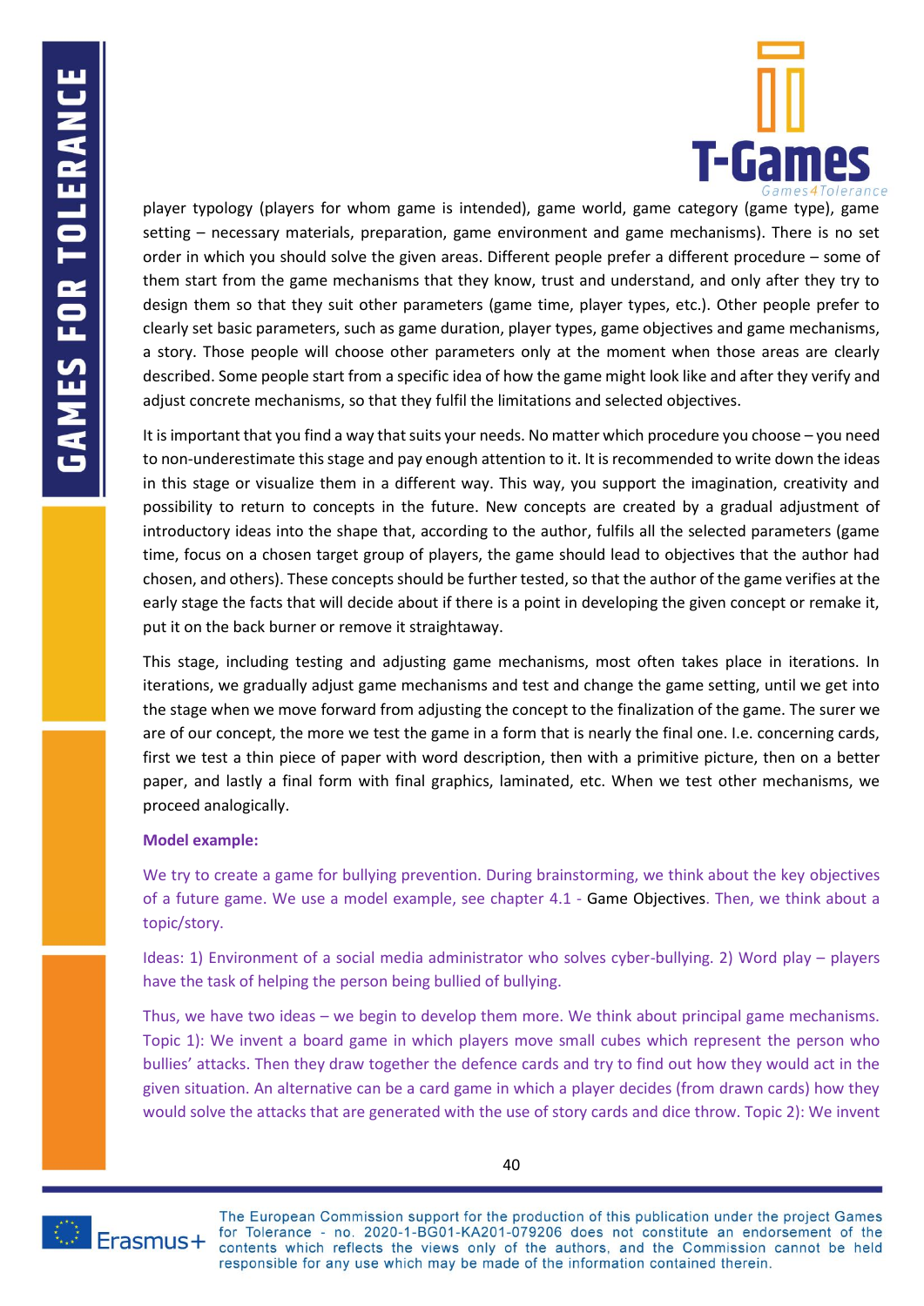player typology (players for whom game is intended), game world, game category (game type), game setting – necessary materials, preparation, game environment and game mechanisms). There is no set order in which you should solve the given areas. Different people prefer a different procedure – some of them start from the game mechanisms that they know, trust and understand, and only after they try to design them so that they suit other parameters (game time, player types, etc.). Other people prefer to clearly set basic parameters, such as game duration, player types, game objectives and game mechanisms, a story. Those people will choose other parameters only at the moment when those areas are clearly described. Some people start from a specific idea of how the game might look like and after they verify and adjust concrete mechanisms, so that they fulfil the limitations and selected objectives.

It is important that you find a way that suits your needs. No matter which procedure you choose – you need to non-underestimate this stage and pay enough attention to it. It is recommended to write down the ideas in this stage or visualize them in a different way. This way, you support the imagination, creativity and possibility to return to concepts in the future. New concepts are created by a gradual adjustment of introductory ideas into the shape that, according to the author, fulfils all the selected parameters (game time, focus on a chosen target group of players, the game should lead to objectives that the author had chosen, and others). These concepts should be further tested, so that the author of the game verifies at the early stage the facts that will decide about if there is a point in developing the given concept or remake it, put it on the back burner or remove it straightaway.

This stage, including testing and adjusting game mechanisms, most often takes place in iterations. In iterations, we gradually adjust game mechanisms and test and change the game setting, until we get into the stage when we move forward from adjusting the concept to the finalization of the game. The surer we are of our concept, the more we test the game in a form that is nearly the final one. I.e. concerning cards, first we test a thin piece of paper with word description, then with a primitive picture, then on a better paper, and lastly a final form with final graphics, laminated, etc. When we test other mechanisms, we proceed analogically.

**Model example:**

We try to create a game for bullying prevention. During brainstorming, we think about the key objectives of a future game. We use a model example, see chapter 4.1 - Game Objectives. Then, we think about a topic/story.

Ideas: 1) Environment of a social media administrator who solves cyber-bullying. 2) Word play – players have the task of helping the person being bullied of bullying.

Thus, we have two ideas – we begin to develop them more. We think about principal game mechanisms. Topic 1): We invent a board game in which players move small cubes which represent the person who bullies' attacks. Then they draw together the defence cards and try to find out how they would act in the given situation. An alternative can be a card game in which a player decides (from drawn cards) how they would solve the attacks that are generated with the use of story cards and dice throw. Topic 2): We invent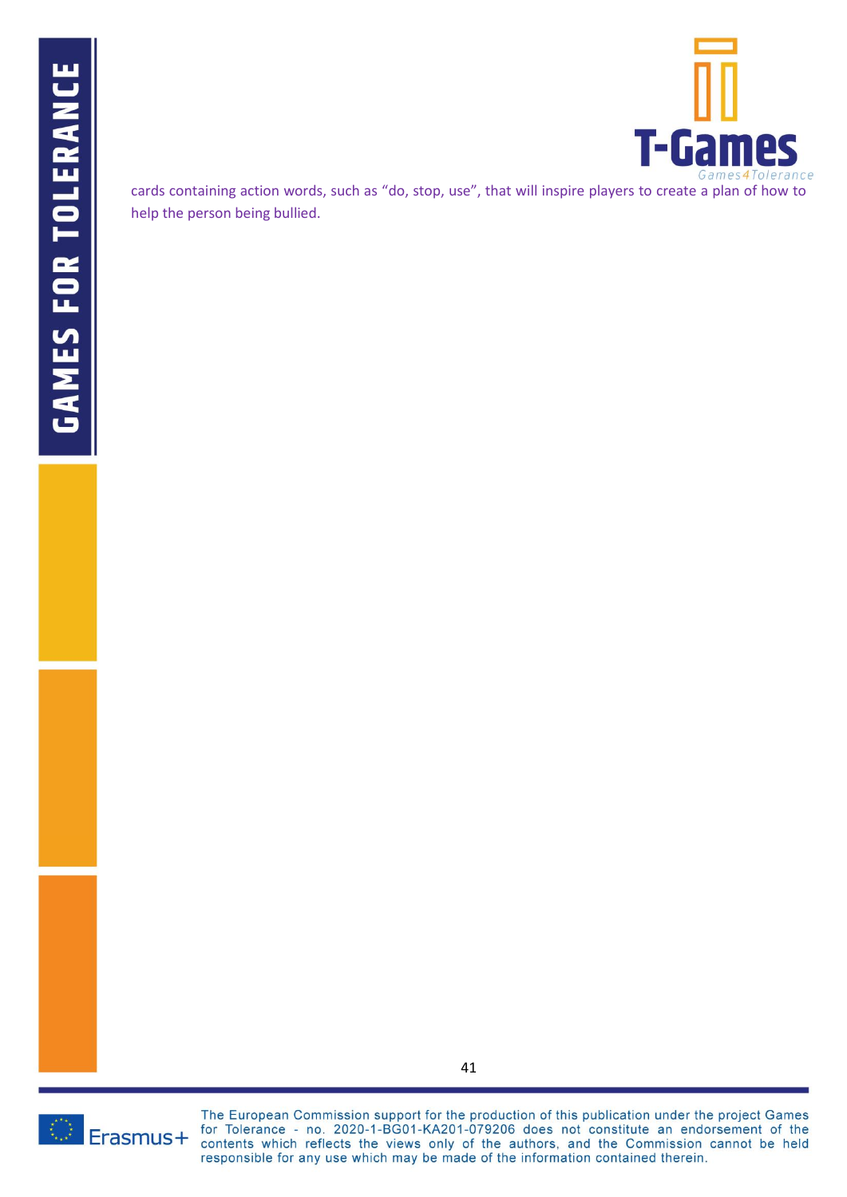cards containing action words, such as “do, stop, use”, that will inspire players to create a plan of how to help the person being bullied.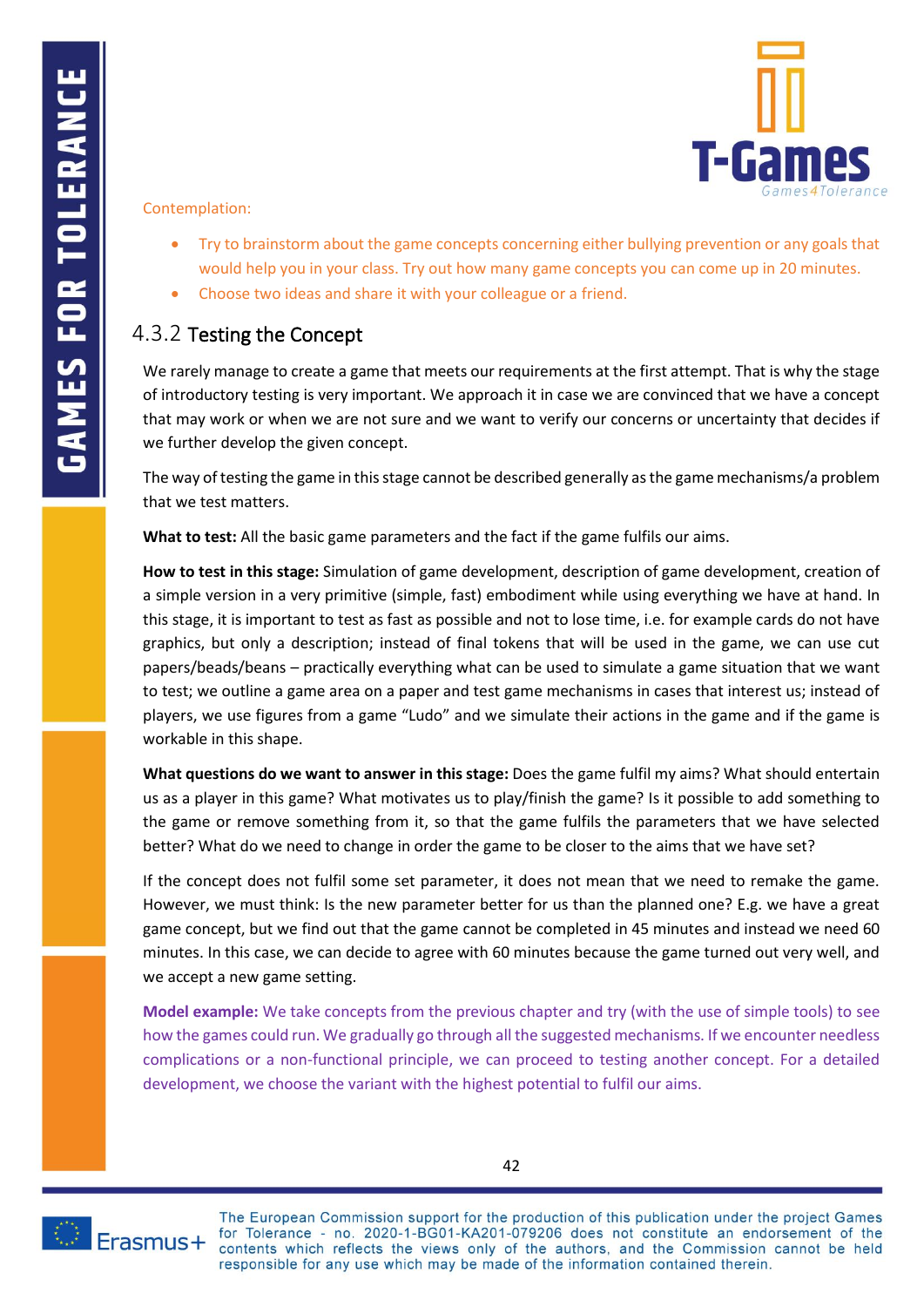Contemplation:

- Try to brainstorm about the game concepts concerning either bullying prevention or any goals that would help you in your class. Try out how many game concepts you can come up in 20 minutes.
- Choose two ideas and share it with your colleague or a friend.

### 4.3.2 Testing the Concept

We rarely manage to create a game that meets our requirements at the first attempt. That is why the stage of introductory testing is very important. We approach it in case we are convinced that we have a concept that may work or when we are not sure and we want to verify our concerns or uncertainty that decides if we further develop the given concept.

The way of testing the game in this stage cannot be described generally as the game mechanisms/a problem that we test matters.

**What to test:** All the basic game parameters and the fact if the game fulfils our aims.

**How to test in this stage:** Simulation of game development, description of game development, creation of a simple version in a very primitive (simple, fast) embodiment while using everything we have at hand. In this stage, it is important to test as fast as possible and not to lose time, i.e. for example cards do not have graphics, but only a description; instead of final tokens that will be used in the game, we can use cut papers/beads/beans – practically everything what can be used to simulate a game situation that we want to test; we outline a game area on a paper and test game mechanisms in cases that interest us; instead of players, we use figures from a game "Ludo" and we simulate their actions in the game and if the game is workable in this shape.

**What questions do we want to answer in this stage:** Does the game fulfil my aims? What should entertain us as a player in this game? What motivates us to play/finish the game? Is it possible to add something to the game or remove something from it, so that the game fulfils the parameters that we have selected better? What do we need to change in order the game to be closer to the aims that we have set?

If the concept does not fulfil some set parameter, it does not mean that we need to remake the game. However, we must think: Is the new parameter better for us than the planned one? E.g. we have a great game concept, but we find out that the game cannot be completed in 45 minutes and instead we need 60 minutes. In this case, we can decide to agree with 60 minutes because the game turned out very well, and we accept a new game setting.

**Model example:** We take concepts from the previous chapter and try (with the use of simple tools) to see how the games could run. We gradually go through all the suggested mechanisms. If we encounter needless complications or a non-functional principle, we can proceed to testing another concept. For a detailed development, we choose the variant with the highest potential to fulfil our aims.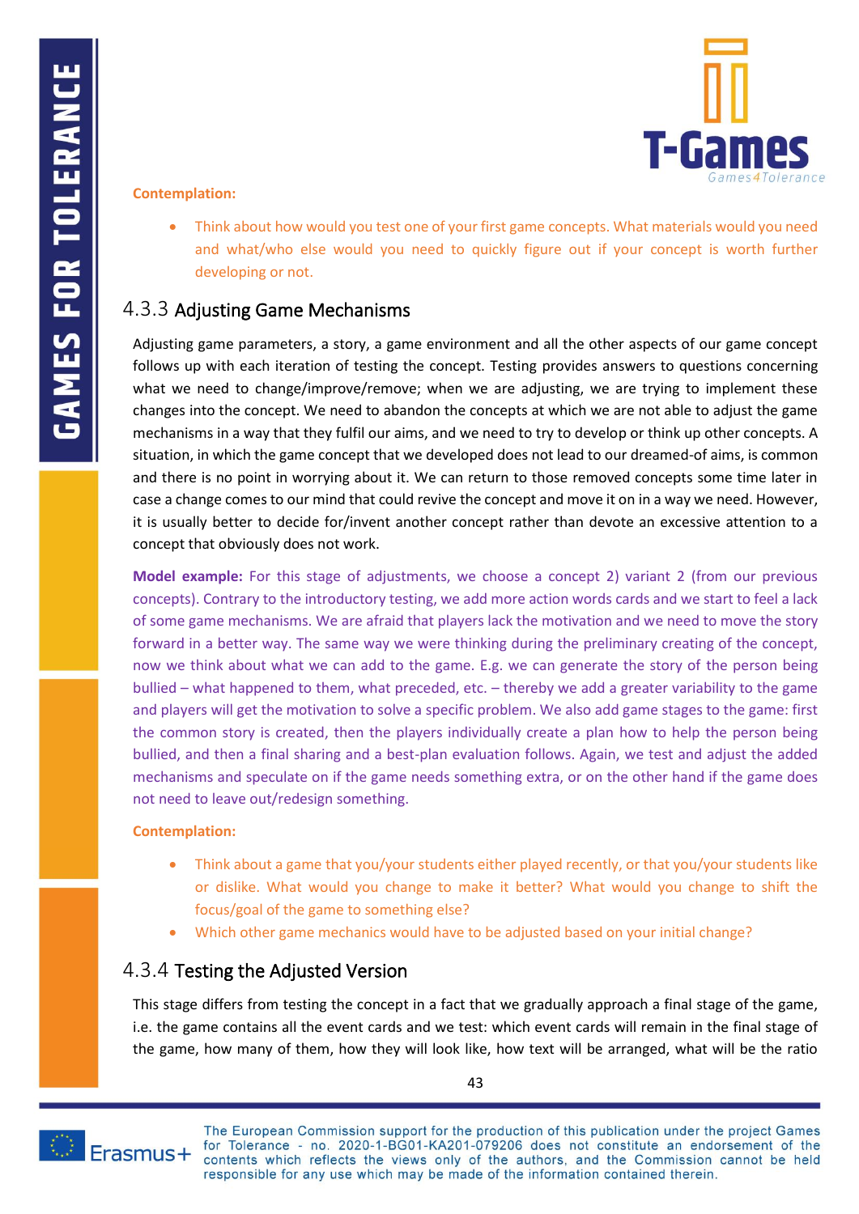**Contemplation:**

- Think about how would you test one of your first game concepts. What materials would you need and what/who else would you need to quickly figure out if your concept is worth further developing or not.

### 4.3.3 Adjusting Game Mechanisms

Adjusting game parameters, a story, a game environment and all the other aspects of our game concept follows up with each iteration of testing the concept. Testing provides answers to questions concerning what we need to change/improve/remove; when we are adjusting, we are trying to implement these changes into the concept. We need to abandon the concepts at which we are not able to adjust the game mechanisms in a way that they fulfil our aims, and we need to try to develop or think up other concepts. A situation, in which the game concept that we developed does not lead to our dreamed-of aims, is common and there is no point in worrying about it. We can return to those removed concepts some time later in case a change comes to our mind that could revive the concept and move it on in a way we need. However, it is usually better to decide for/invent another concept rather than devote an excessive attention to a concept that obviously does not work.

**Model example:** For this stage of adjustments, we choose a concept 2) variant 2 (from our previous concepts). Contrary to the introductory testing, we add more action words cards and we start to feel a lack of some game mechanisms. We are afraid that players lack the motivation and we need to move the story forward in a better way. The same way we were thinking during the preliminary creating of the concept, now we think about what we can add to the game. E.g. we can generate the story of the person being bullied – what happened to them, what preceded, etc. – thereby we add a greater variability to the game and players will get the motivation to solve a specific problem. We also add game stages to the game: first the common story is created, then the players individually create a plan how to help the person being bullied, and then a final sharing and a best-plan evaluation follows. Again, we test and adjust the added mechanisms and speculate on if the game needs something extra, or on the other hand if the game does not need to leave out/redesign something.

**Contemplation:**

- Think about a game that you/your students either played recently, or that you/your students like or dislike. What would you change to make it better? What would you change to shift the focus/goal of the game to something else?
- Which other game mechanics would have to be adjusted based on your initial change?

### 4.3.4 Testing the Adjusted Version

This stage differs from testing the concept in a fact that we gradually approach a final stage of the game, i.e. the game contains all the event cards and we test: which event cards will remain in the final stage of the game, how many of them, how they will look like, how text will be arranged, what will be the ratio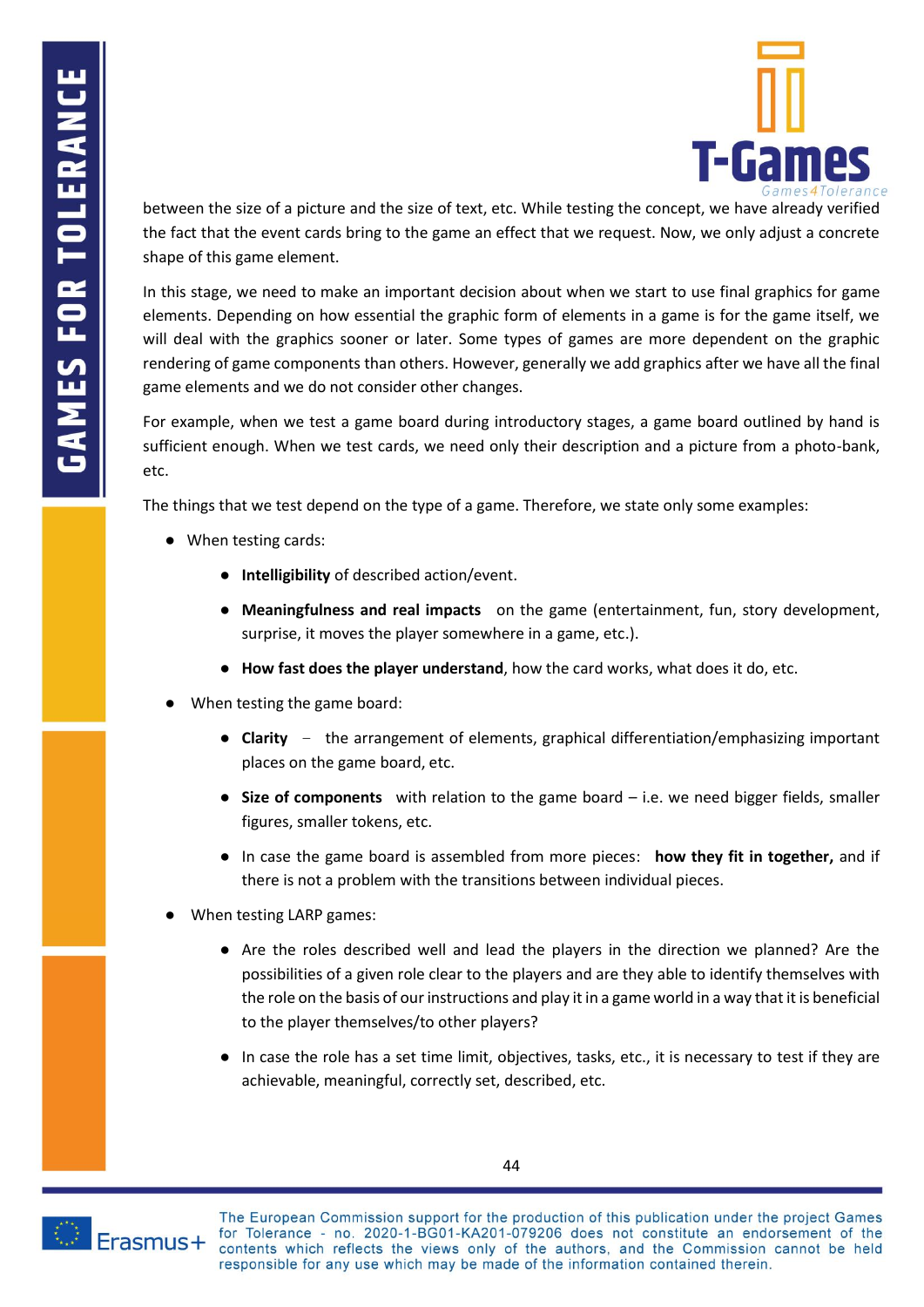between the size of a picture and the size of text, etc. While testing the concept, we have already verified the fact that the event cards bring to the game an effect that we request. Now, we only adjust a concrete shape of this game element.

In this stage, we need to make an important decision about when we start to use final graphics for game elements. Depending on how essential the graphic form of elements in a game is for the game itself, we will deal with the graphics sooner or later. Some types of games are more dependent on the graphic rendering of game components than others. However, generally we add graphics after we have all the final game elements and we do not consider other changes.

For example, when we test a game board during introductory stages, a game board outlined by hand is sufficient enough. When we test cards, we need only their description and a picture from a photo-bank, etc.

The things that we test depend on the type of a game. Therefore, we state only some examples:

- When testing cards:
  - **Intelligibility** of described action/event.
  - **Meaningfulness and real impacts** on the game (entertainment, fun, story development, surprise, it moves the player somewhere in a game, etc.).
  - **How fast does the player understand**, how the card works, what does it do, etc.
- When testing the game board:
  - **Clarity** – the arrangement of elements, graphical differentiation/emphasizing important places on the game board, etc.
  - **Size of components** with relation to the game board – i.e. we need bigger fields, smaller figures, smaller tokens, etc.
  - In case the game board is assembled from more pieces: **how they fit in together,** and if there is not a problem with the transitions between individual pieces.
- When testing LARP games:
  - Are the roles described well and lead the players in the direction we planned? Are the possibilities of a given role clear to the players and are they able to identify themselves with the role on the basis of our instructions and play it in a game world in a way that it is beneficial to the player themselves/to other players?
  - In case the role has a set time limit, objectives, tasks, etc., it is necessary to test if they are achievable, meaningful, correctly set, described, etc.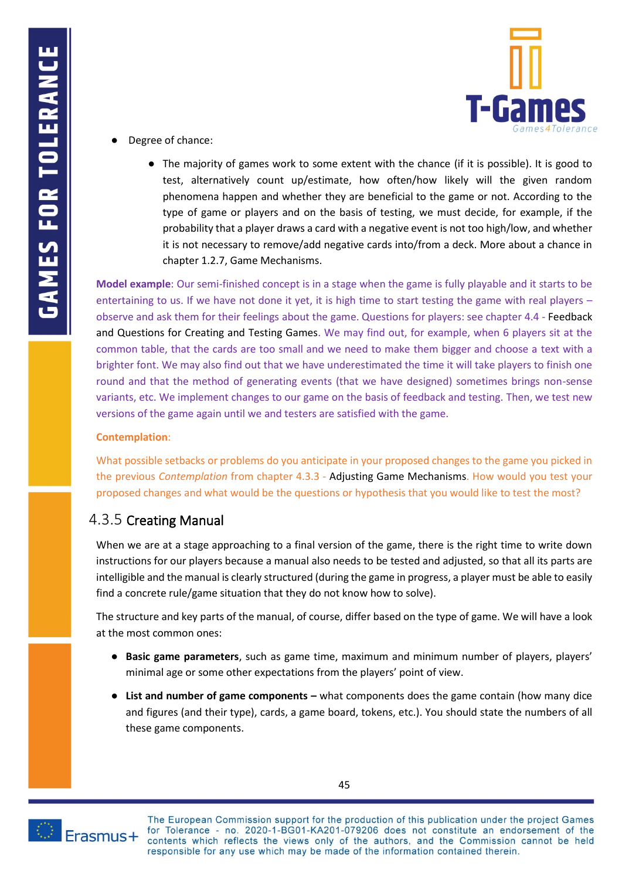- Degree of chance:
  - The majority of games work to some extent with the chance (if it is possible). It is good to test, alternatively count up/estimate, how often/how likely will the given random phenomena happen and whether they are beneficial to the game or not. According to the type of game or players and on the basis of testing, we must decide, for example, if the probability that a player draws a card with a negative event is not too high/low, and whether it is not necessary to remove/add negative cards into/from a deck. More about a chance in chapter 1.2.7, Game Mechanisms.

**Model example**: Our semi-finished concept is in a stage when the game is fully playable and it starts to be entertaining to us. If we have not done it yet, it is high time to start testing the game with real players – observe and ask them for their feelings about the game. Questions for players: see chapter 4.4 - Feedback and Questions for Creating and Testing Games. We may find out, for example, when 6 players sit at the common table, that the cards are too small and we need to make them bigger and choose a text with a brighter font. We may also find out that we have underestimated the time it will take players to finish one round and that the method of generating events (that we have designed) sometimes brings non-sense variants, etc. We implement changes to our game on the basis of feedback and testing. Then, we test new versions of the game again until we and testers are satisfied with the game.

**Contemplation**:

What possible setbacks or problems do you anticipate in your proposed changes to the game you picked in the previous *Contemplation* from chapter 4.3.3 - Adjusting Game Mechanisms. How would you test your proposed changes and what would be the questions or hypothesis that you would like to test the most?

### 4.3.5 Creating Manual

When we are at a stage approaching to a final version of the game, there is the right time to write down instructions for our players because a manual also needs to be tested and adjusted, so that all its parts are intelligible and the manual is clearly structured (during the game in progress, a player must be able to easily find a concrete rule/game situation that they do not know how to solve).

The structure and key parts of the manual, of course, differ based on the type of game. We will have a look at the most common ones:

- **Basic game parameters**, such as game time, maximum and minimum number of players, players' minimal age or some other expectations from the players' point of view.
- **List and number of game components –** what components does the game contain (how many dice and figures (and their type), cards, a game board, tokens, etc.). You should state the numbers of all these game components.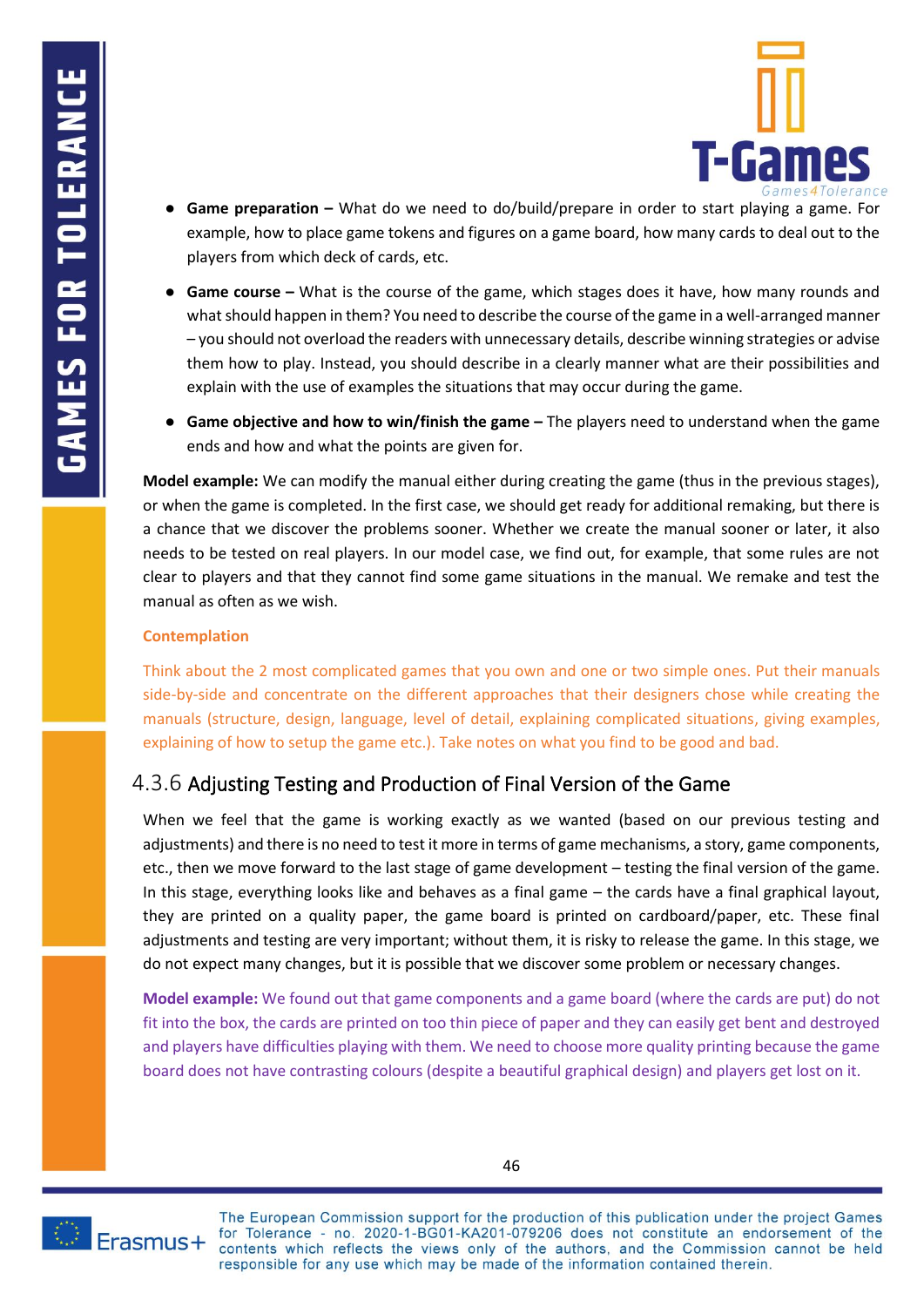- **Game preparation –** What do we need to do/build/prepare in order to start playing a game. For example, how to place game tokens and figures on a game board, how many cards to deal out to the players from which deck of cards, etc.
- **Game course –** What is the course of the game, which stages does it have, how many rounds and what should happen in them? You need to describe the course of the game in a well-arranged manner – you should not overload the readers with unnecessary details, describe winning strategies or advise them how to play. Instead, you should describe in a clearly manner what are their possibilities and explain with the use of examples the situations that may occur during the game.
- **Game objective and how to win/finish the game –** The players need to understand when the game ends and how and what the points are given for.

**Model example:** We can modify the manual either during creating the game (thus in the previous stages), or when the game is completed. In the first case, we should get ready for additional remaking, but there is a chance that we discover the problems sooner. Whether we create the manual sooner or later, it also needs to be tested on real players. In our model case, we find out, for example, that some rules are not clear to players and that they cannot find some game situations in the manual. We remake and test the manual as often as we wish.

**Contemplation**

Think about the 2 most complicated games that you own and one or two simple ones. Put their manuals side-by-side and concentrate on the different approaches that their designers chose while creating the manuals (structure, design, language, level of detail, explaining complicated situations, giving examples, explaining of how to setup the game etc.). Take notes on what you find to be good and bad.

### 4.3.6 Adjusting Testing and Production of Final Version of the Game

When we feel that the game is working exactly as we wanted (based on our previous testing and adjustments) and there is no need to test it more in terms of game mechanisms, a story, game components, etc., then we move forward to the last stage of game development – testing the final version of the game. In this stage, everything looks like and behaves as a final game – the cards have a final graphical layout, they are printed on a quality paper, the game board is printed on cardboard/paper, etc. These final adjustments and testing are very important; without them, it is risky to release the game. In this stage, we do not expect many changes, but it is possible that we discover some problem or necessary changes.

**Model example:** We found out that game components and a game board (where the cards are put) do not fit into the box, the cards are printed on too thin piece of paper and they can easily get bent and destroyed and players have difficulties playing with them. We need to choose more quality printing because the game board does not have contrasting colours (despite a beautiful graphical design) and players get lost on it.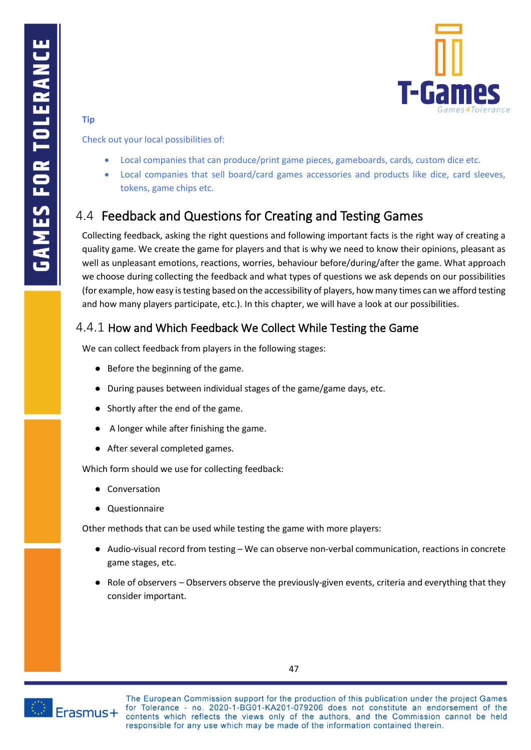Tip

Check out your local possibilities of:

- Local companies that can produce/print game pieces, gameboards, cards, custom dice etc.
- Local companies that sell board/card games accessories and products like dice, card sleeves, tokens, game chips etc.

## 4.4 Feedback and Questions for Creating and Testing Games

Collecting feedback, asking the right questions and following important facts is the right way of creating a quality game. We create the game for players and that is why we need to know their opinions, pleasant as well as unpleasant emotions, reactions, worries, behaviour before/during/after the game. What approach we choose during collecting the feedback and what types of questions we ask depends on our possibilities (for example, how easy is testing based on the accessibility of players, how many times can we afford testing and how many players participate, etc.). In this chapter, we will have a look at our possibilities.

### 4.4.1 How and Which Feedback We Collect While Testing the Game

We can collect feedback from players in the following stages:

- Before the beginning of the game.
- During pauses between individual stages of the game/game days, etc.
- Shortly after the end of the game.
- A longer while after finishing the game.
- After several completed games.

Which form should we use for collecting feedback:

- Conversation
- Questionnaire

Other methods that can be used while testing the game with more players:

- Audio-visual record from testing – We can observe non-verbal communication, reactions in concrete game stages, etc.
- Role of observers – Observers observe the previously-given events, criteria and everything that they consider important.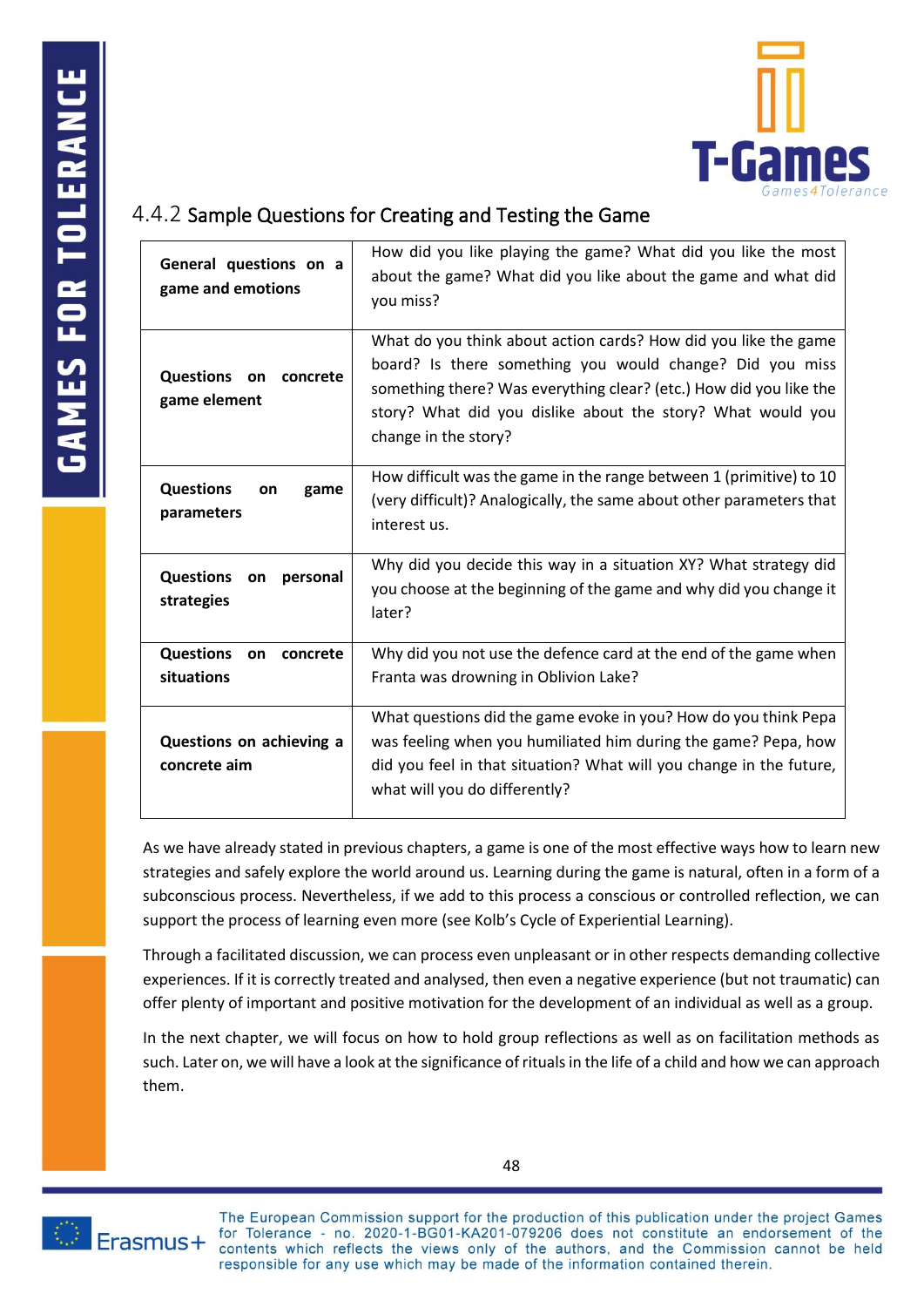### 4.4.2 Sample Questions for Creating and Testing the Game

| | |
|---|---|
| **General questions on a game and emotions** | How did you like playing the game? What did you like the most about the game? What did you like about the game and what did you miss? |
| **Questions on concrete game element** | What do you think about action cards? How did you like the game board? Is there something you would change? Did you miss something there? Was everything clear? (etc.) How did you like the story? What did you dislike about the story? What would you change in the story? |
| **Questions on game parameters** | How difficult was the game in the range between 1 (primitive) to 10 (very difficult)? Analogically, the same about other parameters that interest us. |
| **Questions on personal strategies** | Why did you decide this way in a situation XY? What strategy did you choose at the beginning of the game and why did you change it later? |
| **Questions on concrete situations** | Why did you not use the defence card at the end of the game when Franta was drowning in Oblivion Lake? |
| **Questions on achieving a concrete aim** | What questions did the game evoke in you? How do you think Pepa was feeling when you humiliated him during the game? Pepa, how did you feel in that situation? What will you change in the future, what will you do differently? |

As we have already stated in previous chapters, a game is one of the most effective ways how to learn new strategies and safely explore the world around us. Learning during the game is natural, often in a form of a subconscious process. Nevertheless, if we add to this process a conscious or controlled reflection, we can support the process of learning even more (see Kolb's Cycle of Experiential Learning).

Through a facilitated discussion, we can process even unpleasant or in other respects demanding collective experiences. If it is correctly treated and analysed, then even a negative experience (but not traumatic) can offer plenty of important and positive motivation for the development of an individual as well as a group.

In the next chapter, we will focus on how to hold group reflections as well as on facilitation methods as such. Later on, we will have a look at the significance of rituals in the life of a child and how we can approach them.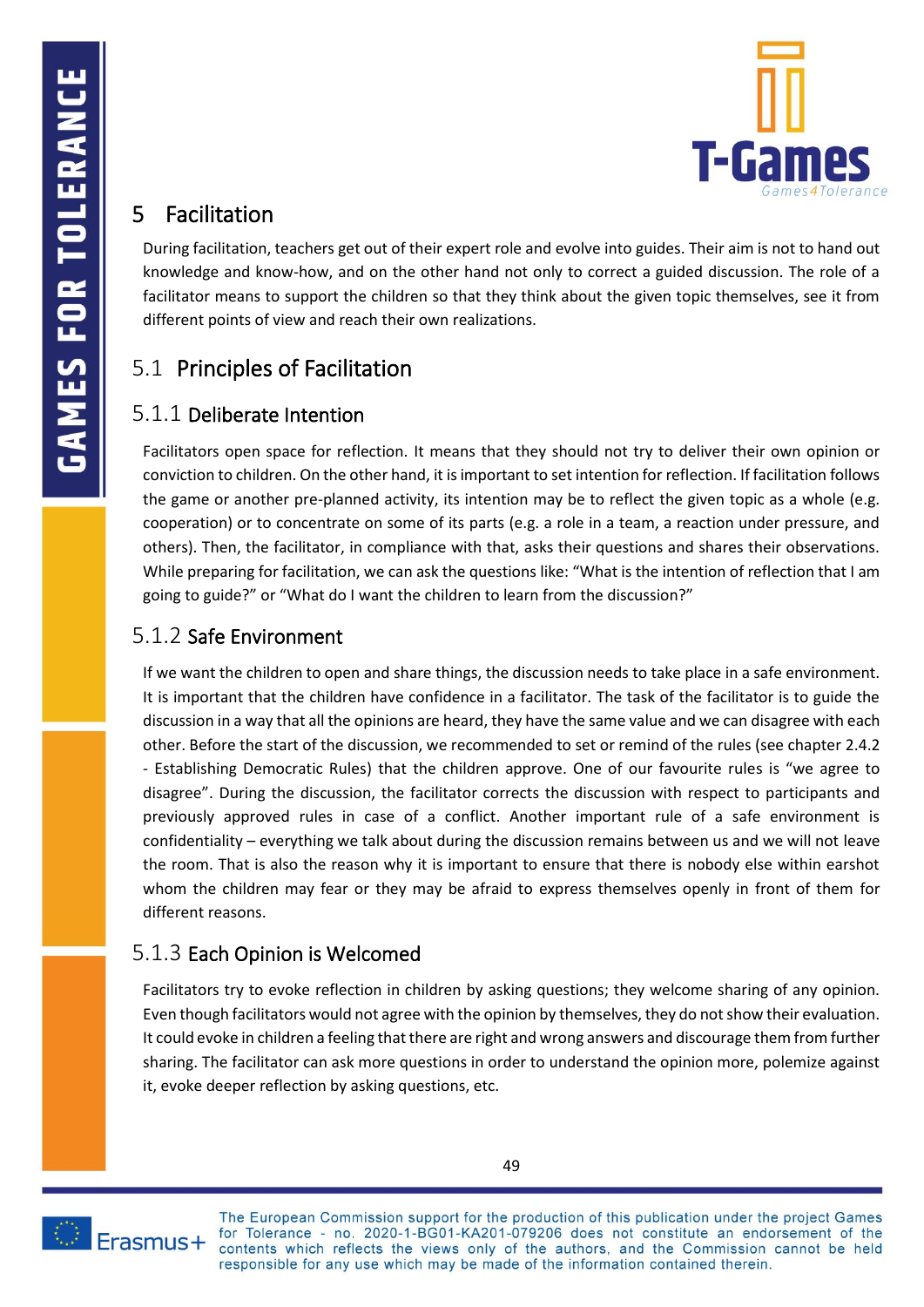# 5 Facilitation

During facilitation, teachers get out of their expert role and evolve into guides. Their aim is not to hand out knowledge and know-how, and on the other hand not only to correct a guided discussion. The role of a facilitator means to support the children so that they think about the given topic themselves, see it from different points of view and reach their own realizations.

## 5.1 Principles of Facilitation

### 5.1.1 Deliberate Intention

Facilitators open space for reflection. It means that they should not try to deliver their own opinion or conviction to children. On the other hand, it is important to set intention for reflection. If facilitation follows the game or another pre-planned activity, its intention may be to reflect the given topic as a whole (e.g. cooperation) or to concentrate on some of its parts (e.g. a role in a team, a reaction under pressure, and others). Then, the facilitator, in compliance with that, asks their questions and shares their observations. While preparing for facilitation, we can ask the questions like: "What is the intention of reflection that I am going to guide?" or "What do I want the children to learn from the discussion?"

### 5.1.2 Safe Environment

If we want the children to open and share things, the discussion needs to take place in a safe environment. It is important that the children have confidence in a facilitator. The task of the facilitator is to guide the discussion in a way that all the opinions are heard, they have the same value and we can disagree with each other. Before the start of the discussion, we recommended to set or remind of the rules (see chapter 2.4.2 - Establishing Democratic Rules) that the children approve. One of our favourite rules is "we agree to disagree". During the discussion, the facilitator corrects the discussion with respect to participants and previously approved rules in case of a conflict. Another important rule of a safe environment is confidentiality – everything we talk about during the discussion remains between us and we will not leave the room. That is also the reason why it is important to ensure that there is nobody else within earshot whom the children may fear or they may be afraid to express themselves openly in front of them for different reasons.

### 5.1.3 Each Opinion is Welcomed

Facilitators try to evoke reflection in children by asking questions; they welcome sharing of any opinion. Even though facilitators would not agree with the opinion by themselves, they do not show their evaluation. It could evoke in children a feeling that there are right and wrong answers and discourage them from further sharing. The facilitator can ask more questions in order to understand the opinion more, polemize against it, evoke deeper reflection by asking questions, etc.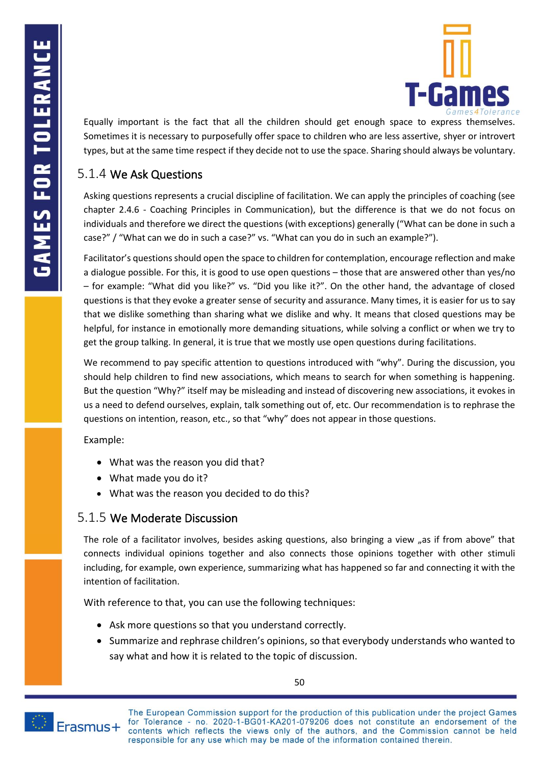Equally important is the fact that all the children should get enough space to express themselves. Sometimes it is necessary to purposefully offer space to children who are less assertive, shyer or introvert types, but at the same time respect if they decide not to use the space. Sharing should always be voluntary.

### 5.1.4 We Ask Questions

Asking questions represents a crucial discipline of facilitation. We can apply the principles of coaching (see chapter 2.4.6 - Coaching Principles in Communication), but the difference is that we do not focus on individuals and therefore we direct the questions (with exceptions) generally ("What can be done in such a case?" / "What can we do in such a case?" vs. "What can you do in such an example?").

Facilitator's questions should open the space to children for contemplation, encourage reflection and make a dialogue possible. For this, it is good to use open questions – those that are answered other than yes/no – for example: "What did you like?" vs. "Did you like it?". On the other hand, the advantage of closed questions is that they evoke a greater sense of security and assurance. Many times, it is easier for us to say that we dislike something than sharing what we dislike and why. It means that closed questions may be helpful, for instance in emotionally more demanding situations, while solving a conflict or when we try to get the group talking. In general, it is true that we mostly use open questions during facilitations.

We recommend to pay specific attention to questions introduced with "why". During the discussion, you should help children to find new associations, which means to search for when something is happening. But the question "Why?" itself may be misleading and instead of discovering new associations, it evokes in us a need to defend ourselves, explain, talk something out of, etc. Our recommendation is to rephrase the questions on intention, reason, etc., so that "why" does not appear in those questions.

Example:

- What was the reason you did that?
- What made you do it?
- What was the reason you decided to do this?

### 5.1.5 We Moderate Discussion

The role of a facilitator involves, besides asking questions, also bringing a view „as if from above" that connects individual opinions together and also connects those opinions together with other stimuli including, for example, own experience, summarizing what has happened so far and connecting it with the intention of facilitation.

With reference to that, you can use the following techniques:

- Ask more questions so that you understand correctly.
- Summarize and rephrase children's opinions, so that everybody understands who wanted to say what and how it is related to the topic of discussion.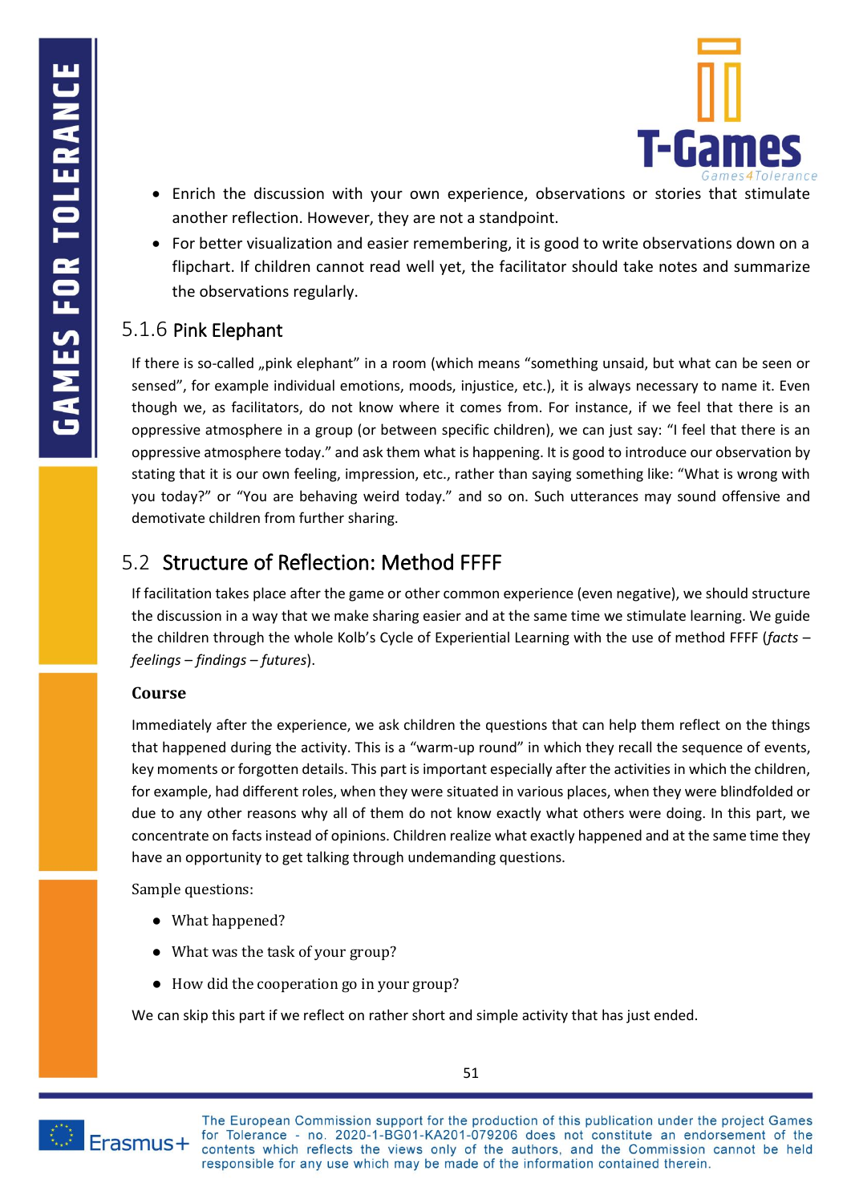- Enrich the discussion with your own experience, observations or stories that stimulate another reflection. However, they are not a standpoint.
- For better visualization and easier remembering, it is good to write observations down on a flipchart. If children cannot read well yet, the facilitator should take notes and summarize the observations regularly.

### 5.1.6 Pink Elephant

If there is so-called „pink elephant" in a room (which means "something unsaid, but what can be seen or sensed", for example individual emotions, moods, injustice, etc.), it is always necessary to name it. Even though we, as facilitators, do not know where it comes from. For instance, if we feel that there is an oppressive atmosphere in a group (or between specific children), we can just say: "I feel that there is an oppressive atmosphere today." and ask them what is happening. It is good to introduce our observation by stating that it is our own feeling, impression, etc., rather than saying something like: "What is wrong with you today?" or "You are behaving weird today." and so on. Such utterances may sound offensive and demotivate children from further sharing.

## 5.2 Structure of Reflection: Method FFFF

If facilitation takes place after the game or other common experience (even negative), we should structure the discussion in a way that we make sharing easier and at the same time we stimulate learning. We guide the children through the whole Kolb's Cycle of Experiential Learning with the use of method FFFF (*facts – feelings – findings – futures*).

**Course**

Immediately after the experience, we ask children the questions that can help them reflect on the things that happened during the activity. This is a "warm-up round" in which they recall the sequence of events, key moments or forgotten details. This part is important especially after the activities in which the children, for example, had different roles, when they were situated in various places, when they were blindfolded or due to any other reasons why all of them do not know exactly what others were doing. In this part, we concentrate on facts instead of opinions. Children realize what exactly happened and at the same time they have an opportunity to get talking through undemanding questions.

Sample questions:

- What happened?
- What was the task of your group?
- How did the cooperation go in your group?

We can skip this part if we reflect on rather short and simple activity that has just ended.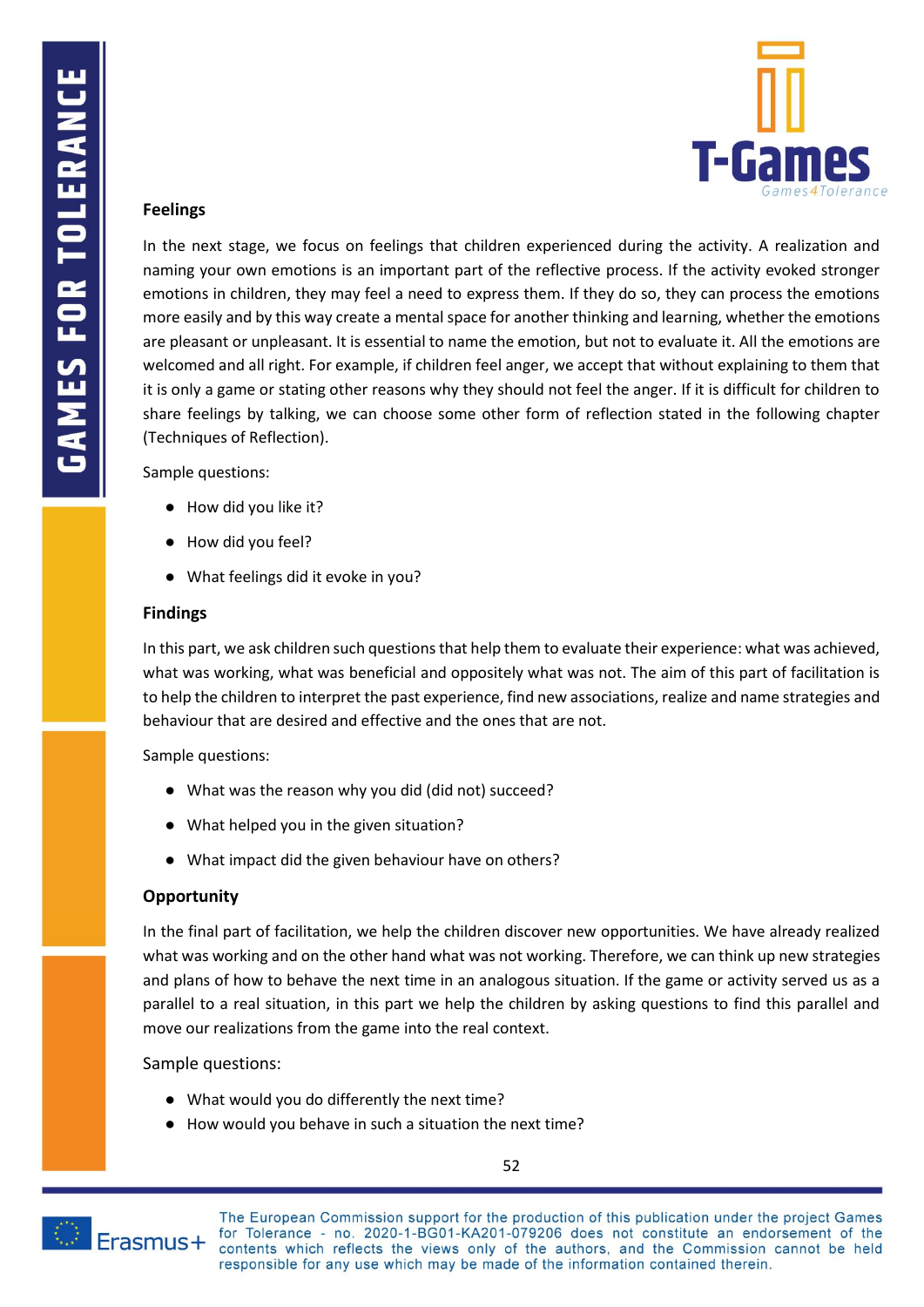### Feelings

In the next stage, we focus on feelings that children experienced during the activity. A realization and naming your own emotions is an important part of the reflective process. If the activity evoked stronger emotions in children, they may feel a need to express them. If they do so, they can process the emotions more easily and by this way create a mental space for another thinking and learning, whether the emotions are pleasant or unpleasant. It is essential to name the emotion, but not to evaluate it. All the emotions are welcomed and all right. For example, if children feel anger, we accept that without explaining to them that it is only a game or stating other reasons why they should not feel the anger. If it is difficult for children to share feelings by talking, we can choose some other form of reflection stated in the following chapter (Techniques of Reflection).

Sample questions:

- How did you like it?
- How did you feel?
- What feelings did it evoke in you?

### Findings

In this part, we ask children such questions that help them to evaluate their experience: what was achieved, what was working, what was beneficial and oppositely what was not. The aim of this part of facilitation is to help the children to interpret the past experience, find new associations, realize and name strategies and behaviour that are desired and effective and the ones that are not.

Sample questions:

- What was the reason why you did (did not) succeed?
- What helped you in the given situation?
- What impact did the given behaviour have on others?

### Opportunity

In the final part of facilitation, we help the children discover new opportunities. We have already realized what was working and on the other hand what was not working. Therefore, we can think up new strategies and plans of how to behave the next time in an analogous situation. If the game or activity served us as a parallel to a real situation, in this part we help the children by asking questions to find this parallel and move our realizations from the game into the real context.

Sample questions:

- What would you do differently the next time?
- How would you behave in such a situation the next time?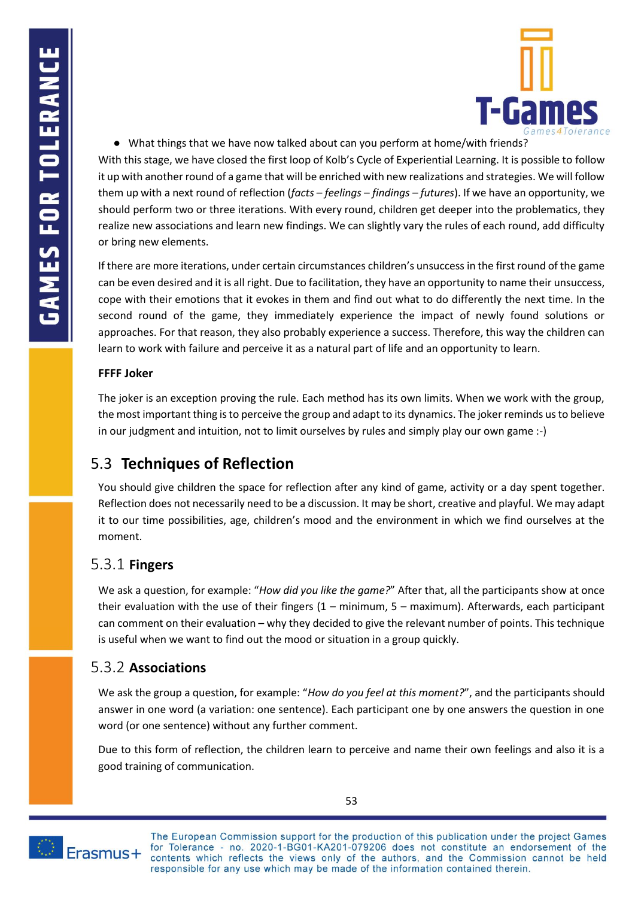- What things that we have now talked about can you perform at home/with friends?

With this stage, we have closed the first loop of Kolb's Cycle of Experiential Learning. It is possible to follow it up with another round of a game that will be enriched with new realizations and strategies. We will follow them up with a next round of reflection (*facts – feelings – findings – futures*). If we have an opportunity, we should perform two or three iterations. With every round, children get deeper into the problematics, they realize new associations and learn new findings. We can slightly vary the rules of each round, add difficulty or bring new elements.

If there are more iterations, under certain circumstances children's unsuccess in the first round of the game can be even desired and it is all right. Due to facilitation, they have an opportunity to name their unsuccess, cope with their emotions that it evokes in them and find out what to do differently the next time. In the second round of the game, they immediately experience the impact of newly found solutions or approaches. For that reason, they also probably experience a success. Therefore, this way the children can learn to work with failure and perceive it as a natural part of life and an opportunity to learn.

**FFFF Joker**

The joker is an exception proving the rule. Each method has its own limits. When we work with the group, the most important thing is to perceive the group and adapt to its dynamics. The joker reminds us to believe in our judgment and intuition, not to limit ourselves by rules and simply play our own game :-)

## 5.3 Techniques of Reflection

You should give children the space for reflection after any kind of game, activity or a day spent together. Reflection does not necessarily need to be a discussion. It may be short, creative and playful. We may adapt it to our time possibilities, age, children's mood and the environment in which we find ourselves at the moment.

### 5.3.1 Fingers

We ask a question, for example: "*How did you like the game?*" After that, all the participants show at once their evaluation with the use of their fingers (1 – minimum, 5 – maximum). Afterwards, each participant can comment on their evaluation – why they decided to give the relevant number of points. This technique is useful when we want to find out the mood or situation in a group quickly.

### 5.3.2 Associations

We ask the group a question, for example: "*How do you feel at this moment?*", and the participants should answer in one word (a variation: one sentence). Each participant one by one answers the question in one word (or one sentence) without any further comment.

Due to this form of reflection, the children learn to perceive and name their own feelings and also it is a good training of communication.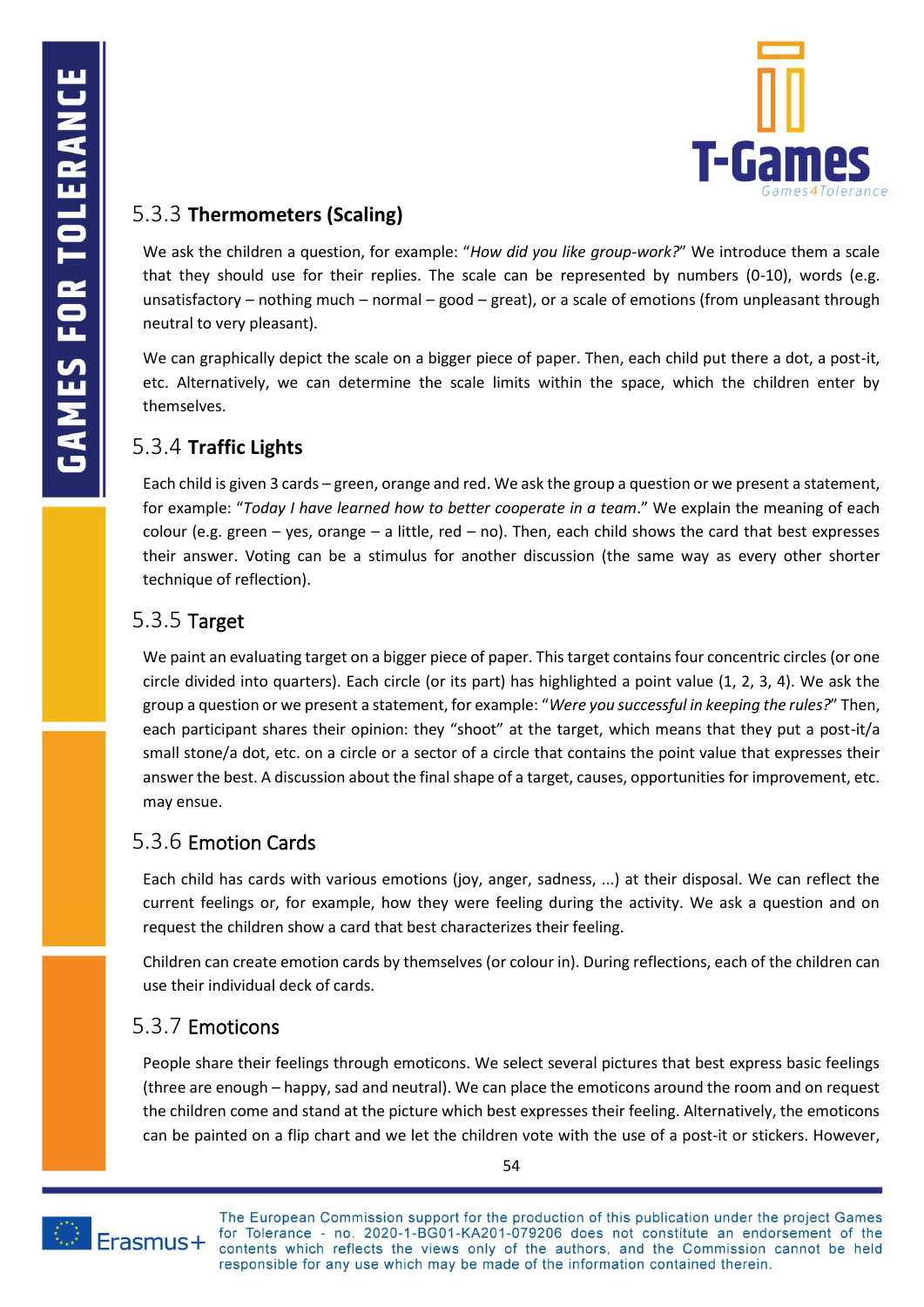### 5.3.3 **Thermometers (Scaling)**

We ask the children a question, for example: "*How did you like group-work?*" We introduce them a scale that they should use for their replies. The scale can be represented by numbers (0-10), words (e.g. unsatisfactory – nothing much – normal – good – great), or a scale of emotions (from unpleasant through neutral to very pleasant).

We can graphically depict the scale on a bigger piece of paper. Then, each child put there a dot, a post-it, etc. Alternatively, we can determine the scale limits within the space, which the children enter by themselves.

### 5.3.4 **Traffic Lights**

Each child is given 3 cards – green, orange and red. We ask the group a question or we present a statement, for example: "*Today I have learned how to better cooperate in a team.*" We explain the meaning of each colour (e.g. green – yes, orange – a little, red – no). Then, each child shows the card that best expresses their answer. Voting can be a stimulus for another discussion (the same way as every other shorter technique of reflection).

### 5.3.5 Target

We paint an evaluating target on a bigger piece of paper. This target contains four concentric circles (or one circle divided into quarters). Each circle (or its part) has highlighted a point value (1, 2, 3, 4). We ask the group a question or we present a statement, for example: "*Were you successful in keeping the rules?*" Then, each participant shares their opinion: they "shoot" at the target, which means that they put a post-it/a small stone/a dot, etc. on a circle or a sector of a circle that contains the point value that expresses their answer the best. A discussion about the final shape of a target, causes, opportunities for improvement, etc. may ensue.

### 5.3.6 Emotion Cards

Each child has cards with various emotions (joy, anger, sadness, ...) at their disposal. We can reflect the current feelings or, for example, how they were feeling during the activity. We ask a question and on request the children show a card that best characterizes their feeling.

Children can create emotion cards by themselves (or colour in). During reflections, each of the children can use their individual deck of cards.

### 5.3.7 Emoticons

People share their feelings through emoticons. We select several pictures that best express basic feelings (three are enough – happy, sad and neutral). We can place the emoticons around the room and on request the children come and stand at the picture which best expresses their feeling. Alternatively, the emoticons can be painted on a flip chart and we let the children vote with the use of a post-it or stickers. However,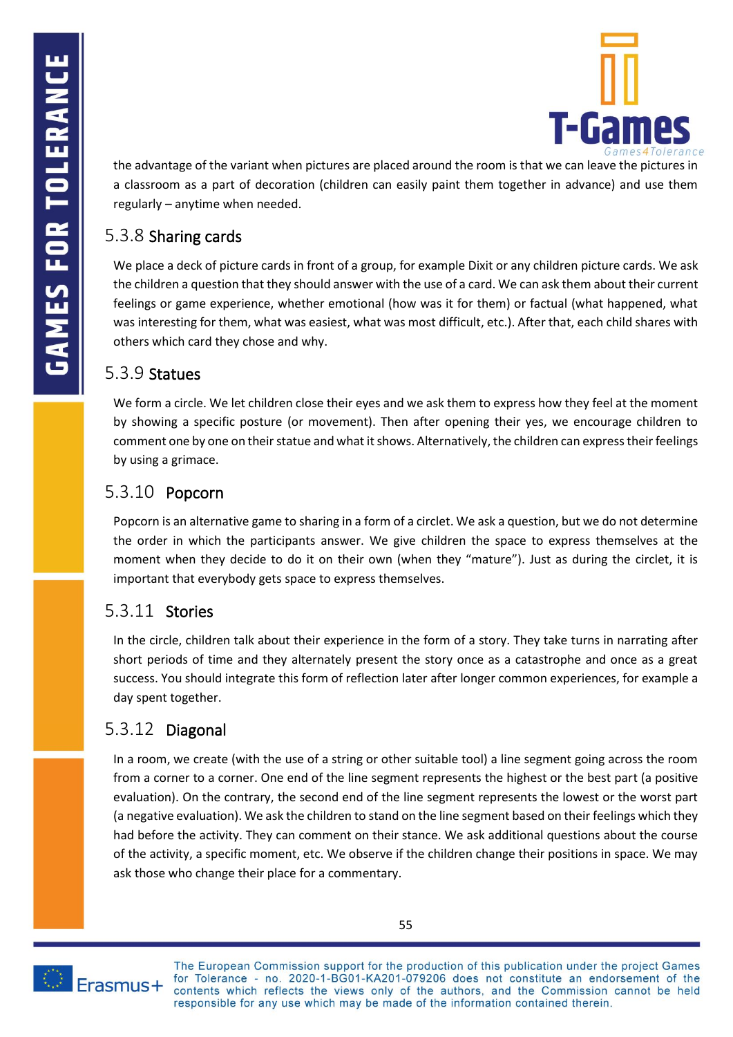the advantage of the variant when pictures are placed around the room is that we can leave the pictures in a classroom as a part of decoration (children can easily paint them together in advance) and use them regularly – anytime when needed.

### 5.3.8 Sharing cards

We place a deck of picture cards in front of a group, for example Dixit or any children picture cards. We ask the children a question that they should answer with the use of a card. We can ask them about their current feelings or game experience, whether emotional (how was it for them) or factual (what happened, what was interesting for them, what was easiest, what was most difficult, etc.). After that, each child shares with others which card they chose and why.

### 5.3.9 Statues

We form a circle. We let children close their eyes and we ask them to express how they feel at the moment by showing a specific posture (or movement). Then after opening their yes, we encourage children to comment one by one on their statue and what it shows. Alternatively, the children can express their feelings by using a grimace.

### 5.3.10 Popcorn

Popcorn is an alternative game to sharing in a form of a circlet. We ask a question, but we do not determine the order in which the participants answer. We give children the space to express themselves at the moment when they decide to do it on their own (when they “mature”). Just as during the circlet, it is important that everybody gets space to express themselves.

### 5.3.11 Stories

In the circle, children talk about their experience in the form of a story. They take turns in narrating after short periods of time and they alternately present the story once as a catastrophe and once as a great success. You should integrate this form of reflection later after longer common experiences, for example a day spent together.

### 5.3.12 Diagonal

In a room, we create (with the use of a string or other suitable tool) a line segment going across the room from a corner to a corner. One end of the line segment represents the highest or the best part (a positive evaluation). On the contrary, the second end of the line segment represents the lowest or the worst part (a negative evaluation). We ask the children to stand on the line segment based on their feelings which they had before the activity. They can comment on their stance. We ask additional questions about the course of the activity, a specific moment, etc. We observe if the children change their positions in space. We may ask those who change their place for a commentary.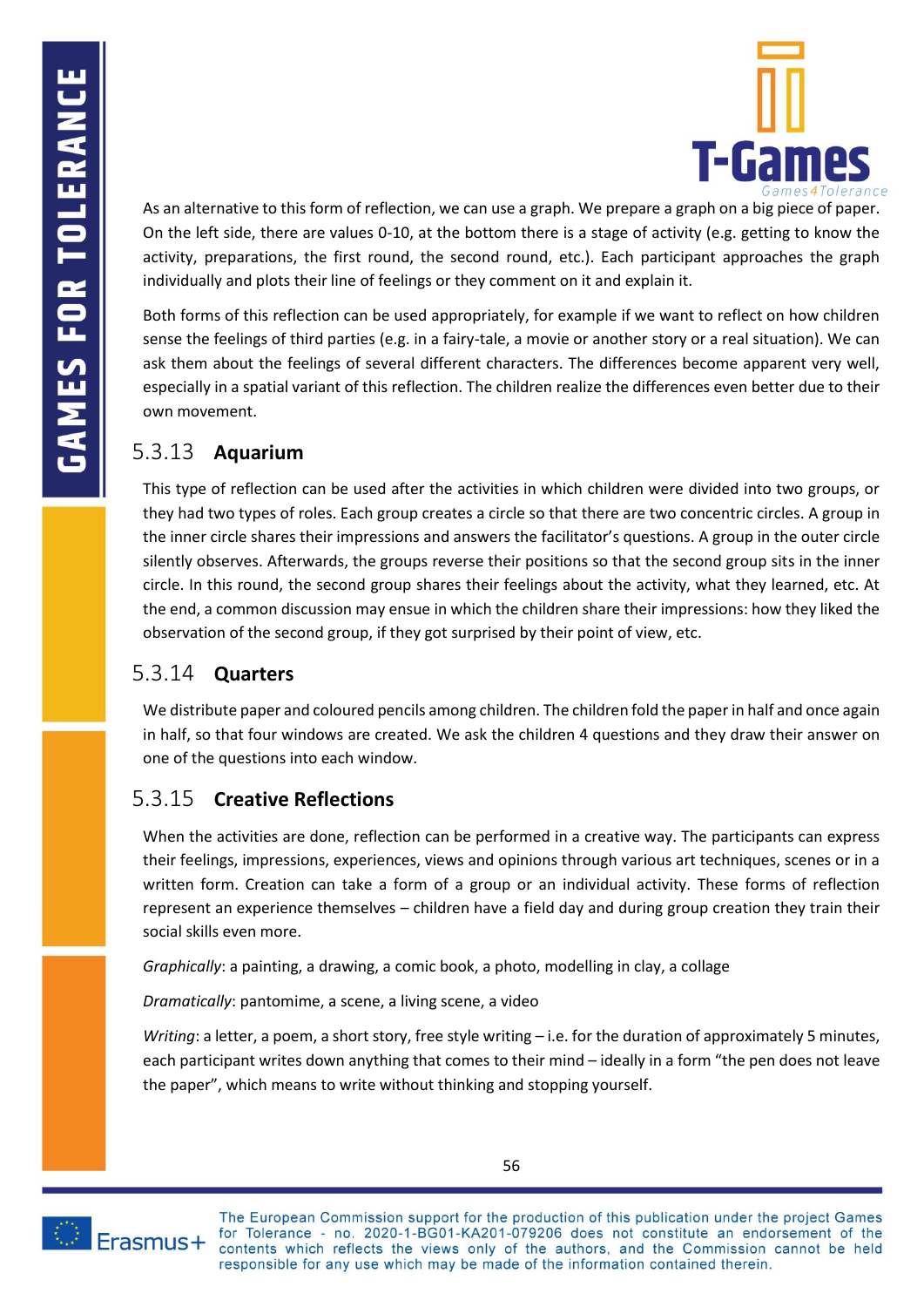As an alternative to this form of reflection, we can use a graph. We prepare a graph on a big piece of paper. On the left side, there are values 0-10, at the bottom there is a stage of activity (e.g. getting to know the activity, preparations, the first round, the second round, etc.). Each participant approaches the graph individually and plots their line of feelings or they comment on it and explain it.

Both forms of this reflection can be used appropriately, for example if we want to reflect on how children sense the feelings of third parties (e.g. in a fairy-tale, a movie or another story or a real situation). We can ask them about the feelings of several different characters. The differences become apparent very well, especially in a spatial variant of this reflection. The children realize the differences even better due to their own movement.

### 5.3.13 Aquarium

This type of reflection can be used after the activities in which children were divided into two groups, or they had two types of roles. Each group creates a circle so that there are two concentric circles. A group in the inner circle shares their impressions and answers the facilitator's questions. A group in the outer circle silently observes. Afterwards, the groups reverse their positions so that the second group sits in the inner circle. In this round, the second group shares their feelings about the activity, what they learned, etc. At the end, a common discussion may ensue in which the children share their impressions: how they liked the observation of the second group, if they got surprised by their point of view, etc.

### 5.3.14 Quarters

We distribute paper and coloured pencils among children. The children fold the paper in half and once again in half, so that four windows are created. We ask the children 4 questions and they draw their answer on one of the questions into each window.

### 5.3.15 Creative Reflections

When the activities are done, reflection can be performed in a creative way. The participants can express their feelings, impressions, experiences, views and opinions through various art techniques, scenes or in a written form. Creation can take a form of a group or an individual activity. These forms of reflection represent an experience themselves – children have a field day and during group creation they train their social skills even more.

*Graphically*: a painting, a drawing, a comic book, a photo, modelling in clay, a collage

*Dramatically*: pantomime, a scene, a living scene, a video

*Writing*: a letter, a poem, a short story, free style writing – i.e. for the duration of approximately 5 minutes, each participant writes down anything that comes to their mind – ideally in a form "the pen does not leave the paper", which means to write without thinking and stopping yourself.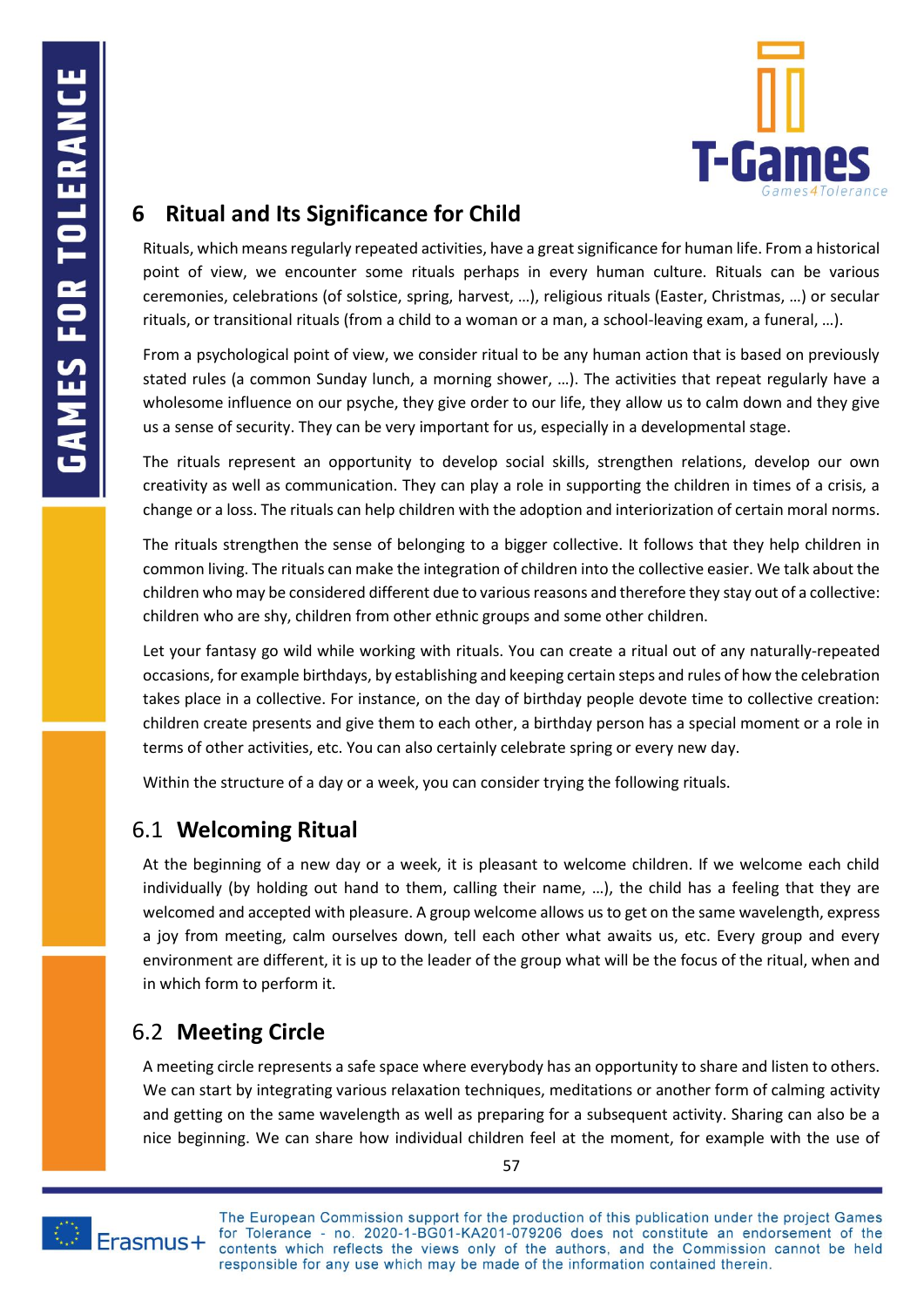## 6 Ritual and Its Significance for Child

Rituals, which means regularly repeated activities, have a great significance for human life. From a historical point of view, we encounter some rituals perhaps in every human culture. Rituals can be various ceremonies, celebrations (of solstice, spring, harvest, …), religious rituals (Easter, Christmas, …) or secular rituals, or transitional rituals (from a child to a woman or a man, a school-leaving exam, a funeral, …).

From a psychological point of view, we consider ritual to be any human action that is based on previously stated rules (a common Sunday lunch, a morning shower, …). The activities that repeat regularly have a wholesome influence on our psyche, they give order to our life, they allow us to calm down and they give us a sense of security. They can be very important for us, especially in a developmental stage.

The rituals represent an opportunity to develop social skills, strengthen relations, develop our own creativity as well as communication. They can play a role in supporting the children in times of a crisis, a change or a loss. The rituals can help children with the adoption and interiorization of certain moral norms.

The rituals strengthen the sense of belonging to a bigger collective. It follows that they help children in common living. The rituals can make the integration of children into the collective easier. We talk about the children who may be considered different due to various reasons and therefore they stay out of a collective: children who are shy, children from other ethnic groups and some other children.

Let your fantasy go wild while working with rituals. You can create a ritual out of any naturally-repeated occasions, for example birthdays, by establishing and keeping certain steps and rules of how the celebration takes place in a collective. For instance, on the day of birthday people devote time to collective creation: children create presents and give them to each other, a birthday person has a special moment or a role in terms of other activities, etc. You can also certainly celebrate spring or every new day.

Within the structure of a day or a week, you can consider trying the following rituals.

### 6.1 Welcoming Ritual

At the beginning of a new day or a week, it is pleasant to welcome children. If we welcome each child individually (by holding out hand to them, calling their name, …), the child has a feeling that they are welcomed and accepted with pleasure. A group welcome allows us to get on the same wavelength, express a joy from meeting, calm ourselves down, tell each other what awaits us, etc. Every group and every environment are different, it is up to the leader of the group what will be the focus of the ritual, when and in which form to perform it.

### 6.2 Meeting Circle

A meeting circle represents a safe space where everybody has an opportunity to share and listen to others. We can start by integrating various relaxation techniques, meditations or another form of calming activity and getting on the same wavelength as well as preparing for a subsequent activity. Sharing can also be a nice beginning. We can share how individual children feel at the moment, for example with the use of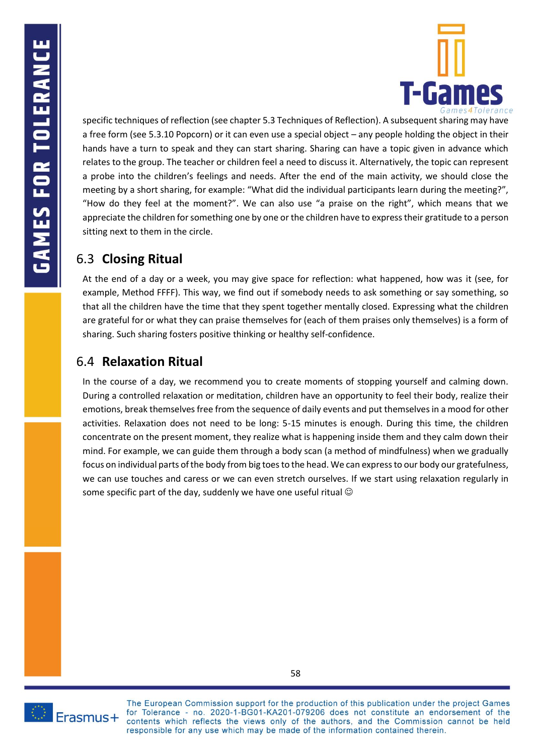specific techniques of reflection (see chapter 5.3 Techniques of Reflection). A subsequent sharing may have a free form (see 5.3.10 Popcorn) or it can even use a special object – any people holding the object in their hands have a turn to speak and they can start sharing. Sharing can have a topic given in advance which relates to the group. The teacher or children feel a need to discuss it. Alternatively, the topic can represent a probe into the children's feelings and needs. After the end of the main activity, we should close the meeting by a short sharing, for example: "What did the individual participants learn during the meeting?", "How do they feel at the moment?". We can also use "a praise on the right", which means that we appreciate the children for something one by one or the children have to express their gratitude to a person sitting next to them in the circle.

## 6.3 Closing Ritual

At the end of a day or a week, you may give space for reflection: what happened, how was it (see, for example, Method FFFF). This way, we find out if somebody needs to ask something or say something, so that all the children have the time that they spent together mentally closed. Expressing what the children are grateful for or what they can praise themselves for (each of them praises only themselves) is a form of sharing. Such sharing fosters positive thinking or healthy self-confidence.

## 6.4 Relaxation Ritual

In the course of a day, we recommend you to create moments of stopping yourself and calming down. During a controlled relaxation or meditation, children have an opportunity to feel their body, realize their emotions, break themselves free from the sequence of daily events and put themselves in a mood for other activities. Relaxation does not need to be long: 5-15 minutes is enough. During this time, the children concentrate on the present moment, they realize what is happening inside them and they calm down their mind. For example, we can guide them through a body scan (a method of mindfulness) when we gradually focus on individual parts of the body from big toes to the head. We can express to our body our gratefulness, we can use touches and caress or we can even stretch ourselves. If we start using relaxation regularly in some specific part of the day, suddenly we have one useful ritual ☺